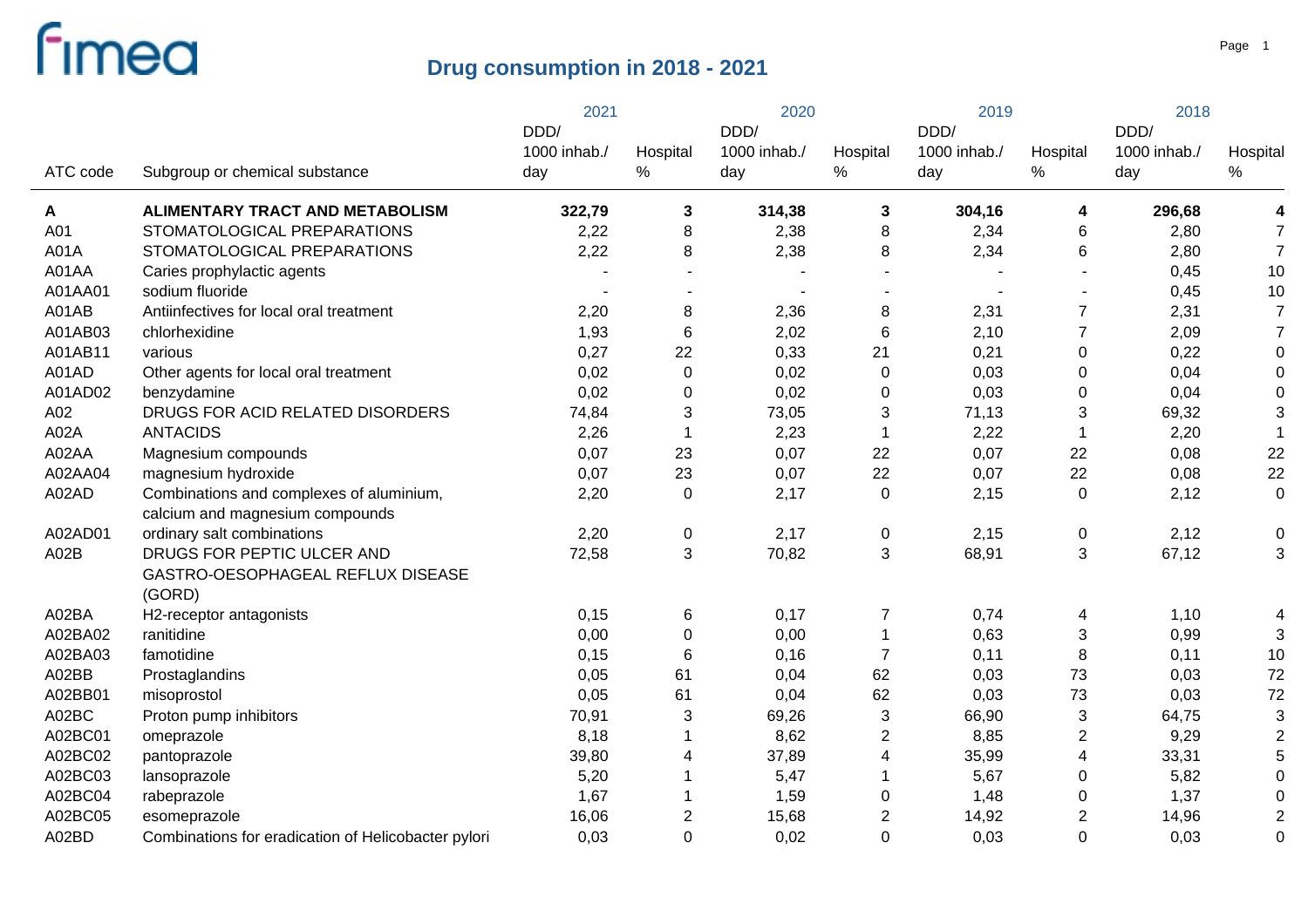# Drug consumption in 2018 - 2021

| ATC code | Subgroup or chemical substance | 2021 DDD/ 1000 inhab./ day | 2021 Hospital % | 2020 DDD/ 1000 inhab./ day | 2020 Hospital % | 2019 DDD/ 1000 inhab./ day | 2019 Hospital % | 2018 DDD/ 1000 inhab./ day | 2018 Hospital % |
|---|---|---|---|---|---|---|---|---|---|
| **A** | **ALIMENTARY TRACT AND METABOLISM** | **322,79** | **3** | **314,38** | **3** | **304,16** | **4** | **296,68** | **4** |
| A01 | STOMATOLOGICAL PREPARATIONS | 2,22 | 8 | 2,38 | 8 | 2,34 | 6 | 2,80 | 7 |
| A01A | STOMATOLOGICAL PREPARATIONS | 2,22 | 8 | 2,38 | 8 | 2,34 | 6 | 2,80 | 7 |
| A01AA | Caries prophylactic agents | - | - | - | - | - | - | 0,45 | 10 |
| A01AA01 | sodium fluoride | - | - | - | - | - | - | 0,45 | 10 |
| A01AB | Antiinfectives for local oral treatment | 2,20 | 8 | 2,36 | 8 | 2,31 | 7 | 2,31 | 7 |
| A01AB03 | chlorhexidine | 1,93 | 6 | 2,02 | 6 | 2,10 | 7 | 2,09 | 7 |
| A01AB11 | various | 0,27 | 22 | 0,33 | 21 | 0,21 | 0 | 0,22 | 0 |
| A01AD | Other agents for local oral treatment | 0,02 | 0 | 0,02 | 0 | 0,03 | 0 | 0,04 | 0 |
| A01AD02 | benzydamine | 0,02 | 0 | 0,02 | 0 | 0,03 | 0 | 0,04 | 0 |
| A02 | DRUGS FOR ACID RELATED DISORDERS | 74,84 | 3 | 73,05 | 3 | 71,13 | 3 | 69,32 | 3 |
| A02A | ANTACIDS | 2,26 | 1 | 2,23 | 1 | 2,22 | 1 | 2,20 | 1 |
| A02AA | Magnesium compounds | 0,07 | 23 | 0,07 | 22 | 0,07 | 22 | 0,08 | 22 |
| A02AA04 | magnesium hydroxide | 0,07 | 23 | 0,07 | 22 | 0,07 | 22 | 0,08 | 22 |
| A02AD | Combinations and complexes of aluminium, calcium and magnesium compounds | 2,20 | 0 | 2,17 | 0 | 2,15 | 0 | 2,12 | 0 |
| A02AD01 | ordinary salt combinations | 2,20 | 0 | 2,17 | 0 | 2,15 | 0 | 2,12 | 0 |
| A02B | DRUGS FOR PEPTIC ULCER AND GASTRO-OESOPHAGEAL REFLUX DISEASE (GORD) | 72,58 | 3 | 70,82 | 3 | 68,91 | 3 | 67,12 | 3 |
| A02BA | H2-receptor antagonists | 0,15 | 6 | 0,17 | 7 | 0,74 | 4 | 1,10 | 4 |
| A02BA02 | ranitidine | 0,00 | 0 | 0,00 | 1 | 0,63 | 3 | 0,99 | 3 |
| A02BA03 | famotidine | 0,15 | 6 | 0,16 | 7 | 0,11 | 8 | 0,11 | 10 |
| A02BB | Prostaglandins | 0,05 | 61 | 0,04 | 62 | 0,03 | 73 | 0,03 | 72 |
| A02BB01 | misoprostol | 0,05 | 61 | 0,04 | 62 | 0,03 | 73 | 0,03 | 72 |
| A02BC | Proton pump inhibitors | 70,91 | 3 | 69,26 | 3 | 66,90 | 3 | 64,75 | 3 |
| A02BC01 | omeprazole | 8,18 | 1 | 8,62 | 2 | 8,85 | 2 | 9,29 | 2 |
| A02BC02 | pantoprazole | 39,80 | 4 | 37,89 | 4 | 35,99 | 4 | 33,31 | 5 |
| A02BC03 | lansoprazole | 5,20 | 1 | 5,47 | 1 | 5,67 | 0 | 5,82 | 0 |
| A02BC04 | rabeprazole | 1,67 | 1 | 1,59 | 0 | 1,48 | 0 | 1,37 | 0 |
| A02BC05 | esomeprazole | 16,06 | 2 | 15,68 | 2 | 14,92 | 2 | 14,96 | 2 |
| A02BD | Combinations for eradication of Helicobacter pylori | 0,03 | 0 | 0,02 | 0 | 0,03 | 0 | 0,03 | 0 |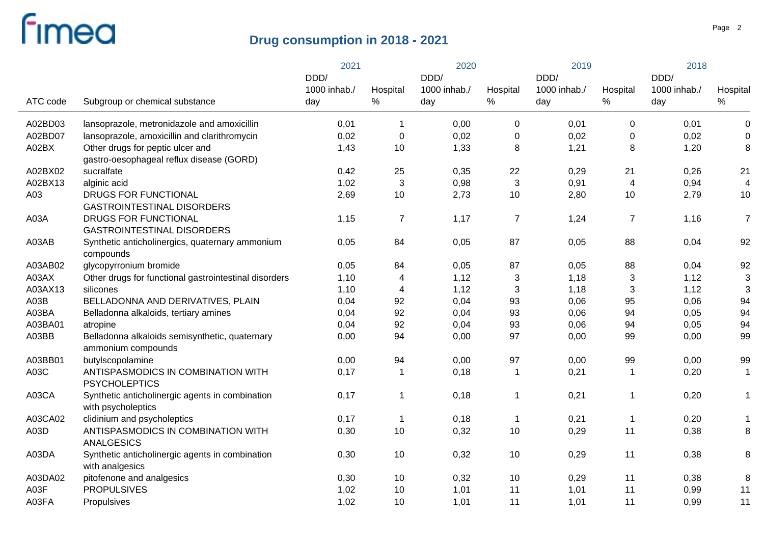# Drug consumption in 2018 - 2021

| ATC code | Subgroup or chemical substance | 2021 DDD/ 1000 inhab./ day | 2021 Hospital % | 2020 DDD/ 1000 inhab./ day | 2020 Hospital % | 2019 DDD/ 1000 inhab./ day | 2019 Hospital % | 2018 DDD/ 1000 inhab./ day | 2018 Hospital % |
|---|---|---|---|---|---|---|---|---|---|
| A02BD03 | lansoprazole, metronidazole and amoxicillin | 0,01 | 1 | 0,00 | 0 | 0,01 | 0 | 0,01 | 0 |
| A02BD07 | lansoprazole, amoxicillin and clarithromycin | 0,02 | 0 | 0,02 | 0 | 0,02 | 0 | 0,02 | 0 |
| A02BX | Other drugs for peptic ulcer and gastro-oesophageal reflux disease (GORD) | 1,43 | 10 | 1,33 | 8 | 1,21 | 8 | 1,20 | 8 |
| A02BX02 | sucralfate | 0,42 | 25 | 0,35 | 22 | 0,29 | 21 | 0,26 | 21 |
| A02BX13 | alginic acid | 1,02 | 3 | 0,98 | 3 | 0,91 | 4 | 0,94 | 4 |
| A03 | DRUGS FOR FUNCTIONAL GASTROINTESTINAL DISORDERS | 2,69 | 10 | 2,73 | 10 | 2,80 | 10 | 2,79 | 10 |
| A03A | DRUGS FOR FUNCTIONAL GASTROINTESTINAL DISORDERS | 1,15 | 7 | 1,17 | 7 | 1,24 | 7 | 1,16 | 7 |
| A03AB | Synthetic anticholinergics, quaternary ammonium compounds | 0,05 | 84 | 0,05 | 87 | 0,05 | 88 | 0,04 | 92 |
| A03AB02 | glycopyrronium bromide | 0,05 | 84 | 0,05 | 87 | 0,05 | 88 | 0,04 | 92 |
| A03AX | Other drugs for functional gastrointestinal disorders | 1,10 | 4 | 1,12 | 3 | 1,18 | 3 | 1,12 | 3 |
| A03AX13 | silicones | 1,10 | 4 | 1,12 | 3 | 1,18 | 3 | 1,12 | 3 |
| A03B | BELLADONNA AND DERIVATIVES, PLAIN | 0,04 | 92 | 0,04 | 93 | 0,06 | 95 | 0,06 | 94 |
| A03BA | Belladonna alkaloids, tertiary amines | 0,04 | 92 | 0,04 | 93 | 0,06 | 94 | 0,05 | 94 |
| A03BA01 | atropine | 0,04 | 92 | 0,04 | 93 | 0,06 | 94 | 0,05 | 94 |
| A03BB | Belladonna alkaloids semisynthetic, quaternary ammonium compounds | 0,00 | 94 | 0,00 | 97 | 0,00 | 99 | 0,00 | 99 |
| A03BB01 | butylscopolamine | 0,00 | 94 | 0,00 | 97 | 0,00 | 99 | 0,00 | 99 |
| A03C | ANTISPASMODICS IN COMBINATION WITH PSYCHOLEPTICS | 0,17 | 1 | 0,18 | 1 | 0,21 | 1 | 0,20 | 1 |
| A03CA | Synthetic anticholinergic agents in combination with psycholeptics | 0,17 | 1 | 0,18 | 1 | 0,21 | 1 | 0,20 | 1 |
| A03CA02 | clidinium and psycholeptics | 0,17 | 1 | 0,18 | 1 | 0,21 | 1 | 0,20 | 1 |
| A03D | ANTISPASMODICS IN COMBINATION WITH ANALGESICS | 0,30 | 10 | 0,32 | 10 | 0,29 | 11 | 0,38 | 8 |
| A03DA | Synthetic anticholinergic agents in combination with analgesics | 0,30 | 10 | 0,32 | 10 | 0,29 | 11 | 0,38 | 8 |
| A03DA02 | pitofenone and analgesics | 0,30 | 10 | 0,32 | 10 | 0,29 | 11 | 0,38 | 8 |
| A03F | PROPULSIVES | 1,02 | 10 | 1,01 | 11 | 1,01 | 11 | 0,99 | 11 |
| A03FA | Propulsives | 1,02 | 10 | 1,01 | 11 | 1,01 | 11 | 0,99 | 11 |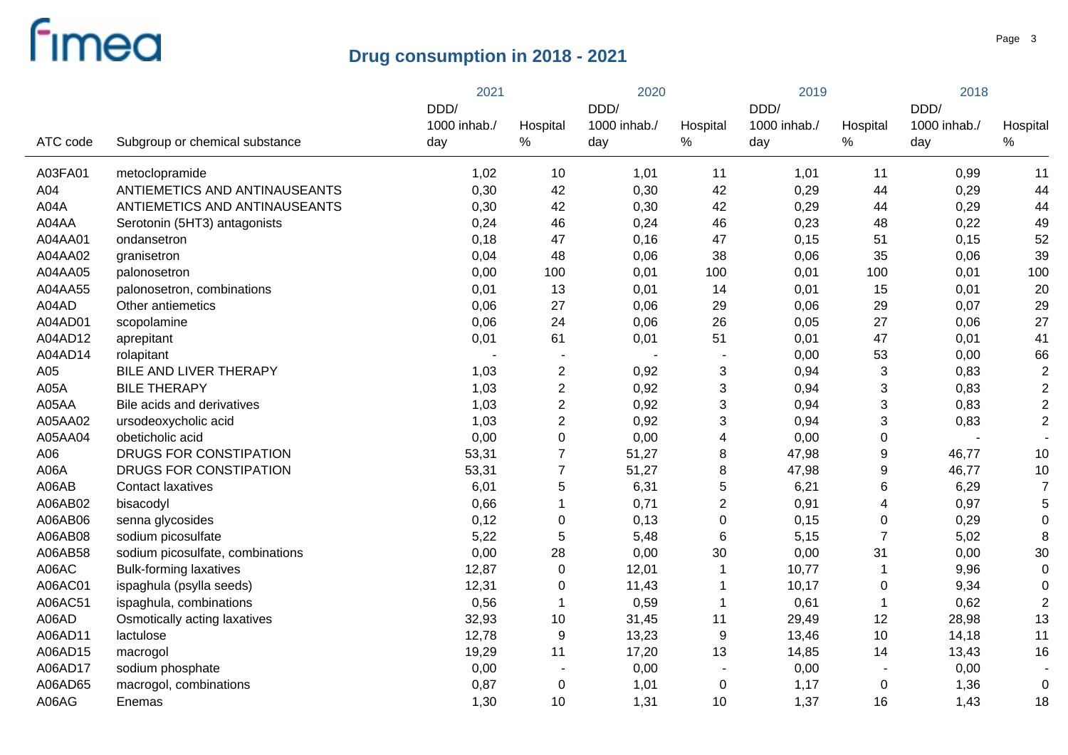# Drug consumption in 2018 - 2021

| ATC code | Subgroup or chemical substance | 2021 DDD/ 1000 inhab./ day | 2021 Hospital % | 2020 DDD/ 1000 inhab./ day | 2020 Hospital % | 2019 DDD/ 1000 inhab./ day | 2019 Hospital % | 2018 DDD/ 1000 inhab./ day | 2018 Hospital % |
|---|---|---|---|---|---|---|---|---|---|
| A03FA01 | metoclopramide | 1,02 | 10 | 1,01 | 11 | 1,01 | 11 | 0,99 | 11 |
| A04 | ANTIEMETICS AND ANTINAUSEANTS | 0,30 | 42 | 0,30 | 42 | 0,29 | 44 | 0,29 | 44 |
| A04A | ANTIEMETICS AND ANTINAUSEANTS | 0,30 | 42 | 0,30 | 42 | 0,29 | 44 | 0,29 | 44 |
| A04AA | Serotonin (5HT3) antagonists | 0,24 | 46 | 0,24 | 46 | 0,23 | 48 | 0,22 | 49 |
| A04AA01 | ondansetron | 0,18 | 47 | 0,16 | 47 | 0,15 | 51 | 0,15 | 52 |
| A04AA02 | granisetron | 0,04 | 48 | 0,06 | 38 | 0,06 | 35 | 0,06 | 39 |
| A04AA05 | palonosetron | 0,00 | 100 | 0,01 | 100 | 0,01 | 100 | 0,01 | 100 |
| A04AA55 | palonosetron, combinations | 0,01 | 13 | 0,01 | 14 | 0,01 | 15 | 0,01 | 20 |
| A04AD | Other antiemetics | 0,06 | 27 | 0,06 | 29 | 0,06 | 29 | 0,07 | 29 |
| A04AD01 | scopolamine | 0,06 | 24 | 0,06 | 26 | 0,05 | 27 | 0,06 | 27 |
| A04AD12 | aprepitant | 0,01 | 61 | 0,01 | 51 | 0,01 | 47 | 0,01 | 41 |
| A04AD14 | rolapitant | - | - | - | - | 0,00 | 53 | 0,00 | 66 |
| A05 | BILE AND LIVER THERAPY | 1,03 | 2 | 0,92 | 3 | 0,94 | 3 | 0,83 | 2 |
| A05A | BILE THERAPY | 1,03 | 2 | 0,92 | 3 | 0,94 | 3 | 0,83 | 2 |
| A05AA | Bile acids and derivatives | 1,03 | 2 | 0,92 | 3 | 0,94 | 3 | 0,83 | 2 |
| A05AA02 | ursodeoxycholic acid | 1,03 | 2 | 0,92 | 3 | 0,94 | 3 | 0,83 | 2 |
| A05AA04 | obeticholic acid | 0,00 | 0 | 0,00 | 4 | 0,00 | 0 | - | - |
| A06 | DRUGS FOR CONSTIPATION | 53,31 | 7 | 51,27 | 8 | 47,98 | 9 | 46,77 | 10 |
| A06A | DRUGS FOR CONSTIPATION | 53,31 | 7 | 51,27 | 8 | 47,98 | 9 | 46,77 | 10 |
| A06AB | Contact laxatives | 6,01 | 5 | 6,31 | 5 | 6,21 | 6 | 6,29 | 7 |
| A06AB02 | bisacodyl | 0,66 | 1 | 0,71 | 2 | 0,91 | 4 | 0,97 | 5 |
| A06AB06 | senna glycosides | 0,12 | 0 | 0,13 | 0 | 0,15 | 0 | 0,29 | 0 |
| A06AB08 | sodium picosulfate | 5,22 | 5 | 5,48 | 6 | 5,15 | 7 | 5,02 | 8 |
| A06AB58 | sodium picosulfate, combinations | 0,00 | 28 | 0,00 | 30 | 0,00 | 31 | 0,00 | 30 |
| A06AC | Bulk-forming laxatives | 12,87 | 0 | 12,01 | 1 | 10,77 | 1 | 9,96 | 0 |
| A06AC01 | ispaghula (psylla seeds) | 12,31 | 0 | 11,43 | 1 | 10,17 | 0 | 9,34 | 0 |
| A06AC51 | ispaghula, combinations | 0,56 | 1 | 0,59 | 1 | 0,61 | 1 | 0,62 | 2 |
| A06AD | Osmotically acting laxatives | 32,93 | 10 | 31,45 | 11 | 29,49 | 12 | 28,98 | 13 |
| A06AD11 | lactulose | 12,78 | 9 | 13,23 | 9 | 13,46 | 10 | 14,18 | 11 |
| A06AD15 | macrogol | 19,29 | 11 | 17,20 | 13 | 14,85 | 14 | 13,43 | 16 |
| A06AD17 | sodium phosphate | 0,00 | - | 0,00 | - | 0,00 | - | 0,00 | - |
| A06AD65 | macrogol, combinations | 0,87 | 0 | 1,01 | 0 | 1,17 | 0 | 1,36 | 0 |
| A06AG | Enemas | 1,30 | 10 | 1,31 | 10 | 1,37 | 16 | 1,43 | 18 |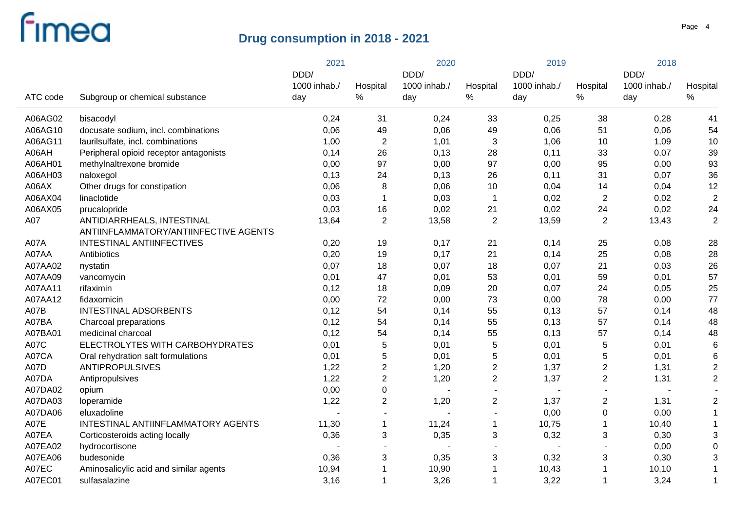# Drug consumption in 2018 - 2021

| ATC code | Subgroup or chemical substance | 2021 DDD/ 1000 inhab./ day | 2021 Hospital % | 2020 DDD/ 1000 inhab./ day | 2020 Hospital % | 2019 DDD/ 1000 inhab./ day | 2019 Hospital % | 2018 DDD/ 1000 inhab./ day | 2018 Hospital % |
|---|---|---|---|---|---|---|---|---|---|
| A06AG02 | bisacodyl | 0,24 | 31 | 0,24 | 33 | 0,25 | 38 | 0,28 | 41 |
| A06AG10 | docusate sodium, incl. combinations | 0,06 | 49 | 0,06 | 49 | 0,06 | 51 | 0,06 | 54 |
| A06AG11 | laurilsulfate, incl. combinations | 1,00 | 2 | 1,01 | 3 | 1,06 | 10 | 1,09 | 10 |
| A06AH | Peripheral opioid receptor antagonists | 0,14 | 26 | 0,13 | 28 | 0,11 | 33 | 0,07 | 39 |
| A06AH01 | methylnaltrexone bromide | 0,00 | 97 | 0,00 | 97 | 0,00 | 95 | 0,00 | 93 |
| A06AH03 | naloxegol | 0,13 | 24 | 0,13 | 26 | 0,11 | 31 | 0,07 | 36 |
| A06AX | Other drugs for constipation | 0,06 | 8 | 0,06 | 10 | 0,04 | 14 | 0,04 | 12 |
| A06AX04 | linaclotide | 0,03 | 1 | 0,03 | 1 | 0,02 | 2 | 0,02 | 2 |
| A06AX05 | prucalopride | 0,03 | 16 | 0,02 | 21 | 0,02 | 24 | 0,02 | 24 |
| A07 | ANTIDIARRHEALS, INTESTINAL ANTIINFLAMMATORY/ANTIINFECTIVE AGENTS | 13,64 | 2 | 13,58 | 2 | 13,59 | 2 | 13,43 | 2 |
| A07A | INTESTINAL ANTIINFECTIVES | 0,20 | 19 | 0,17 | 21 | 0,14 | 25 | 0,08 | 28 |
| A07AA | Antibiotics | 0,20 | 19 | 0,17 | 21 | 0,14 | 25 | 0,08 | 28 |
| A07AA02 | nystatin | 0,07 | 18 | 0,07 | 18 | 0,07 | 21 | 0,03 | 26 |
| A07AA09 | vancomycin | 0,01 | 47 | 0,01 | 53 | 0,01 | 59 | 0,01 | 57 |
| A07AA11 | rifaximin | 0,12 | 18 | 0,09 | 20 | 0,07 | 24 | 0,05 | 25 |
| A07AA12 | fidaxomicin | 0,00 | 72 | 0,00 | 73 | 0,00 | 78 | 0,00 | 77 |
| A07B | INTESTINAL ADSORBENTS | 0,12 | 54 | 0,14 | 55 | 0,13 | 57 | 0,14 | 48 |
| A07BA | Charcoal preparations | 0,12 | 54 | 0,14 | 55 | 0,13 | 57 | 0,14 | 48 |
| A07BA01 | medicinal charcoal | 0,12 | 54 | 0,14 | 55 | 0,13 | 57 | 0,14 | 48 |
| A07C | ELECTROLYTES WITH CARBOHYDRATES | 0,01 | 5 | 0,01 | 5 | 0,01 | 5 | 0,01 | 6 |
| A07CA | Oral rehydration salt formulations | 0,01 | 5 | 0,01 | 5 | 0,01 | 5 | 0,01 | 6 |
| A07D | ANTIPROPULSIVES | 1,22 | 2 | 1,20 | 2 | 1,37 | 2 | 1,31 | 2 |
| A07DA | Antipropulsives | 1,22 | 2 | 1,20 | 2 | 1,37 | 2 | 1,31 | 2 |
| A07DA02 | opium | 0,00 | 0 | - | - | - | - | - | - |
| A07DA03 | loperamide | 1,22 | 2 | 1,20 | 2 | 1,37 | 2 | 1,31 | 2 |
| A07DA06 | eluxadoline | - | - | - | - | 0,00 | 0 | 0,00 | 1 |
| A07E | INTESTINAL ANTIINFLAMMATORY AGENTS | 11,30 | 1 | 11,24 | 1 | 10,75 | 1 | 10,40 | 1 |
| A07EA | Corticosteroids acting locally | 0,36 | 3 | 0,35 | 3 | 0,32 | 3 | 0,30 | 3 |
| A07EA02 | hydrocortisone | - | - | - | - | - | - | 0,00 | 0 |
| A07EA06 | budesonide | 0,36 | 3 | 0,35 | 3 | 0,32 | 3 | 0,30 | 3 |
| A07EC | Aminosalicylic acid and similar agents | 10,94 | 1 | 10,90 | 1 | 10,43 | 1 | 10,10 | 1 |
| A07EC01 | sulfasalazine | 3,16 | 1 | 3,26 | 1 | 3,22 | 1 | 3,24 | 1 |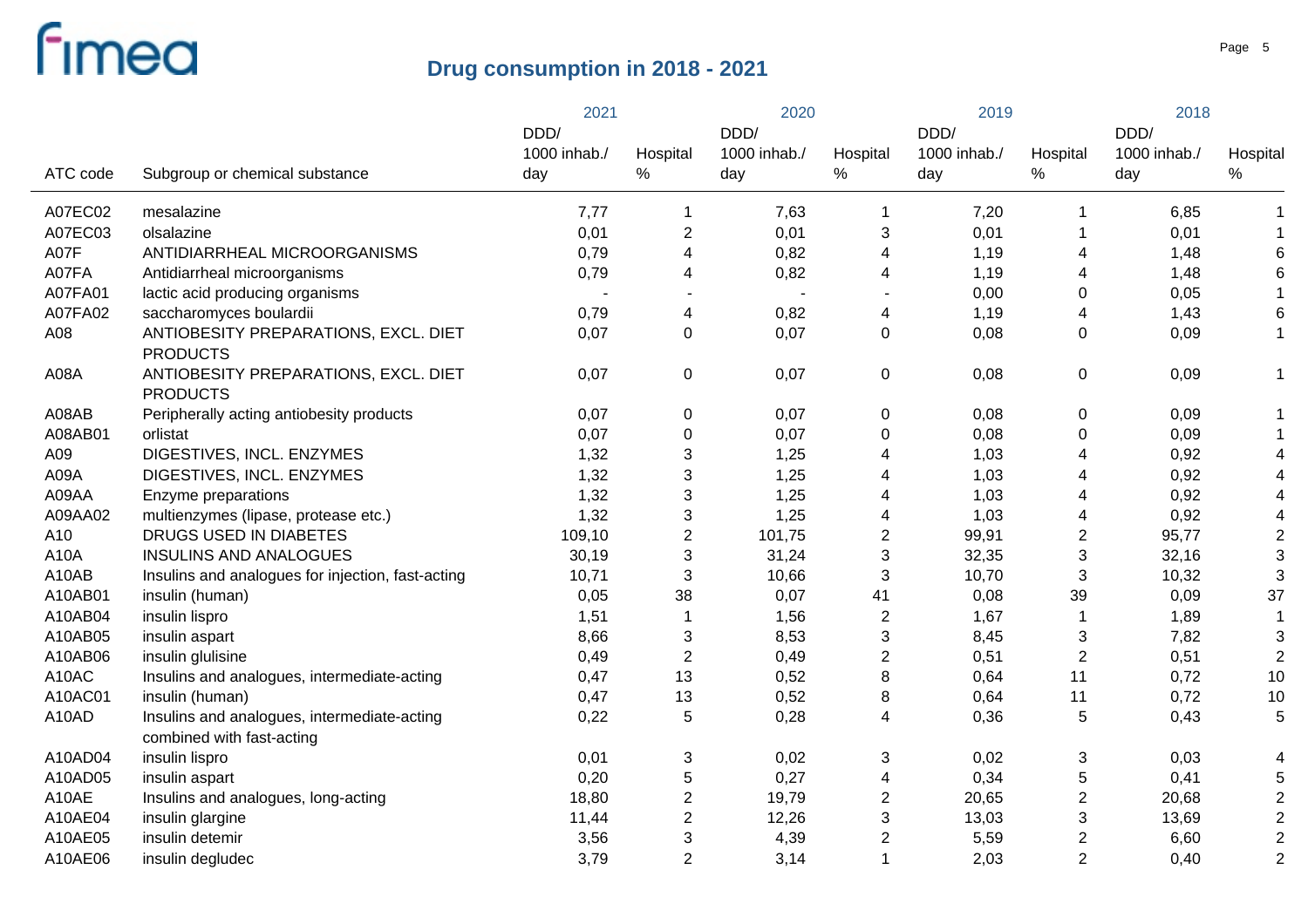## Drug consumption in 2018 - 2021

| ATC code | Subgroup or chemical substance | 2021 | | 2020 | | 2019 | | 2018 | |
|---|---|---|---|---|---|---|---|---|---|
| | | DDD/ 1000 inhab./ day | Hospital % | DDD/ 1000 inhab./ day | Hospital % | DDD/ 1000 inhab./ day | Hospital % | DDD/ 1000 inhab./ day | Hospital % |
| A07EC02 | mesalazine | 7,77 | 1 | 7,63 | 1 | 7,20 | 1 | 6,85 | 1 |
| A07EC03 | olsalazine | 0,01 | 2 | 0,01 | 3 | 0,01 | 1 | 0,01 | 1 |
| A07F | ANTIDIARRHEAL MICROORGANISMS | 0,79 | 4 | 0,82 | 4 | 1,19 | 4 | 1,48 | 6 |
| A07FA | Antidiarrheal microorganisms | 0,79 | 4 | 0,82 | 4 | 1,19 | 4 | 1,48 | 6 |
| A07FA01 | lactic acid producing organisms | - | - | - | - | 0,00 | 0 | 0,05 | 1 |
| A07FA02 | saccharomyces boulardii | 0,79 | 4 | 0,82 | 4 | 1,19 | 4 | 1,43 | 6 |
| A08 | ANTIOBESITY PREPARATIONS, EXCL. DIET PRODUCTS | 0,07 | 0 | 0,07 | 0 | 0,08 | 0 | 0,09 | 1 |
| A08A | ANTIOBESITY PREPARATIONS, EXCL. DIET PRODUCTS | 0,07 | 0 | 0,07 | 0 | 0,08 | 0 | 0,09 | 1 |
| A08AB | Peripherally acting antiobesity products | 0,07 | 0 | 0,07 | 0 | 0,08 | 0 | 0,09 | 1 |
| A08AB01 | orlistat | 0,07 | 0 | 0,07 | 0 | 0,08 | 0 | 0,09 | 1 |
| A09 | DIGESTIVES, INCL. ENZYMES | 1,32 | 3 | 1,25 | 4 | 1,03 | 4 | 0,92 | 4 |
| A09A | DIGESTIVES, INCL. ENZYMES | 1,32 | 3 | 1,25 | 4 | 1,03 | 4 | 0,92 | 4 |
| A09AA | Enzyme preparations | 1,32 | 3 | 1,25 | 4 | 1,03 | 4 | 0,92 | 4 |
| A09AA02 | multienzymes (lipase, protease etc.) | 1,32 | 3 | 1,25 | 4 | 1,03 | 4 | 0,92 | 4 |
| A10 | DRUGS USED IN DIABETES | 109,10 | 2 | 101,75 | 2 | 99,91 | 2 | 95,77 | 2 |
| A10A | INSULINS AND ANALOGUES | 30,19 | 3 | 31,24 | 3 | 32,35 | 3 | 32,16 | 3 |
| A10AB | Insulins and analogues for injection, fast-acting | 10,71 | 3 | 10,66 | 3 | 10,70 | 3 | 10,32 | 3 |
| A10AB01 | insulin (human) | 0,05 | 38 | 0,07 | 41 | 0,08 | 39 | 0,09 | 37 |
| A10AB04 | insulin lispro | 1,51 | 1 | 1,56 | 2 | 1,67 | 1 | 1,89 | 1 |
| A10AB05 | insulin aspart | 8,66 | 3 | 8,53 | 3 | 8,45 | 3 | 7,82 | 3 |
| A10AB06 | insulin glulisine | 0,49 | 2 | 0,49 | 2 | 0,51 | 2 | 0,51 | 2 |
| A10AC | Insulins and analogues, intermediate-acting | 0,47 | 13 | 0,52 | 8 | 0,64 | 11 | 0,72 | 10 |
| A10AC01 | insulin (human) | 0,47 | 13 | 0,52 | 8 | 0,64 | 11 | 0,72 | 10 |
| A10AD | Insulins and analogues, intermediate-acting combined with fast-acting | 0,22 | 5 | 0,28 | 4 | 0,36 | 5 | 0,43 | 5 |
| A10AD04 | insulin lispro | 0,01 | 3 | 0,02 | 3 | 0,02 | 3 | 0,03 | 4 |
| A10AD05 | insulin aspart | 0,20 | 5 | 0,27 | 4 | 0,34 | 5 | 0,41 | 5 |
| A10AE | Insulins and analogues, long-acting | 18,80 | 2 | 19,79 | 2 | 20,65 | 2 | 20,68 | 2 |
| A10AE04 | insulin glargine | 11,44 | 2 | 12,26 | 3 | 13,03 | 3 | 13,69 | 2 |
| A10AE05 | insulin detemir | 3,56 | 3 | 4,39 | 2 | 5,59 | 2 | 6,60 | 2 |
| A10AE06 | insulin degludec | 3,79 | 2 | 3,14 | 1 | 2,03 | 2 | 0,40 | 2 |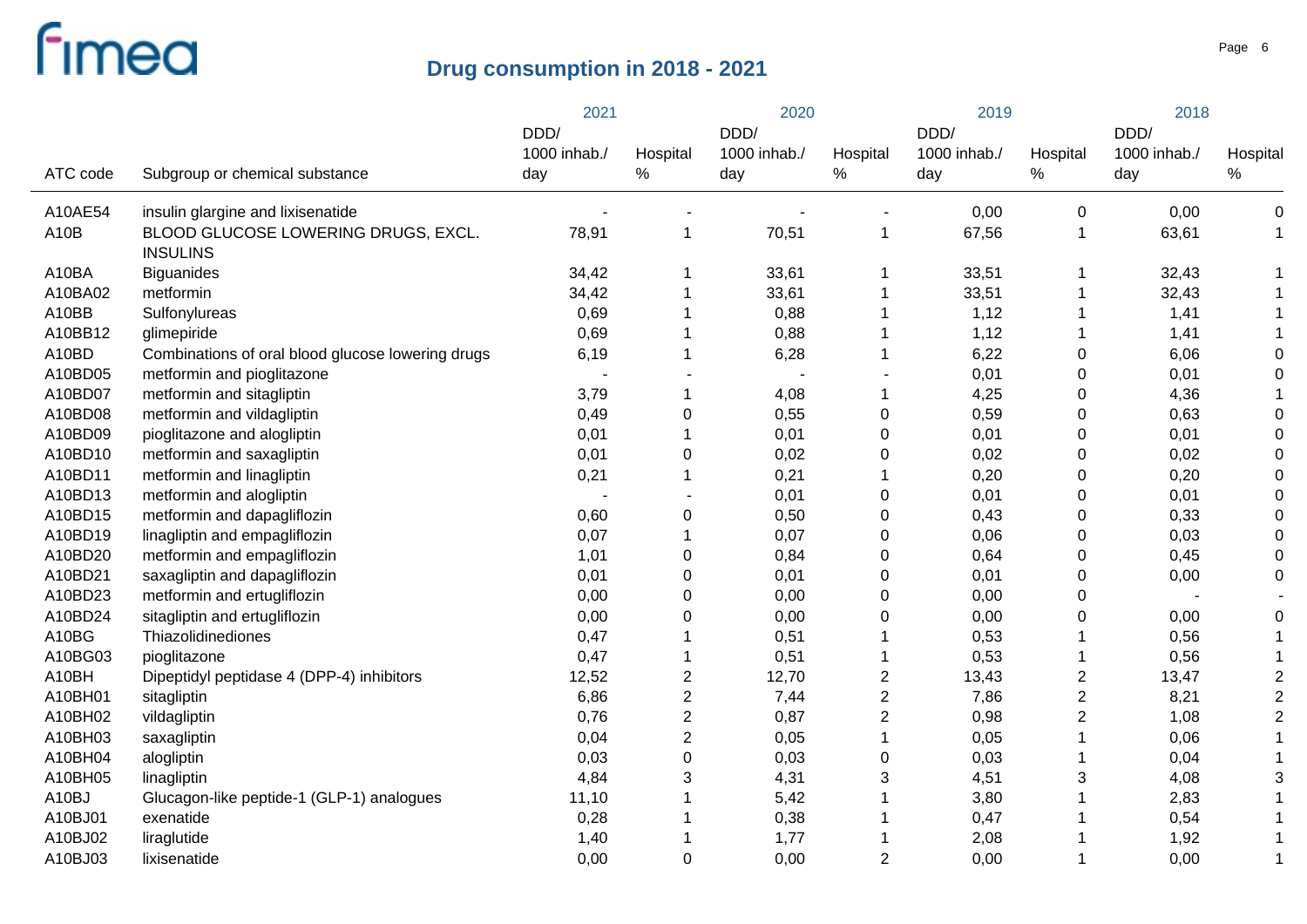# Drug consumption in 2018 - 2021

| ATC code | Subgroup or chemical substance | 2021 DDD/ 1000 inhab./ day | 2021 Hospital % | 2020 DDD/ 1000 inhab./ day | 2020 Hospital % | 2019 DDD/ 1000 inhab./ day | 2019 Hospital % | 2018 DDD/ 1000 inhab./ day | 2018 Hospital % |
|---|---|---|---|---|---|---|---|---|---|
| A10AE54 | insulin glargine and lixisenatide | - | - | - | - | 0,00 | 0 | 0,00 | 0 |
| A10B | BLOOD GLUCOSE LOWERING DRUGS, EXCL. INSULINS | 78,91 | 1 | 70,51 | 1 | 67,56 | 1 | 63,61 | 1 |
| A10BA | Biguanides | 34,42 | 1 | 33,61 | 1 | 33,51 | 1 | 32,43 | 1 |
| A10BA02 | metformin | 34,42 | 1 | 33,61 | 1 | 33,51 | 1 | 32,43 | 1 |
| A10BB | Sulfonylureas | 0,69 | 1 | 0,88 | 1 | 1,12 | 1 | 1,41 | 1 |
| A10BB12 | glimepiride | 0,69 | 1 | 0,88 | 1 | 1,12 | 1 | 1,41 | 1 |
| A10BD | Combinations of oral blood glucose lowering drugs | 6,19 | 1 | 6,28 | 1 | 6,22 | 0 | 6,06 | 0 |
| A10BD05 | metformin and pioglitazone | - | - | - | - | 0,01 | 0 | 0,01 | 0 |
| A10BD07 | metformin and sitagliptin | 3,79 | 1 | 4,08 | 1 | 4,25 | 0 | 4,36 | 1 |
| A10BD08 | metformin and vildagliptin | 0,49 | 0 | 0,55 | 0 | 0,59 | 0 | 0,63 | 0 |
| A10BD09 | pioglitazone and alogliptin | 0,01 | 1 | 0,01 | 0 | 0,01 | 0 | 0,01 | 0 |
| A10BD10 | metformin and saxagliptin | 0,01 | 0 | 0,02 | 0 | 0,02 | 0 | 0,02 | 0 |
| A10BD11 | metformin and linagliptin | 0,21 | 1 | 0,21 | 1 | 0,20 | 0 | 0,20 | 0 |
| A10BD13 | metformin and alogliptin | - | - | 0,01 | 0 | 0,01 | 0 | 0,01 | 0 |
| A10BD15 | metformin and dapagliflozin | 0,60 | 0 | 0,50 | 0 | 0,43 | 0 | 0,33 | 0 |
| A10BD19 | linagliptin and empagliflozin | 0,07 | 1 | 0,07 | 0 | 0,06 | 0 | 0,03 | 0 |
| A10BD20 | metformin and empagliflozin | 1,01 | 0 | 0,84 | 0 | 0,64 | 0 | 0,45 | 0 |
| A10BD21 | saxagliptin and dapagliflozin | 0,01 | 0 | 0,01 | 0 | 0,01 | 0 | 0,00 | 0 |
| A10BD23 | metformin and ertugliflozin | 0,00 | 0 | 0,00 | 0 | 0,00 | 0 | - | - |
| A10BD24 | sitagliptin and ertugliflozin | 0,00 | 0 | 0,00 | 0 | 0,00 | 0 | 0,00 | 0 |
| A10BG | Thiazolidinediones | 0,47 | 1 | 0,51 | 1 | 0,53 | 1 | 0,56 | 1 |
| A10BG03 | pioglitazone | 0,47 | 1 | 0,51 | 1 | 0,53 | 1 | 0,56 | 1 |
| A10BH | Dipeptidyl peptidase 4 (DPP-4) inhibitors | 12,52 | 2 | 12,70 | 2 | 13,43 | 2 | 13,47 | 2 |
| A10BH01 | sitagliptin | 6,86 | 2 | 7,44 | 2 | 7,86 | 2 | 8,21 | 2 |
| A10BH02 | vildagliptin | 0,76 | 2 | 0,87 | 2 | 0,98 | 2 | 1,08 | 2 |
| A10BH03 | saxagliptin | 0,04 | 2 | 0,05 | 1 | 0,05 | 1 | 0,06 | 1 |
| A10BH04 | alogliptin | 0,03 | 0 | 0,03 | 0 | 0,03 | 1 | 0,04 | 1 |
| A10BH05 | linagliptin | 4,84 | 3 | 4,31 | 3 | 4,51 | 3 | 4,08 | 3 |
| A10BJ | Glucagon-like peptide-1 (GLP-1) analogues | 11,10 | 1 | 5,42 | 1 | 3,80 | 1 | 2,83 | 1 |
| A10BJ01 | exenatide | 0,28 | 1 | 0,38 | 1 | 0,47 | 1 | 0,54 | 1 |
| A10BJ02 | liraglutide | 1,40 | 1 | 1,77 | 1 | 2,08 | 1 | 1,92 | 1 |
| A10BJ03 | lixisenatide | 0,00 | 0 | 0,00 | 2 | 0,00 | 1 | 0,00 | 1 |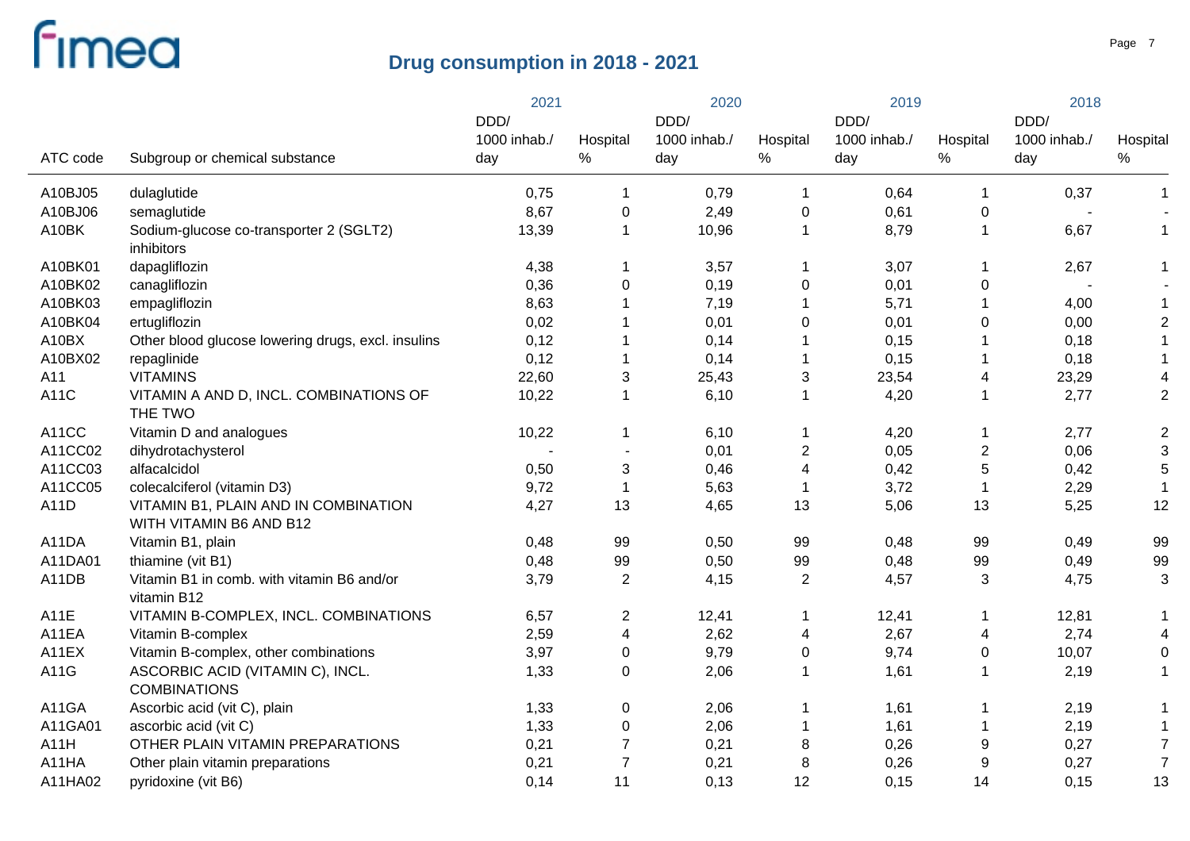# Drug consumption in 2018 - 2021

| ATC code | Subgroup or chemical substance | 2021 DDD/ 1000 inhab./ day | 2021 Hospital % | 2020 DDD/ 1000 inhab./ day | 2020 Hospital % | 2019 DDD/ 1000 inhab./ day | 2019 Hospital % | 2018 DDD/ 1000 inhab./ day | 2018 Hospital % |
|---|---|---|---|---|---|---|---|---|---|
| A10BJ05 | dulaglutide | 0,75 | 1 | 0,79 | 1 | 0,64 | 1 | 0,37 | 1 |
| A10BJ06 | semaglutide | 8,67 | 0 | 2,49 | 0 | 0,61 | 0 | - | - |
| A10BK | Sodium-glucose co-transporter 2 (SGLT2) inhibitors | 13,39 | 1 | 10,96 | 1 | 8,79 | 1 | 6,67 | 1 |
| A10BK01 | dapagliflozin | 4,38 | 1 | 3,57 | 1 | 3,07 | 1 | 2,67 | 1 |
| A10BK02 | canagliflozin | 0,36 | 0 | 0,19 | 0 | 0,01 | 0 | - | - |
| A10BK03 | empagliflozin | 8,63 | 1 | 7,19 | 1 | 5,71 | 1 | 4,00 | 1 |
| A10BK04 | ertugliflozin | 0,02 | 1 | 0,01 | 0 | 0,01 | 0 | 0,00 | 2 |
| A10BX | Other blood glucose lowering drugs, excl. insulins | 0,12 | 1 | 0,14 | 1 | 0,15 | 1 | 0,18 | 1 |
| A10BX02 | repaglinide | 0,12 | 1 | 0,14 | 1 | 0,15 | 1 | 0,18 | 1 |
| A11 | VITAMINS | 22,60 | 3 | 25,43 | 3 | 23,54 | 4 | 23,29 | 4 |
| A11C | VITAMIN A AND D, INCL. COMBINATIONS OF THE TWO | 10,22 | 1 | 6,10 | 1 | 4,20 | 1 | 2,77 | 2 |
| A11CC | Vitamin D and analogues | 10,22 | 1 | 6,10 | 1 | 4,20 | 1 | 2,77 | 2 |
| A11CC02 | dihydrotachysterol | - | - | 0,01 | 2 | 0,05 | 2 | 0,06 | 3 |
| A11CC03 | alfacalcidol | 0,50 | 3 | 0,46 | 4 | 0,42 | 5 | 0,42 | 5 |
| A11CC05 | colecalciferol (vitamin D3) | 9,72 | 1 | 5,63 | 1 | 3,72 | 1 | 2,29 | 1 |
| A11D | VITAMIN B1, PLAIN AND IN COMBINATION WITH VITAMIN B6 AND B12 | 4,27 | 13 | 4,65 | 13 | 5,06 | 13 | 5,25 | 12 |
| A11DA | Vitamin B1, plain | 0,48 | 99 | 0,50 | 99 | 0,48 | 99 | 0,49 | 99 |
| A11DA01 | thiamine (vit B1) | 0,48 | 99 | 0,50 | 99 | 0,48 | 99 | 0,49 | 99 |
| A11DB | Vitamin B1 in comb. with vitamin B6 and/or vitamin B12 | 3,79 | 2 | 4,15 | 2 | 4,57 | 3 | 4,75 | 3 |
| A11E | VITAMIN B-COMPLEX, INCL. COMBINATIONS | 6,57 | 2 | 12,41 | 1 | 12,41 | 1 | 12,81 | 1 |
| A11EA | Vitamin B-complex | 2,59 | 4 | 2,62 | 4 | 2,67 | 4 | 2,74 | 4 |
| A11EX | Vitamin B-complex, other combinations | 3,97 | 0 | 9,79 | 0 | 9,74 | 0 | 10,07 | 0 |
| A11G | ASCORBIC ACID (VITAMIN C), INCL. COMBINATIONS | 1,33 | 0 | 2,06 | 1 | 1,61 | 1 | 2,19 | 1 |
| A11GA | Ascorbic acid (vit C), plain | 1,33 | 0 | 2,06 | 1 | 1,61 | 1 | 2,19 | 1 |
| A11GA01 | ascorbic acid (vit C) | 1,33 | 0 | 2,06 | 1 | 1,61 | 1 | 2,19 | 1 |
| A11H | OTHER PLAIN VITAMIN PREPARATIONS | 0,21 | 7 | 0,21 | 8 | 0,26 | 9 | 0,27 | 7 |
| A11HA | Other plain vitamin preparations | 0,21 | 7 | 0,21 | 8 | 0,26 | 9 | 0,27 | 7 |
| A11HA02 | pyridoxine (vit B6) | 0,14 | 11 | 0,13 | 12 | 0,15 | 14 | 0,15 | 13 |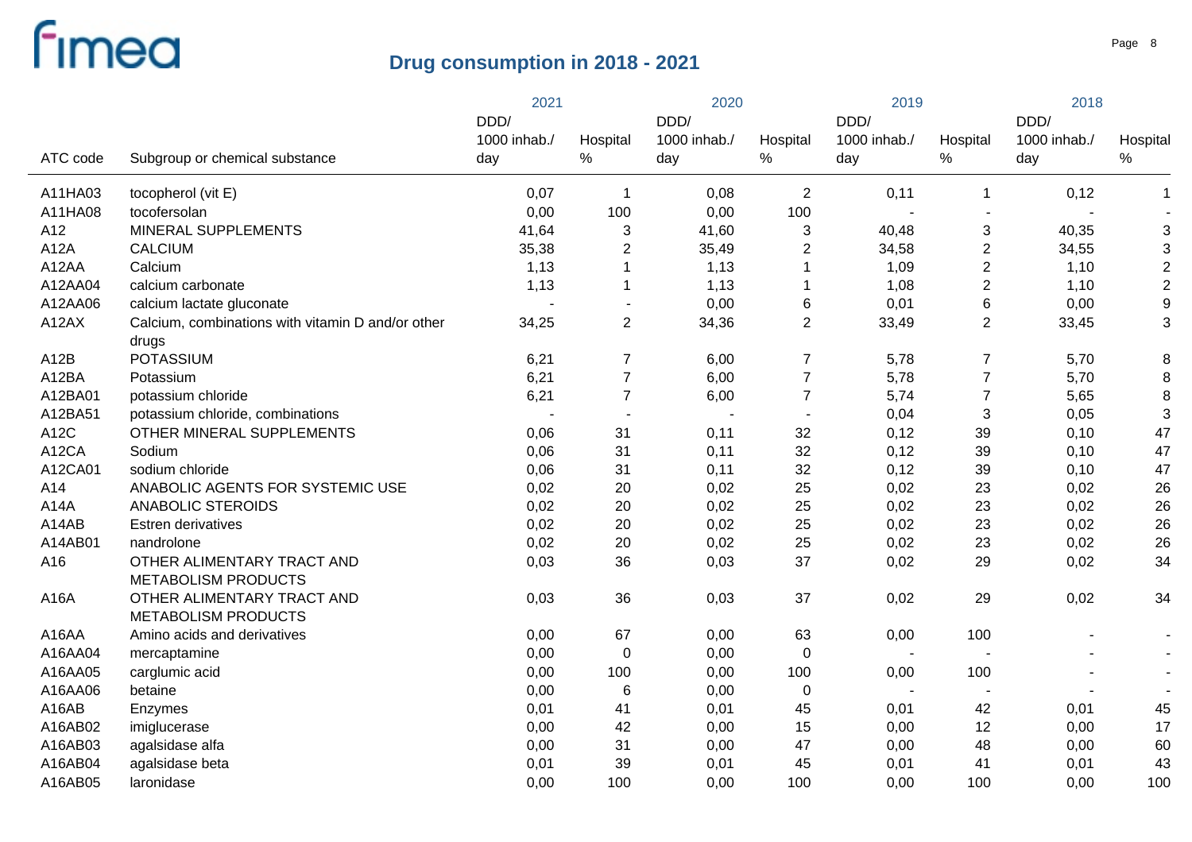# Drug consumption in 2018 - 2021

| ATC code | Subgroup or chemical substance | 2021 DDD/ 1000 inhab./ day | 2021 Hospital % | 2020 DDD/ 1000 inhab./ day | 2020 Hospital % | 2019 DDD/ 1000 inhab./ day | 2019 Hospital % | 2018 DDD/ 1000 inhab./ day | 2018 Hospital % |
|---|---|---|---|---|---|---|---|---|---|
| A11HA03 | tocopherol (vit E) | 0,07 | 1 | 0,08 | 2 | 0,11 | 1 | 0,12 | 1 |
| A11HA08 | tocofersolan | 0,00 | 100 | 0,00 | 100 | - | - | - | - |
| A12 | MINERAL SUPPLEMENTS | 41,64 | 3 | 41,60 | 3 | 40,48 | 3 | 40,35 | 3 |
| A12A | CALCIUM | 35,38 | 2 | 35,49 | 2 | 34,58 | 2 | 34,55 | 3 |
| A12AA | Calcium | 1,13 | 1 | 1,13 | 1 | 1,09 | 2 | 1,10 | 2 |
| A12AA04 | calcium carbonate | 1,13 | 1 | 1,13 | 1 | 1,08 | 2 | 1,10 | 2 |
| A12AA06 | calcium lactate gluconate | - | - | 0,00 | 6 | 0,01 | 6 | 0,00 | 9 |
| A12AX | Calcium, combinations with vitamin D and/or other drugs | 34,25 | 2 | 34,36 | 2 | 33,49 | 2 | 33,45 | 3 |
| A12B | POTASSIUM | 6,21 | 7 | 6,00 | 7 | 5,78 | 7 | 5,70 | 8 |
| A12BA | Potassium | 6,21 | 7 | 6,00 | 7 | 5,78 | 7 | 5,70 | 8 |
| A12BA01 | potassium chloride | 6,21 | 7 | 6,00 | 7 | 5,74 | 7 | 5,65 | 8 |
| A12BA51 | potassium chloride, combinations | - | - | - | - | 0,04 | 3 | 0,05 | 3 |
| A12C | OTHER MINERAL SUPPLEMENTS | 0,06 | 31 | 0,11 | 32 | 0,12 | 39 | 0,10 | 47 |
| A12CA | Sodium | 0,06 | 31 | 0,11 | 32 | 0,12 | 39 | 0,10 | 47 |
| A12CA01 | sodium chloride | 0,06 | 31 | 0,11 | 32 | 0,12 | 39 | 0,10 | 47 |
| A14 | ANABOLIC AGENTS FOR SYSTEMIC USE | 0,02 | 20 | 0,02 | 25 | 0,02 | 23 | 0,02 | 26 |
| A14A | ANABOLIC STEROIDS | 0,02 | 20 | 0,02 | 25 | 0,02 | 23 | 0,02 | 26 |
| A14AB | Estren derivatives | 0,02 | 20 | 0,02 | 25 | 0,02 | 23 | 0,02 | 26 |
| A14AB01 | nandrolone | 0,02 | 20 | 0,02 | 25 | 0,02 | 23 | 0,02 | 26 |
| A16 | OTHER ALIMENTARY TRACT AND METABOLISM PRODUCTS | 0,03 | 36 | 0,03 | 37 | 0,02 | 29 | 0,02 | 34 |
| A16A | OTHER ALIMENTARY TRACT AND METABOLISM PRODUCTS | 0,03 | 36 | 0,03 | 37 | 0,02 | 29 | 0,02 | 34 |
| A16AA | Amino acids and derivatives | 0,00 | 67 | 0,00 | 63 | 0,00 | 100 | - | - |
| A16AA04 | mercaptamine | 0,00 | 0 | 0,00 | 0 | - | - | - | - |
| A16AA05 | carglumic acid | 0,00 | 100 | 0,00 | 100 | 0,00 | 100 | - | - |
| A16AA06 | betaine | 0,00 | 6 | 0,00 | 0 | - | - | - | - |
| A16AB | Enzymes | 0,01 | 41 | 0,01 | 45 | 0,01 | 42 | 0,01 | 45 |
| A16AB02 | imiglucerase | 0,00 | 42 | 0,00 | 15 | 0,00 | 12 | 0,00 | 17 |
| A16AB03 | agalsidase alfa | 0,00 | 31 | 0,00 | 47 | 0,00 | 48 | 0,00 | 60 |
| A16AB04 | agalsidase beta | 0,01 | 39 | 0,01 | 45 | 0,01 | 41 | 0,01 | 43 |
| A16AB05 | laronidase | 0,00 | 100 | 0,00 | 100 | 0,00 | 100 | 0,00 | 100 |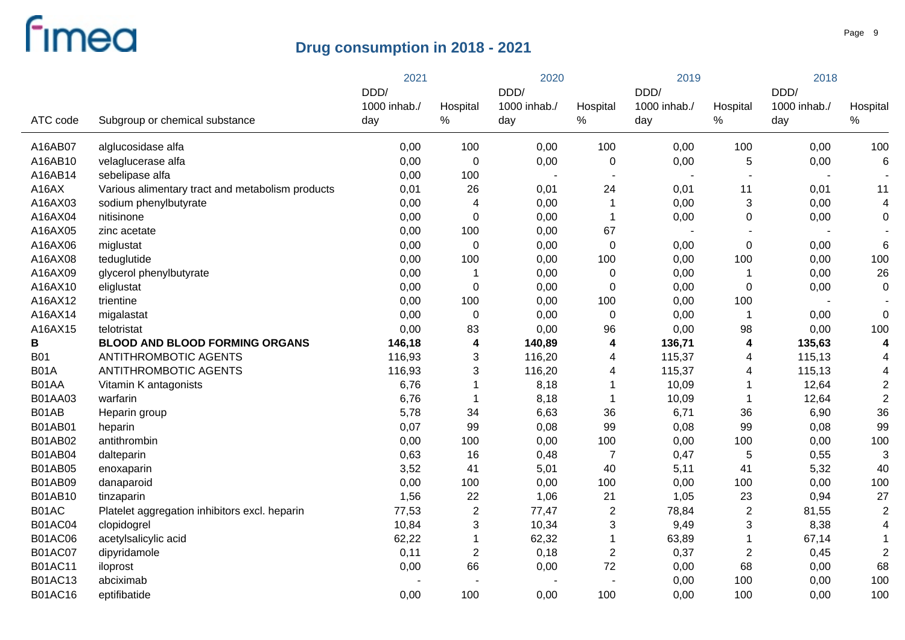## Drug consumption in 2018 - 2021

| ATC code | Subgroup or chemical substance | 2021 DDD/ 1000 inhab./ day | 2021 Hospital % | 2020 DDD/ 1000 inhab./ day | 2020 Hospital % | 2019 DDD/ 1000 inhab./ day | 2019 Hospital % | 2018 DDD/ 1000 inhab./ day | 2018 Hospital % |
|---|---|---|---|---|---|---|---|---|---|
| A16AB07 | alglucosidase alfa | 0,00 | 100 | 0,00 | 100 | 0,00 | 100 | 0,00 | 100 |
| A16AB10 | velaglucerase alfa | 0,00 | 0 | 0,00 | 0 | 0,00 | 5 | 0,00 | 6 |
| A16AB14 | sebelipase alfa | 0,00 | 100 | - | - | - | - | - | - |
| A16AX | Various alimentary tract and metabolism products | 0,01 | 26 | 0,01 | 24 | 0,01 | 11 | 0,01 | 11 |
| A16AX03 | sodium phenylbutyrate | 0,00 | 4 | 0,00 | 1 | 0,00 | 3 | 0,00 | 4 |
| A16AX04 | nitisinone | 0,00 | 0 | 0,00 | 1 | 0,00 | 0 | 0,00 | 0 |
| A16AX05 | zinc acetate | 0,00 | 100 | 0,00 | 67 | - | - | - | - |
| A16AX06 | miglustat | 0,00 | 0 | 0,00 | 0 | 0,00 | 0 | 0,00 | 6 |
| A16AX08 | teduglutide | 0,00 | 100 | 0,00 | 100 | 0,00 | 100 | 0,00 | 100 |
| A16AX09 | glycerol phenylbutyrate | 0,00 | 1 | 0,00 | 0 | 0,00 | 1 | 0,00 | 26 |
| A16AX10 | eliglustat | 0,00 | 0 | 0,00 | 0 | 0,00 | 0 | 0,00 | 0 |
| A16AX12 | trientine | 0,00 | 100 | 0,00 | 100 | 0,00 | 100 | - | - |
| A16AX14 | migalastat | 0,00 | 0 | 0,00 | 0 | 0,00 | 1 | 0,00 | 0 |
| A16AX15 | telotristat | 0,00 | 83 | 0,00 | 96 | 0,00 | 98 | 0,00 | 100 |
| **B** | **BLOOD AND BLOOD FORMING ORGANS** | **146,18** | **4** | **140,89** | **4** | **136,71** | **4** | **135,63** | **4** |
| B01 | ANTITHROMBOTIC AGENTS | 116,93 | 3 | 116,20 | 4 | 115,37 | 4 | 115,13 | 4 |
| B01A | ANTITHROMBOTIC AGENTS | 116,93 | 3 | 116,20 | 4 | 115,37 | 4 | 115,13 | 4 |
| B01AA | Vitamin K antagonists | 6,76 | 1 | 8,18 | 1 | 10,09 | 1 | 12,64 | 2 |
| B01AA03 | warfarin | 6,76 | 1 | 8,18 | 1 | 10,09 | 1 | 12,64 | 2 |
| B01AB | Heparin group | 5,78 | 34 | 6,63 | 36 | 6,71 | 36 | 6,90 | 36 |
| B01AB01 | heparin | 0,07 | 99 | 0,08 | 99 | 0,08 | 99 | 0,08 | 99 |
| B01AB02 | antithrombin | 0,00 | 100 | 0,00 | 100 | 0,00 | 100 | 0,00 | 100 |
| B01AB04 | dalteparin | 0,63 | 16 | 0,48 | 7 | 0,47 | 5 | 0,55 | 3 |
| B01AB05 | enoxaparin | 3,52 | 41 | 5,01 | 40 | 5,11 | 41 | 5,32 | 40 |
| B01AB09 | danaparoid | 0,00 | 100 | 0,00 | 100 | 0,00 | 100 | 0,00 | 100 |
| B01AB10 | tinzaparin | 1,56 | 22 | 1,06 | 21 | 1,05 | 23 | 0,94 | 27 |
| B01AC | Platelet aggregation inhibitors excl. heparin | 77,53 | 2 | 77,47 | 2 | 78,84 | 2 | 81,55 | 2 |
| B01AC04 | clopidogrel | 10,84 | 3 | 10,34 | 3 | 9,49 | 3 | 8,38 | 4 |
| B01AC06 | acetylsalicylic acid | 62,22 | 1 | 62,32 | 1 | 63,89 | 1 | 67,14 | 1 |
| B01AC07 | dipyridamole | 0,11 | 2 | 0,18 | 2 | 0,37 | 2 | 0,45 | 2 |
| B01AC11 | iloprost | 0,00 | 66 | 0,00 | 72 | 0,00 | 68 | 0,00 | 68 |
| B01AC13 | abciximab | - | - | - | - | 0,00 | 100 | 0,00 | 100 |
| B01AC16 | eptifibatide | 0,00 | 100 | 0,00 | 100 | 0,00 | 100 | 0,00 | 100 |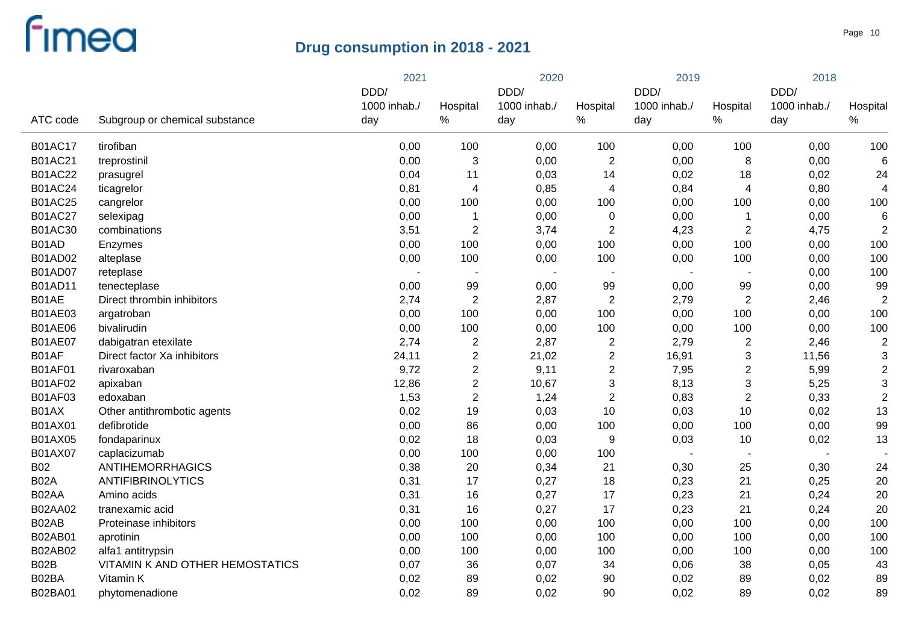# Drug consumption in 2018 - 2021

| ATC code | Subgroup or chemical substance | 2021 DDD/ 1000 inhab./ day | 2021 Hospital % | 2020 DDD/ 1000 inhab./ day | 2020 Hospital % | 2019 DDD/ 1000 inhab./ day | 2019 Hospital % | 2018 DDD/ 1000 inhab./ day | 2018 Hospital % |
|---|---|---|---|---|---|---|---|---|---|
| B01AC17 | tirofiban | 0,00 | 100 | 0,00 | 100 | 0,00 | 100 | 0,00 | 100 |
| B01AC21 | treprostinil | 0,00 | 3 | 0,00 | 2 | 0,00 | 8 | 0,00 | 6 |
| B01AC22 | prasugrel | 0,04 | 11 | 0,03 | 14 | 0,02 | 18 | 0,02 | 24 |
| B01AC24 | ticagrelor | 0,81 | 4 | 0,85 | 4 | 0,84 | 4 | 0,80 | 4 |
| B01AC25 | cangrelor | 0,00 | 100 | 0,00 | 100 | 0,00 | 100 | 0,00 | 100 |
| B01AC27 | selexipag | 0,00 | 1 | 0,00 | 0 | 0,00 | 1 | 0,00 | 6 |
| B01AC30 | combinations | 3,51 | 2 | 3,74 | 2 | 4,23 | 2 | 4,75 | 2 |
| B01AD | Enzymes | 0,00 | 100 | 0,00 | 100 | 0,00 | 100 | 0,00 | 100 |
| B01AD02 | alteplase | 0,00 | 100 | 0,00 | 100 | 0,00 | 100 | 0,00 | 100 |
| B01AD07 | reteplase | - | - | - | - | - | - | 0,00 | 100 |
| B01AD11 | tenecteplase | 0,00 | 99 | 0,00 | 99 | 0,00 | 99 | 0,00 | 99 |
| B01AE | Direct thrombin inhibitors | 2,74 | 2 | 2,87 | 2 | 2,79 | 2 | 2,46 | 2 |
| B01AE03 | argatroban | 0,00 | 100 | 0,00 | 100 | 0,00 | 100 | 0,00 | 100 |
| B01AE06 | bivalirudin | 0,00 | 100 | 0,00 | 100 | 0,00 | 100 | 0,00 | 100 |
| B01AE07 | dabigatran etexilate | 2,74 | 2 | 2,87 | 2 | 2,79 | 2 | 2,46 | 2 |
| B01AF | Direct factor Xa inhibitors | 24,11 | 2 | 21,02 | 2 | 16,91 | 3 | 11,56 | 3 |
| B01AF01 | rivaroxaban | 9,72 | 2 | 9,11 | 2 | 7,95 | 2 | 5,99 | 2 |
| B01AF02 | apixaban | 12,86 | 2 | 10,67 | 3 | 8,13 | 3 | 5,25 | 3 |
| B01AF03 | edoxaban | 1,53 | 2 | 1,24 | 2 | 0,83 | 2 | 0,33 | 2 |
| B01AX | Other antithrombotic agents | 0,02 | 19 | 0,03 | 10 | 0,03 | 10 | 0,02 | 13 |
| B01AX01 | defibrotide | 0,00 | 86 | 0,00 | 100 | 0,00 | 100 | 0,00 | 99 |
| B01AX05 | fondaparinux | 0,02 | 18 | 0,03 | 9 | 0,03 | 10 | 0,02 | 13 |
| B01AX07 | caplacizumab | 0,00 | 100 | 0,00 | 100 | - | - | - | - |
| B02 | ANTIHEMORRHAGICS | 0,38 | 20 | 0,34 | 21 | 0,30 | 25 | 0,30 | 24 |
| B02A | ANTIFIBRINOLYTICS | 0,31 | 17 | 0,27 | 18 | 0,23 | 21 | 0,25 | 20 |
| B02AA | Amino acids | 0,31 | 16 | 0,27 | 17 | 0,23 | 21 | 0,24 | 20 |
| B02AA02 | tranexamic acid | 0,31 | 16 | 0,27 | 17 | 0,23 | 21 | 0,24 | 20 |
| B02AB | Proteinase inhibitors | 0,00 | 100 | 0,00 | 100 | 0,00 | 100 | 0,00 | 100 |
| B02AB01 | aprotinin | 0,00 | 100 | 0,00 | 100 | 0,00 | 100 | 0,00 | 100 |
| B02AB02 | alfa1 antitrypsin | 0,00 | 100 | 0,00 | 100 | 0,00 | 100 | 0,00 | 100 |
| B02B | VITAMIN K AND OTHER HEMOSTATICS | 0,07 | 36 | 0,07 | 34 | 0,06 | 38 | 0,05 | 43 |
| B02BA | Vitamin K | 0,02 | 89 | 0,02 | 90 | 0,02 | 89 | 0,02 | 89 |
| B02BA01 | phytomenadione | 0,02 | 89 | 0,02 | 90 | 0,02 | 89 | 0,02 | 89 |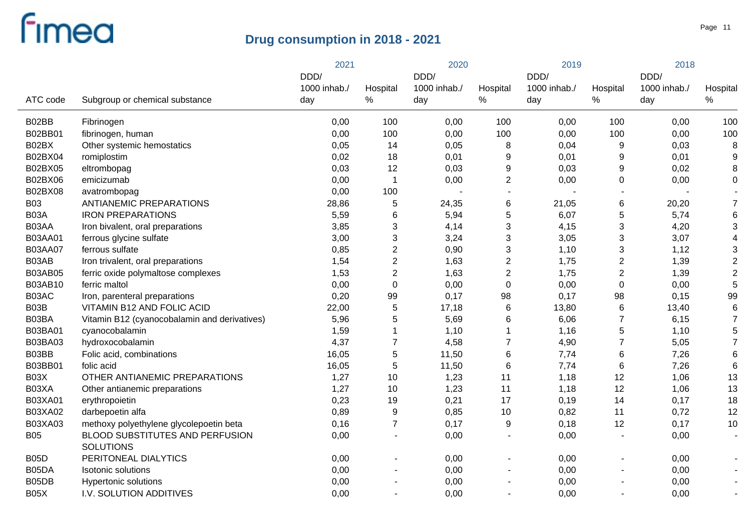# Drug consumption in 2018 - 2021

| ATC code | Subgroup or chemical substance | 2021 DDD/ 1000 inhab./ day | 2021 Hospital % | 2020 DDD/ 1000 inhab./ day | 2020 Hospital % | 2019 DDD/ 1000 inhab./ day | 2019 Hospital % | 2018 DDD/ 1000 inhab./ day | 2018 Hospital % |
|---|---|---|---|---|---|---|---|---|---|
| B02BB | Fibrinogen | 0,00 | 100 | 0,00 | 100 | 0,00 | 100 | 0,00 | 100 |
| B02BB01 | fibrinogen, human | 0,00 | 100 | 0,00 | 100 | 0,00 | 100 | 0,00 | 100 |
| B02BX | Other systemic hemostatics | 0,05 | 14 | 0,05 | 8 | 0,04 | 9 | 0,03 | 8 |
| B02BX04 | romiplostim | 0,02 | 18 | 0,01 | 9 | 0,01 | 9 | 0,01 | 9 |
| B02BX05 | eltrombopag | 0,03 | 12 | 0,03 | 9 | 0,03 | 9 | 0,02 | 8 |
| B02BX06 | emicizumab | 0,00 | 1 | 0,00 | 2 | 0,00 | 0 | 0,00 | 0 |
| B02BX08 | avatrombopag | 0,00 | 100 | - | - | - | - | - | - |
| B03 | ANTIANEMIC PREPARATIONS | 28,86 | 5 | 24,35 | 6 | 21,05 | 6 | 20,20 | 7 |
| B03A | IRON PREPARATIONS | 5,59 | 6 | 5,94 | 5 | 6,07 | 5 | 5,74 | 6 |
| B03AA | Iron bivalent, oral preparations | 3,85 | 3 | 4,14 | 3 | 4,15 | 3 | 4,20 | 3 |
| B03AA01 | ferrous glycine sulfate | 3,00 | 3 | 3,24 | 3 | 3,05 | 3 | 3,07 | 4 |
| B03AA07 | ferrous sulfate | 0,85 | 2 | 0,90 | 3 | 1,10 | 3 | 1,12 | 3 |
| B03AB | Iron trivalent, oral preparations | 1,54 | 2 | 1,63 | 2 | 1,75 | 2 | 1,39 | 2 |
| B03AB05 | ferric oxide polymaltose complexes | 1,53 | 2 | 1,63 | 2 | 1,75 | 2 | 1,39 | 2 |
| B03AB10 | ferric maltol | 0,00 | 0 | 0,00 | 0 | 0,00 | 0 | 0,00 | 5 |
| B03AC | Iron, parenteral preparations | 0,20 | 99 | 0,17 | 98 | 0,17 | 98 | 0,15 | 99 |
| B03B | VITAMIN B12 AND FOLIC ACID | 22,00 | 5 | 17,18 | 6 | 13,80 | 6 | 13,40 | 6 |
| B03BA | Vitamin B12 (cyanocobalamin and derivatives) | 5,96 | 5 | 5,69 | 6 | 6,06 | 7 | 6,15 | 7 |
| B03BA01 | cyanocobalamin | 1,59 | 1 | 1,10 | 1 | 1,16 | 5 | 1,10 | 5 |
| B03BA03 | hydroxocobalamin | 4,37 | 7 | 4,58 | 7 | 4,90 | 7 | 5,05 | 7 |
| B03BB | Folic acid, combinations | 16,05 | 5 | 11,50 | 6 | 7,74 | 6 | 7,26 | 6 |
| B03BB01 | folic acid | 16,05 | 5 | 11,50 | 6 | 7,74 | 6 | 7,26 | 6 |
| B03X | OTHER ANTIANEMIC PREPARATIONS | 1,27 | 10 | 1,23 | 11 | 1,18 | 12 | 1,06 | 13 |
| B03XA | Other antianemic preparations | 1,27 | 10 | 1,23 | 11 | 1,18 | 12 | 1,06 | 13 |
| B03XA01 | erythropoietin | 0,23 | 19 | 0,21 | 17 | 0,19 | 14 | 0,17 | 18 |
| B03XA02 | darbepoetin alfa | 0,89 | 9 | 0,85 | 10 | 0,82 | 11 | 0,72 | 12 |
| B03XA03 | methoxy polyethylene glycolepoetin beta | 0,16 | 7 | 0,17 | 9 | 0,18 | 12 | 0,17 | 10 |
| B05 | BLOOD SUBSTITUTES AND PERFUSION SOLUTIONS | 0,00 | - | 0,00 | - | 0,00 | - | 0,00 | - |
| B05D | PERITONEAL DIALYTICS | 0,00 | - | 0,00 | - | 0,00 | - | 0,00 | - |
| B05DA | Isotonic solutions | 0,00 | - | 0,00 | - | 0,00 | - | 0,00 | - |
| B05DB | Hypertonic solutions | 0,00 | - | 0,00 | - | 0,00 | - | 0,00 | - |
| B05X | I.V. SOLUTION ADDITIVES | 0,00 | - | 0,00 | - | 0,00 | - | 0,00 | - |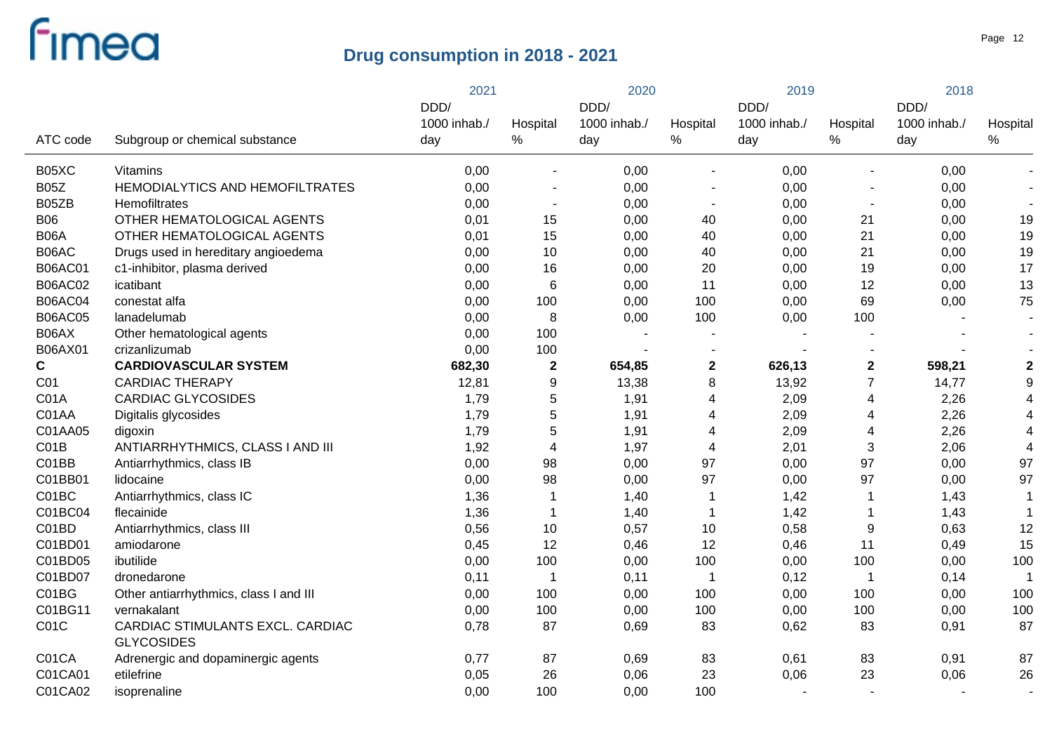## Drug consumption in 2018 - 2021

| ATC code | Subgroup or chemical substance | 2021 DDD/ 1000 inhab./ day | 2021 Hospital % | 2020 DDD/ 1000 inhab./ day | 2020 Hospital % | 2019 DDD/ 1000 inhab./ day | 2019 Hospital % | 2018 DDD/ 1000 inhab./ day | 2018 Hospital % |
|---|---|---|---|---|---|---|---|---|---|
| B05XC | Vitamins | 0,00 | - | 0,00 | - | 0,00 | - | 0,00 | - |
| B05Z | HEMODIALYTICS AND HEMOFILTRATES | 0,00 | - | 0,00 | - | 0,00 | - | 0,00 | - |
| B05ZB | Hemofiltrates | 0,00 | - | 0,00 | - | 0,00 | - | 0,00 | - |
| B06 | OTHER HEMATOLOGICAL AGENTS | 0,01 | 15 | 0,00 | 40 | 0,00 | 21 | 0,00 | 19 |
| B06A | OTHER HEMATOLOGICAL AGENTS | 0,01 | 15 | 0,00 | 40 | 0,00 | 21 | 0,00 | 19 |
| B06AC | Drugs used in hereditary angioedema | 0,00 | 10 | 0,00 | 40 | 0,00 | 21 | 0,00 | 19 |
| B06AC01 | c1-inhibitor, plasma derived | 0,00 | 16 | 0,00 | 20 | 0,00 | 19 | 0,00 | 17 |
| B06AC02 | icatibant | 0,00 | 6 | 0,00 | 11 | 0,00 | 12 | 0,00 | 13 |
| B06AC04 | conestat alfa | 0,00 | 100 | 0,00 | 100 | 0,00 | 69 | 0,00 | 75 |
| B06AC05 | lanadelumab | 0,00 | 8 | 0,00 | 100 | 0,00 | 100 | - | - |
| B06AX | Other hematological agents | 0,00 | 100 | - | - | - | - | - | - |
| B06AX01 | crizanlizumab | 0,00 | 100 | - | - | - | - | - | - |
| **C** | **CARDIOVASCULAR SYSTEM** | **682,30** | **2** | **654,85** | **2** | **626,13** | **2** | **598,21** | **2** |
| C01 | CARDIAC THERAPY | 12,81 | 9 | 13,38 | 8 | 13,92 | 7 | 14,77 | 9 |
| C01A | CARDIAC GLYCOSIDES | 1,79 | 5 | 1,91 | 4 | 2,09 | 4 | 2,26 | 4 |
| C01AA | Digitalis glycosides | 1,79 | 5 | 1,91 | 4 | 2,09 | 4 | 2,26 | 4 |
| C01AA05 | digoxin | 1,79 | 5 | 1,91 | 4 | 2,09 | 4 | 2,26 | 4 |
| C01B | ANTIARRHYTHMICS, CLASS I AND III | 1,92 | 4 | 1,97 | 4 | 2,01 | 3 | 2,06 | 4 |
| C01BB | Antiarrhythmics, class IB | 0,00 | 98 | 0,00 | 97 | 0,00 | 97 | 0,00 | 97 |
| C01BB01 | lidocaine | 0,00 | 98 | 0,00 | 97 | 0,00 | 97 | 0,00 | 97 |
| C01BC | Antiarrhythmics, class IC | 1,36 | 1 | 1,40 | 1 | 1,42 | 1 | 1,43 | 1 |
| C01BC04 | flecainide | 1,36 | 1 | 1,40 | 1 | 1,42 | 1 | 1,43 | 1 |
| C01BD | Antiarrhythmics, class III | 0,56 | 10 | 0,57 | 10 | 0,58 | 9 | 0,63 | 12 |
| C01BD01 | amiodarone | 0,45 | 12 | 0,46 | 12 | 0,46 | 11 | 0,49 | 15 |
| C01BD05 | ibutilide | 0,00 | 100 | 0,00 | 100 | 0,00 | 100 | 0,00 | 100 |
| C01BD07 | dronedarone | 0,11 | 1 | 0,11 | 1 | 0,12 | 1 | 0,14 | 1 |
| C01BG | Other antiarrhythmics, class I and III | 0,00 | 100 | 0,00 | 100 | 0,00 | 100 | 0,00 | 100 |
| C01BG11 | vernakalant | 0,00 | 100 | 0,00 | 100 | 0,00 | 100 | 0,00 | 100 |
| C01C | CARDIAC STIMULANTS EXCL. CARDIAC GLYCOSIDES | 0,78 | 87 | 0,69 | 83 | 0,62 | 83 | 0,91 | 87 |
| C01CA | Adrenergic and dopaminergic agents | 0,77 | 87 | 0,69 | 83 | 0,61 | 83 | 0,91 | 87 |
| C01CA01 | etilefrine | 0,05 | 26 | 0,06 | 23 | 0,06 | 23 | 0,06 | 26 |
| C01CA02 | isoprenaline | 0,00 | 100 | 0,00 | 100 | - | - | - | - |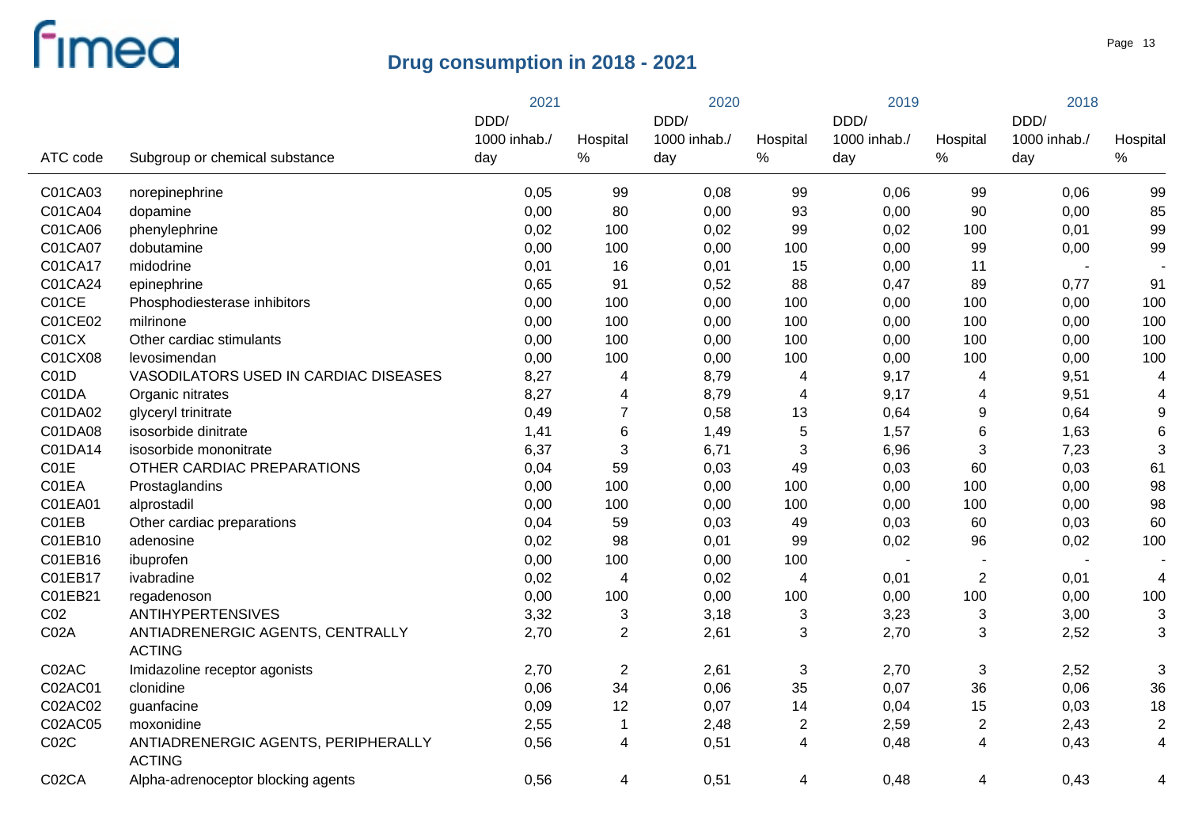# Drug consumption in 2018 - 2021

| ATC code | Subgroup or chemical substance | 2021 DDD/ 1000 inhab./ day | 2021 Hospital % | 2020 DDD/ 1000 inhab./ day | 2020 Hospital % | 2019 DDD/ 1000 inhab./ day | 2019 Hospital % | 2018 DDD/ 1000 inhab./ day | 2018 Hospital % |
|---|---|---|---|---|---|---|---|---|---|
| C01CA03 | norepinephrine | 0,05 | 99 | 0,08 | 99 | 0,06 | 99 | 0,06 | 99 |
| C01CA04 | dopamine | 0,00 | 80 | 0,00 | 93 | 0,00 | 90 | 0,00 | 85 |
| C01CA06 | phenylephrine | 0,02 | 100 | 0,02 | 99 | 0,02 | 100 | 0,01 | 99 |
| C01CA07 | dobutamine | 0,00 | 100 | 0,00 | 100 | 0,00 | 99 | 0,00 | 99 |
| C01CA17 | midodrine | 0,01 | 16 | 0,01 | 15 | 0,00 | 11 | - | - |
| C01CA24 | epinephrine | 0,65 | 91 | 0,52 | 88 | 0,47 | 89 | 0,77 | 91 |
| C01CE | Phosphodiesterase inhibitors | 0,00 | 100 | 0,00 | 100 | 0,00 | 100 | 0,00 | 100 |
| C01CE02 | milrinone | 0,00 | 100 | 0,00 | 100 | 0,00 | 100 | 0,00 | 100 |
| C01CX | Other cardiac stimulants | 0,00 | 100 | 0,00 | 100 | 0,00 | 100 | 0,00 | 100 |
| C01CX08 | levosimendan | 0,00 | 100 | 0,00 | 100 | 0,00 | 100 | 0,00 | 100 |
| C01D | VASODILATORS USED IN CARDIAC DISEASES | 8,27 | 4 | 8,79 | 4 | 9,17 | 4 | 9,51 | 4 |
| C01DA | Organic nitrates | 8,27 | 4 | 8,79 | 4 | 9,17 | 4 | 9,51 | 4 |
| C01DA02 | glyceryl trinitrate | 0,49 | 7 | 0,58 | 13 | 0,64 | 9 | 0,64 | 9 |
| C01DA08 | isosorbide dinitrate | 1,41 | 6 | 1,49 | 5 | 1,57 | 6 | 1,63 | 6 |
| C01DA14 | isosorbide mononitrate | 6,37 | 3 | 6,71 | 3 | 6,96 | 3 | 7,23 | 3 |
| C01E | OTHER CARDIAC PREPARATIONS | 0,04 | 59 | 0,03 | 49 | 0,03 | 60 | 0,03 | 61 |
| C01EA | Prostaglandins | 0,00 | 100 | 0,00 | 100 | 0,00 | 100 | 0,00 | 98 |
| C01EA01 | alprostadil | 0,00 | 100 | 0,00 | 100 | 0,00 | 100 | 0,00 | 98 |
| C01EB | Other cardiac preparations | 0,04 | 59 | 0,03 | 49 | 0,03 | 60 | 0,03 | 60 |
| C01EB10 | adenosine | 0,02 | 98 | 0,01 | 99 | 0,02 | 96 | 0,02 | 100 |
| C01EB16 | ibuprofen | 0,00 | 100 | 0,00 | 100 | - | - | - | - |
| C01EB17 | ivabradine | 0,02 | 4 | 0,02 | 4 | 0,01 | 2 | 0,01 | 4 |
| C01EB21 | regadenoson | 0,00 | 100 | 0,00 | 100 | 0,00 | 100 | 0,00 | 100 |
| C02 | ANTIHYPERTENSIVES | 3,32 | 3 | 3,18 | 3 | 3,23 | 3 | 3,00 | 3 |
| C02A | ANTIADRENERGIC AGENTS, CENTRALLY ACTING | 2,70 | 2 | 2,61 | 3 | 2,70 | 3 | 2,52 | 3 |
| C02AC | Imidazoline receptor agonists | 2,70 | 2 | 2,61 | 3 | 2,70 | 3 | 2,52 | 3 |
| C02AC01 | clonidine | 0,06 | 34 | 0,06 | 35 | 0,07 | 36 | 0,06 | 36 |
| C02AC02 | guanfacine | 0,09 | 12 | 0,07 | 14 | 0,04 | 15 | 0,03 | 18 |
| C02AC05 | moxonidine | 2,55 | 1 | 2,48 | 2 | 2,59 | 2 | 2,43 | 2 |
| C02C | ANTIADRENERGIC AGENTS, PERIPHERALLY ACTING | 0,56 | 4 | 0,51 | 4 | 0,48 | 4 | 0,43 | 4 |
| C02CA | Alpha-adrenoceptor blocking agents | 0,56 | 4 | 0,51 | 4 | 0,48 | 4 | 0,43 | 4 |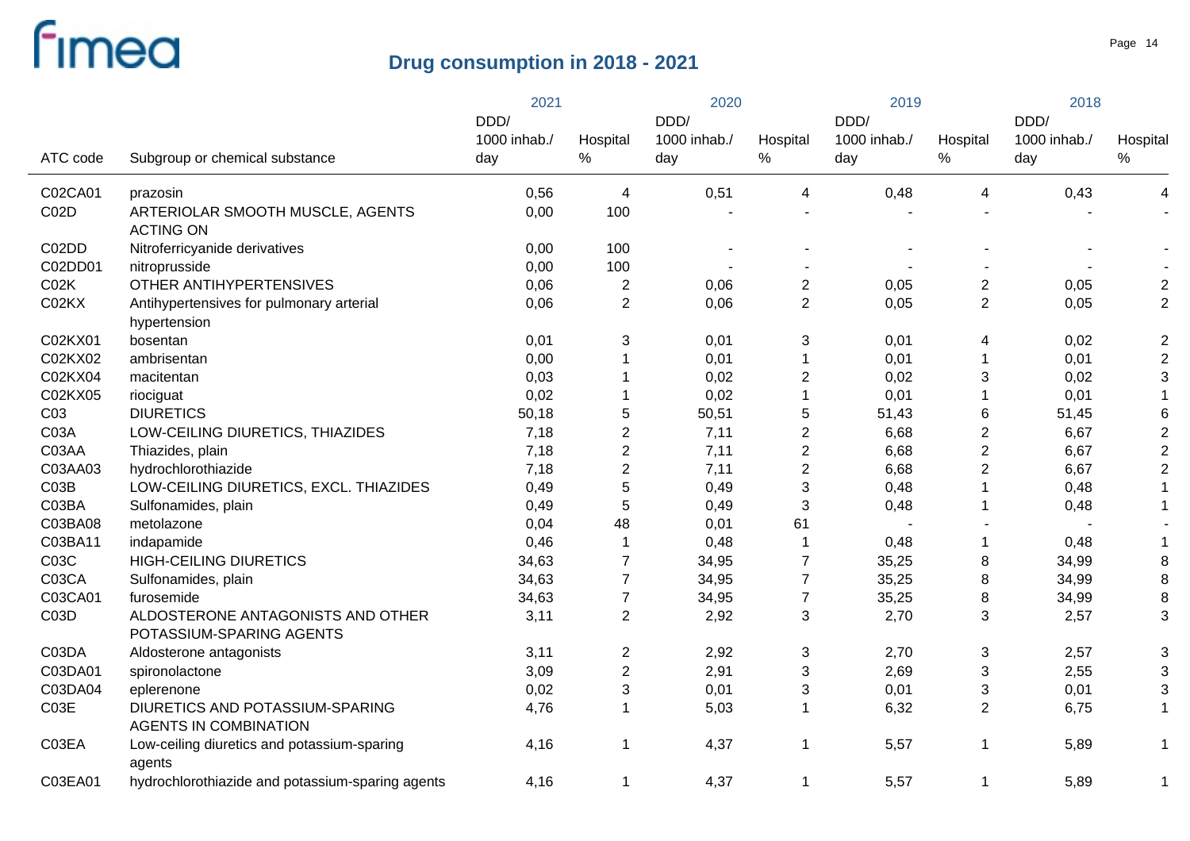# Drug consumption in 2018 - 2021

| ATC code | Subgroup or chemical substance | 2021 DDD/ 1000 inhab./ day | 2021 Hospital % | 2020 DDD/ 1000 inhab./ day | 2020 Hospital % | 2019 DDD/ 1000 inhab./ day | 2019 Hospital % | 2018 DDD/ 1000 inhab./ day | 2018 Hospital % |
|---|---|---|---|---|---|---|---|---|---|
| C02CA01 | prazosin | 0,56 | 4 | 0,51 | 4 | 0,48 | 4 | 0,43 | 4 |
| C02D | ARTERIOLAR SMOOTH MUSCLE, AGENTS ACTING ON | 0,00 | 100 | - | - | - | - | - | - |
| C02DD | Nitroferricyanide derivatives | 0,00 | 100 | - | - | - | - | - | - |
| C02DD01 | nitroprusside | 0,00 | 100 | - | - | - | - | - | - |
| C02K | OTHER ANTIHYPERTENSIVES | 0,06 | 2 | 0,06 | 2 | 0,05 | 2 | 0,05 | 2 |
| C02KX | Antihypertensives for pulmonary arterial hypertension | 0,06 | 2 | 0,06 | 2 | 0,05 | 2 | 0,05 | 2 |
| C02KX01 | bosentan | 0,01 | 3 | 0,01 | 3 | 0,01 | 4 | 0,02 | 2 |
| C02KX02 | ambrisentan | 0,00 | 1 | 0,01 | 1 | 0,01 | 1 | 0,01 | 2 |
| C02KX04 | macitentan | 0,03 | 1 | 0,02 | 2 | 0,02 | 3 | 0,02 | 3 |
| C02KX05 | riociguat | 0,02 | 1 | 0,02 | 1 | 0,01 | 1 | 0,01 | 1 |
| C03 | DIURETICS | 50,18 | 5 | 50,51 | 5 | 51,43 | 6 | 51,45 | 6 |
| C03A | LOW-CEILING DIURETICS, THIAZIDES | 7,18 | 2 | 7,11 | 2 | 6,68 | 2 | 6,67 | 2 |
| C03AA | Thiazides, plain | 7,18 | 2 | 7,11 | 2 | 6,68 | 2 | 6,67 | 2 |
| C03AA03 | hydrochlorothiazide | 7,18 | 2 | 7,11 | 2 | 6,68 | 2 | 6,67 | 2 |
| C03B | LOW-CEILING DIURETICS, EXCL. THIAZIDES | 0,49 | 5 | 0,49 | 3 | 0,48 | 1 | 0,48 | 1 |
| C03BA | Sulfonamides, plain | 0,49 | 5 | 0,49 | 3 | 0,48 | 1 | 0,48 | 1 |
| C03BA08 | metolazone | 0,04 | 48 | 0,01 | 61 | - | - | - | - |
| C03BA11 | indapamide | 0,46 | 1 | 0,48 | 1 | 0,48 | 1 | 0,48 | 1 |
| C03C | HIGH-CEILING DIURETICS | 34,63 | 7 | 34,95 | 7 | 35,25 | 8 | 34,99 | 8 |
| C03CA | Sulfonamides, plain | 34,63 | 7 | 34,95 | 7 | 35,25 | 8 | 34,99 | 8 |
| C03CA01 | furosemide | 34,63 | 7 | 34,95 | 7 | 35,25 | 8 | 34,99 | 8 |
| C03D | ALDOSTERONE ANTAGONISTS AND OTHER POTASSIUM-SPARING AGENTS | 3,11 | 2 | 2,92 | 3 | 2,70 | 3 | 2,57 | 3 |
| C03DA | Aldosterone antagonists | 3,11 | 2 | 2,92 | 3 | 2,70 | 3 | 2,57 | 3 |
| C03DA01 | spironolactone | 3,09 | 2 | 2,91 | 3 | 2,69 | 3 | 2,55 | 3 |
| C03DA04 | eplerenone | 0,02 | 3 | 0,01 | 3 | 0,01 | 3 | 0,01 | 3 |
| C03E | DIURETICS AND POTASSIUM-SPARING AGENTS IN COMBINATION | 4,76 | 1 | 5,03 | 1 | 6,32 | 2 | 6,75 | 1 |
| C03EA | Low-ceiling diuretics and potassium-sparing agents | 4,16 | 1 | 4,37 | 1 | 5,57 | 1 | 5,89 | 1 |
| C03EA01 | hydrochlorothiazide and potassium-sparing agents | 4,16 | 1 | 4,37 | 1 | 5,57 | 1 | 5,89 | 1 |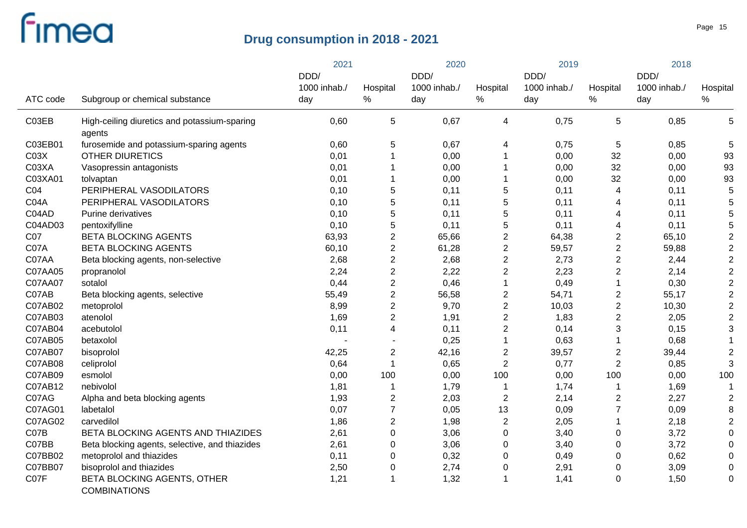# Drug consumption in 2018 - 2021

| ATC code | Subgroup or chemical substance | 2021 DDD/ 1000 inhab./ day | 2021 Hospital % | 2020 DDD/ 1000 inhab./ day | 2020 Hospital % | 2019 DDD/ 1000 inhab./ day | 2019 Hospital % | 2018 DDD/ 1000 inhab./ day | 2018 Hospital % |
|---|---|---|---|---|---|---|---|---|---|
| C03EB | High-ceiling diuretics and potassium-sparing agents | 0,60 | 5 | 0,67 | 4 | 0,75 | 5 | 0,85 | 5 |
| C03EB01 | furosemide and potassium-sparing agents | 0,60 | 5 | 0,67 | 4 | 0,75 | 5 | 0,85 | 5 |
| C03X | OTHER DIURETICS | 0,01 | 1 | 0,00 | 1 | 0,00 | 32 | 0,00 | 93 |
| C03XA | Vasopressin antagonists | 0,01 | 1 | 0,00 | 1 | 0,00 | 32 | 0,00 | 93 |
| C03XA01 | tolvaptan | 0,01 | 1 | 0,00 | 1 | 0,00 | 32 | 0,00 | 93 |
| C04 | PERIPHERAL VASODILATORS | 0,10 | 5 | 0,11 | 5 | 0,11 | 4 | 0,11 | 5 |
| C04A | PERIPHERAL VASODILATORS | 0,10 | 5 | 0,11 | 5 | 0,11 | 4 | 0,11 | 5 |
| C04AD | Purine derivatives | 0,10 | 5 | 0,11 | 5 | 0,11 | 4 | 0,11 | 5 |
| C04AD03 | pentoxifylline | 0,10 | 5 | 0,11 | 5 | 0,11 | 4 | 0,11 | 5 |
| C07 | BETA BLOCKING AGENTS | 63,93 | 2 | 65,66 | 2 | 64,38 | 2 | 65,10 | 2 |
| C07A | BETA BLOCKING AGENTS | 60,10 | 2 | 61,28 | 2 | 59,57 | 2 | 59,88 | 2 |
| C07AA | Beta blocking agents, non-selective | 2,68 | 2 | 2,68 | 2 | 2,73 | 2 | 2,44 | 2 |
| C07AA05 | propranolol | 2,24 | 2 | 2,22 | 2 | 2,23 | 2 | 2,14 | 2 |
| C07AA07 | sotalol | 0,44 | 2 | 0,46 | 1 | 0,49 | 1 | 0,30 | 2 |
| C07AB | Beta blocking agents, selective | 55,49 | 2 | 56,58 | 2 | 54,71 | 2 | 55,17 | 2 |
| C07AB02 | metoprolol | 8,99 | 2 | 9,70 | 2 | 10,03 | 2 | 10,30 | 2 |
| C07AB03 | atenolol | 1,69 | 2 | 1,91 | 2 | 1,83 | 2 | 2,05 | 2 |
| C07AB04 | acebutolol | 0,11 | 4 | 0,11 | 2 | 0,14 | 3 | 0,15 | 3 |
| C07AB05 | betaxolol | - | - | 0,25 | 1 | 0,63 | 1 | 0,68 | 1 |
| C07AB07 | bisoprolol | 42,25 | 2 | 42,16 | 2 | 39,57 | 2 | 39,44 | 2 |
| C07AB08 | celiprolol | 0,64 | 1 | 0,65 | 2 | 0,77 | 2 | 0,85 | 3 |
| C07AB09 | esmolol | 0,00 | 100 | 0,00 | 100 | 0,00 | 100 | 0,00 | 100 |
| C07AB12 | nebivolol | 1,81 | 1 | 1,79 | 1 | 1,74 | 1 | 1,69 | 1 |
| C07AG | Alpha and beta blocking agents | 1,93 | 2 | 2,03 | 2 | 2,14 | 2 | 2,27 | 2 |
| C07AG01 | labetalol | 0,07 | 7 | 0,05 | 13 | 0,09 | 7 | 0,09 | 8 |
| C07AG02 | carvedilol | 1,86 | 2 | 1,98 | 2 | 2,05 | 1 | 2,18 | 2 |
| C07B | BETA BLOCKING AGENTS AND THIAZIDES | 2,61 | 0 | 3,06 | 0 | 3,40 | 0 | 3,72 | 0 |
| C07BB | Beta blocking agents, selective, and thiazides | 2,61 | 0 | 3,06 | 0 | 3,40 | 0 | 3,72 | 0 |
| C07BB02 | metoprolol and thiazides | 0,11 | 0 | 0,32 | 0 | 0,49 | 0 | 0,62 | 0 |
| C07BB07 | bisoprolol and thiazides | 2,50 | 0 | 2,74 | 0 | 2,91 | 0 | 3,09 | 0 |
| C07F | BETA BLOCKING AGENTS, OTHER COMBINATIONS | 1,21 | 1 | 1,32 | 1 | 1,41 | 0 | 1,50 | 0 |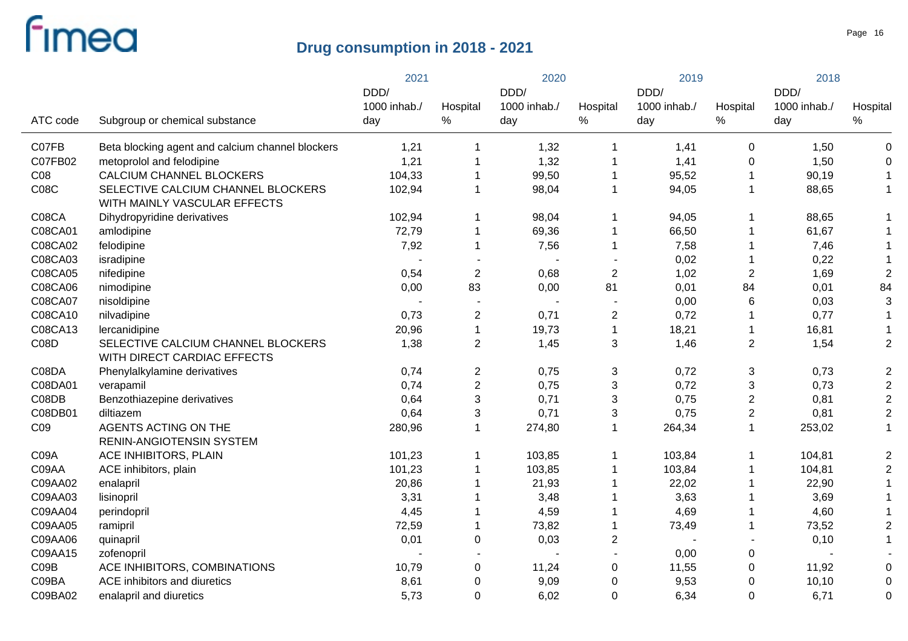# Drug consumption in 2018 - 2021

| ATC code | Subgroup or chemical substance | 2021 DDD/ 1000 inhab./ day | 2021 Hospital % | 2020 DDD/ 1000 inhab./ day | 2020 Hospital % | 2019 DDD/ 1000 inhab./ day | 2019 Hospital % | 2018 DDD/ 1000 inhab./ day | 2018 Hospital % |
|---|---|---|---|---|---|---|---|---|---|
| C07FB | Beta blocking agent and calcium channel blockers | 1,21 | 1 | 1,32 | 1 | 1,41 | 0 | 1,50 | 0 |
| C07FB02 | metoprolol and felodipine | 1,21 | 1 | 1,32 | 1 | 1,41 | 0 | 1,50 | 0 |
| C08 | CALCIUM CHANNEL BLOCKERS | 104,33 | 1 | 99,50 | 1 | 95,52 | 1 | 90,19 | 1 |
| C08C | SELECTIVE CALCIUM CHANNEL BLOCKERS WITH MAINLY VASCULAR EFFECTS | 102,94 | 1 | 98,04 | 1 | 94,05 | 1 | 88,65 | 1 |
| C08CA | Dihydropyridine derivatives | 102,94 | 1 | 98,04 | 1 | 94,05 | 1 | 88,65 | 1 |
| C08CA01 | amlodipine | 72,79 | 1 | 69,36 | 1 | 66,50 | 1 | 61,67 | 1 |
| C08CA02 | felodipine | 7,92 | 1 | 7,56 | 1 | 7,58 | 1 | 7,46 | 1 |
| C08CA03 | isradipine | - | - | - | - | 0,02 | 1 | 0,22 | 1 |
| C08CA05 | nifedipine | 0,54 | 2 | 0,68 | 2 | 1,02 | 2 | 1,69 | 2 |
| C08CA06 | nimodipine | 0,00 | 83 | 0,00 | 81 | 0,01 | 84 | 0,01 | 84 |
| C08CA07 | nisoldipine | - | - | - | - | 0,00 | 6 | 0,03 | 3 |
| C08CA10 | nilvadipine | 0,73 | 2 | 0,71 | 2 | 0,72 | 1 | 0,77 | 1 |
| C08CA13 | lercanidipine | 20,96 | 1 | 19,73 | 1 | 18,21 | 1 | 16,81 | 1 |
| C08D | SELECTIVE CALCIUM CHANNEL BLOCKERS WITH DIRECT CARDIAC EFFECTS | 1,38 | 2 | 1,45 | 3 | 1,46 | 2 | 1,54 | 2 |
| C08DA | Phenylalkylamine derivatives | 0,74 | 2 | 0,75 | 3 | 0,72 | 3 | 0,73 | 2 |
| C08DA01 | verapamil | 0,74 | 2 | 0,75 | 3 | 0,72 | 3 | 0,73 | 2 |
| C08DB | Benzothiazepine derivatives | 0,64 | 3 | 0,71 | 3 | 0,75 | 2 | 0,81 | 2 |
| C08DB01 | diltiazem | 0,64 | 3 | 0,71 | 3 | 0,75 | 2 | 0,81 | 2 |
| C09 | AGENTS ACTING ON THE RENIN-ANGIOTENSIN SYSTEM | 280,96 | 1 | 274,80 | 1 | 264,34 | 1 | 253,02 | 1 |
| C09A | ACE INHIBITORS, PLAIN | 101,23 | 1 | 103,85 | 1 | 103,84 | 1 | 104,81 | 2 |
| C09AA | ACE inhibitors, plain | 101,23 | 1 | 103,85 | 1 | 103,84 | 1 | 104,81 | 2 |
| C09AA02 | enalapril | 20,86 | 1 | 21,93 | 1 | 22,02 | 1 | 22,90 | 1 |
| C09AA03 | lisinopril | 3,31 | 1 | 3,48 | 1 | 3,63 | 1 | 3,69 | 1 |
| C09AA04 | perindopril | 4,45 | 1 | 4,59 | 1 | 4,69 | 1 | 4,60 | 1 |
| C09AA05 | ramipril | 72,59 | 1 | 73,82 | 1 | 73,49 | 1 | 73,52 | 2 |
| C09AA06 | quinapril | 0,01 | 0 | 0,03 | 2 | - | - | 0,10 | 1 |
| C09AA15 | zofenopril | - | - | - | - | 0,00 | 0 | - | - |
| C09B | ACE INHIBITORS, COMBINATIONS | 10,79 | 0 | 11,24 | 0 | 11,55 | 0 | 11,92 | 0 |
| C09BA | ACE inhibitors and diuretics | 8,61 | 0 | 9,09 | 0 | 9,53 | 0 | 10,10 | 0 |
| C09BA02 | enalapril and diuretics | 5,73 | 0 | 6,02 | 0 | 6,34 | 0 | 6,71 | 0 |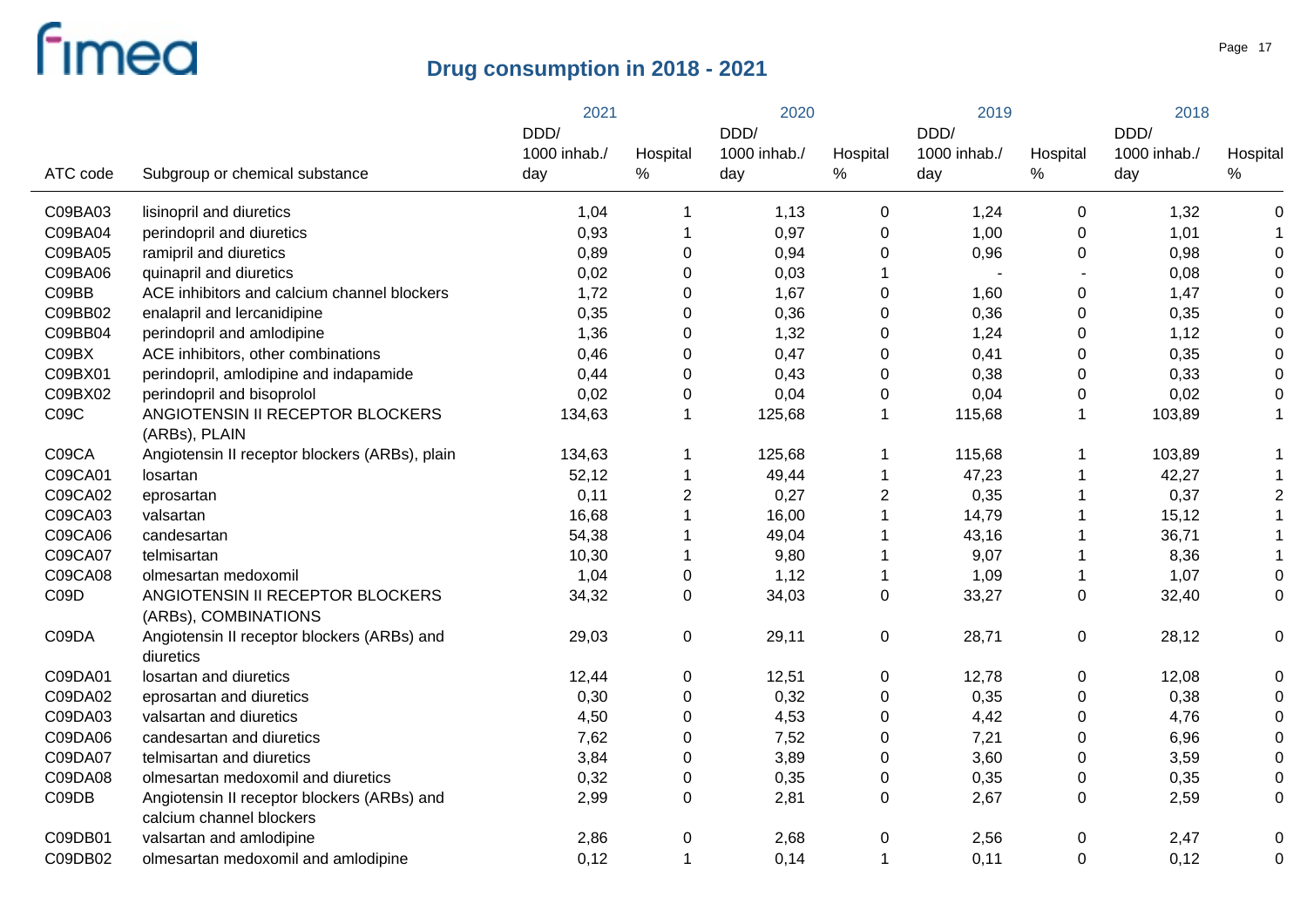# Drug consumption in 2018 - 2021

| ATC code | Subgroup or chemical substance | 2021 DDD/ 1000 inhab./ day | 2021 Hospital % | 2020 DDD/ 1000 inhab./ day | 2020 Hospital % | 2019 DDD/ 1000 inhab./ day | 2019 Hospital % | 2018 DDD/ 1000 inhab./ day | 2018 Hospital % |
|---|---|---|---|---|---|---|---|---|---|
| C09BA03 | lisinopril and diuretics | 1,04 | 1 | 1,13 | 0 | 1,24 | 0 | 1,32 | 0 |
| C09BA04 | perindopril and diuretics | 0,93 | 1 | 0,97 | 0 | 1,00 | 0 | 1,01 | 1 |
| C09BA05 | ramipril and diuretics | 0,89 | 0 | 0,94 | 0 | 0,96 | 0 | 0,98 | 0 |
| C09BA06 | quinapril and diuretics | 0,02 | 0 | 0,03 | 1 | - | - | 0,08 | 0 |
| C09BB | ACE inhibitors and calcium channel blockers | 1,72 | 0 | 1,67 | 0 | 1,60 | 0 | 1,47 | 0 |
| C09BB02 | enalapril and lercanidipine | 0,35 | 0 | 0,36 | 0 | 0,36 | 0 | 0,35 | 0 |
| C09BB04 | perindopril and amlodipine | 1,36 | 0 | 1,32 | 0 | 1,24 | 0 | 1,12 | 0 |
| C09BX | ACE inhibitors, other combinations | 0,46 | 0 | 0,47 | 0 | 0,41 | 0 | 0,35 | 0 |
| C09BX01 | perindopril, amlodipine and indapamide | 0,44 | 0 | 0,43 | 0 | 0,38 | 0 | 0,33 | 0 |
| C09BX02 | perindopril and bisoprolol | 0,02 | 0 | 0,04 | 0 | 0,04 | 0 | 0,02 | 0 |
| C09C | ANGIOTENSIN II RECEPTOR BLOCKERS (ARBs), PLAIN | 134,63 | 1 | 125,68 | 1 | 115,68 | 1 | 103,89 | 1 |
| C09CA | Angiotensin II receptor blockers (ARBs), plain | 134,63 | 1 | 125,68 | 1 | 115,68 | 1 | 103,89 | 1 |
| C09CA01 | losartan | 52,12 | 1 | 49,44 | 1 | 47,23 | 1 | 42,27 | 1 |
| C09CA02 | eprosartan | 0,11 | 2 | 0,27 | 2 | 0,35 | 1 | 0,37 | 2 |
| C09CA03 | valsartan | 16,68 | 1 | 16,00 | 1 | 14,79 | 1 | 15,12 | 1 |
| C09CA06 | candesartan | 54,38 | 1 | 49,04 | 1 | 43,16 | 1 | 36,71 | 1 |
| C09CA07 | telmisartan | 10,30 | 1 | 9,80 | 1 | 9,07 | 1 | 8,36 | 1 |
| C09CA08 | olmesartan medoxomil | 1,04 | 0 | 1,12 | 1 | 1,09 | 1 | 1,07 | 0 |
| C09D | ANGIOTENSIN II RECEPTOR BLOCKERS (ARBs), COMBINATIONS | 34,32 | 0 | 34,03 | 0 | 33,27 | 0 | 32,40 | 0 |
| C09DA | Angiotensin II receptor blockers (ARBs) and diuretics | 29,03 | 0 | 29,11 | 0 | 28,71 | 0 | 28,12 | 0 |
| C09DA01 | losartan and diuretics | 12,44 | 0 | 12,51 | 0 | 12,78 | 0 | 12,08 | 0 |
| C09DA02 | eprosartan and diuretics | 0,30 | 0 | 0,32 | 0 | 0,35 | 0 | 0,38 | 0 |
| C09DA03 | valsartan and diuretics | 4,50 | 0 | 4,53 | 0 | 4,42 | 0 | 4,76 | 0 |
| C09DA06 | candesartan and diuretics | 7,62 | 0 | 7,52 | 0 | 7,21 | 0 | 6,96 | 0 |
| C09DA07 | telmisartan and diuretics | 3,84 | 0 | 3,89 | 0 | 3,60 | 0 | 3,59 | 0 |
| C09DA08 | olmesartan medoxomil and diuretics | 0,32 | 0 | 0,35 | 0 | 0,35 | 0 | 0,35 | 0 |
| C09DB | Angiotensin II receptor blockers (ARBs) and calcium channel blockers | 2,99 | 0 | 2,81 | 0 | 2,67 | 0 | 2,59 | 0 |
| C09DB01 | valsartan and amlodipine | 2,86 | 0 | 2,68 | 0 | 2,56 | 0 | 2,47 | 0 |
| C09DB02 | olmesartan medoxomil and amlodipine | 0,12 | 1 | 0,14 | 1 | 0,11 | 0 | 0,12 | 0 |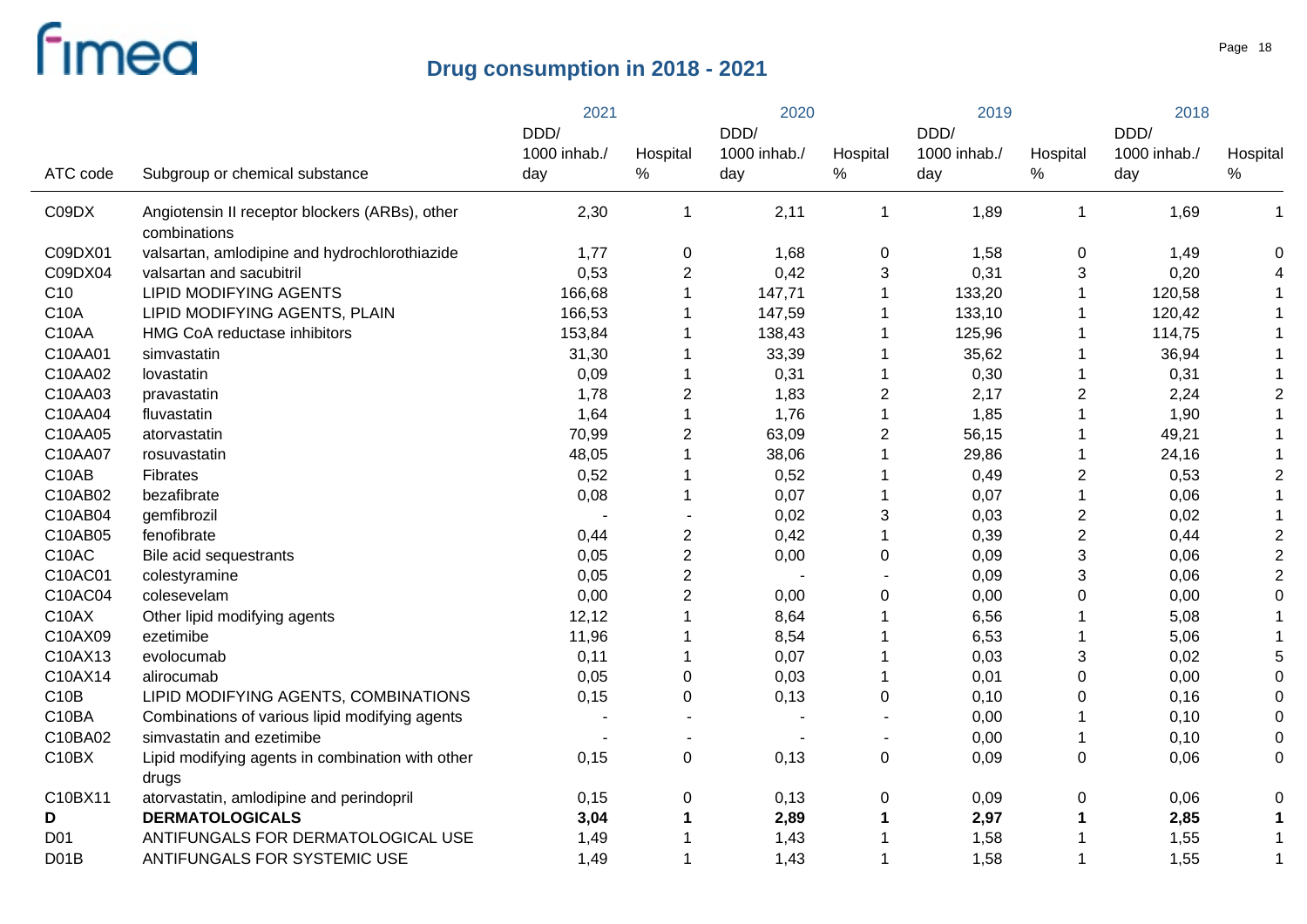# Drug consumption in 2018 - 2021

| ATC code | Subgroup or chemical substance | 2021 DDD/ 1000 inhab./ day | 2021 Hospital % | 2020 DDD/ 1000 inhab./ day | 2020 Hospital % | 2019 DDD/ 1000 inhab./ day | 2019 Hospital % | 2018 DDD/ 1000 inhab./ day | 2018 Hospital % |
|---|---|---|---|---|---|---|---|---|---|
| C09DX | Angiotensin II receptor blockers (ARBs), other combinations | 2,30 | 1 | 2,11 | 1 | 1,89 | 1 | 1,69 | 1 |
| C09DX01 | valsartan, amlodipine and hydrochlorothiazide | 1,77 | 0 | 1,68 | 0 | 1,58 | 0 | 1,49 | 0 |
| C09DX04 | valsartan and sacubitril | 0,53 | 2 | 0,42 | 3 | 0,31 | 3 | 0,20 | 4 |
| C10 | LIPID MODIFYING AGENTS | 166,68 | 1 | 147,71 | 1 | 133,20 | 1 | 120,58 | 1 |
| C10A | LIPID MODIFYING AGENTS, PLAIN | 166,53 | 1 | 147,59 | 1 | 133,10 | 1 | 120,42 | 1 |
| C10AA | HMG CoA reductase inhibitors | 153,84 | 1 | 138,43 | 1 | 125,96 | 1 | 114,75 | 1 |
| C10AA01 | simvastatin | 31,30 | 1 | 33,39 | 1 | 35,62 | 1 | 36,94 | 1 |
| C10AA02 | lovastatin | 0,09 | 1 | 0,31 | 1 | 0,30 | 1 | 0,31 | 1 |
| C10AA03 | pravastatin | 1,78 | 2 | 1,83 | 2 | 2,17 | 2 | 2,24 | 2 |
| C10AA04 | fluvastatin | 1,64 | 1 | 1,76 | 1 | 1,85 | 1 | 1,90 | 1 |
| C10AA05 | atorvastatin | 70,99 | 2 | 63,09 | 2 | 56,15 | 1 | 49,21 | 1 |
| C10AA07 | rosuvastatin | 48,05 | 1 | 38,06 | 1 | 29,86 | 1 | 24,16 | 1 |
| C10AB | Fibrates | 0,52 | 1 | 0,52 | 1 | 0,49 | 2 | 0,53 | 2 |
| C10AB02 | bezafibrate | 0,08 | 1 | 0,07 | 1 | 0,07 | 1 | 0,06 | 1 |
| C10AB04 | gemfibrozil | - | - | 0,02 | 3 | 0,03 | 2 | 0,02 | 1 |
| C10AB05 | fenofibrate | 0,44 | 2 | 0,42 | 1 | 0,39 | 2 | 0,44 | 2 |
| C10AC | Bile acid sequestrants | 0,05 | 2 | 0,00 | 0 | 0,09 | 3 | 0,06 | 2 |
| C10AC01 | colestyramine | 0,05 | 2 | - | - | 0,09 | 3 | 0,06 | 2 |
| C10AC04 | colesevelam | 0,00 | 2 | 0,00 | 0 | 0,00 | 0 | 0,00 | 0 |
| C10AX | Other lipid modifying agents | 12,12 | 1 | 8,64 | 1 | 6,56 | 1 | 5,08 | 1 |
| C10AX09 | ezetimibe | 11,96 | 1 | 8,54 | 1 | 6,53 | 1 | 5,06 | 1 |
| C10AX13 | evolocumab | 0,11 | 1 | 0,07 | 1 | 0,03 | 3 | 0,02 | 5 |
| C10AX14 | alirocumab | 0,05 | 0 | 0,03 | 1 | 0,01 | 0 | 0,00 | 0 |
| C10B | LIPID MODIFYING AGENTS, COMBINATIONS | 0,15 | 0 | 0,13 | 0 | 0,10 | 0 | 0,16 | 0 |
| C10BA | Combinations of various lipid modifying agents | - | - | - | - | 0,00 | 1 | 0,10 | 0 |
| C10BA02 | simvastatin and ezetimibe | - | - | - | - | 0,00 | 1 | 0,10 | 0 |
| C10BX | Lipid modifying agents in combination with other drugs | 0,15 | 0 | 0,13 | 0 | 0,09 | 0 | 0,06 | 0 |
| C10BX11 | atorvastatin, amlodipine and perindopril | 0,15 | 0 | 0,13 | 0 | 0,09 | 0 | 0,06 | 0 |
| **D** | **DERMATOLOGICALS** | **3,04** | **1** | **2,89** | **1** | **2,97** | **1** | **2,85** | **1** |
| D01 | ANTIFUNGALS FOR DERMATOLOGICAL USE | 1,49 | 1 | 1,43 | 1 | 1,58 | 1 | 1,55 | 1 |
| D01B | ANTIFUNGALS FOR SYSTEMIC USE | 1,49 | 1 | 1,43 | 1 | 1,58 | 1 | 1,55 | 1 |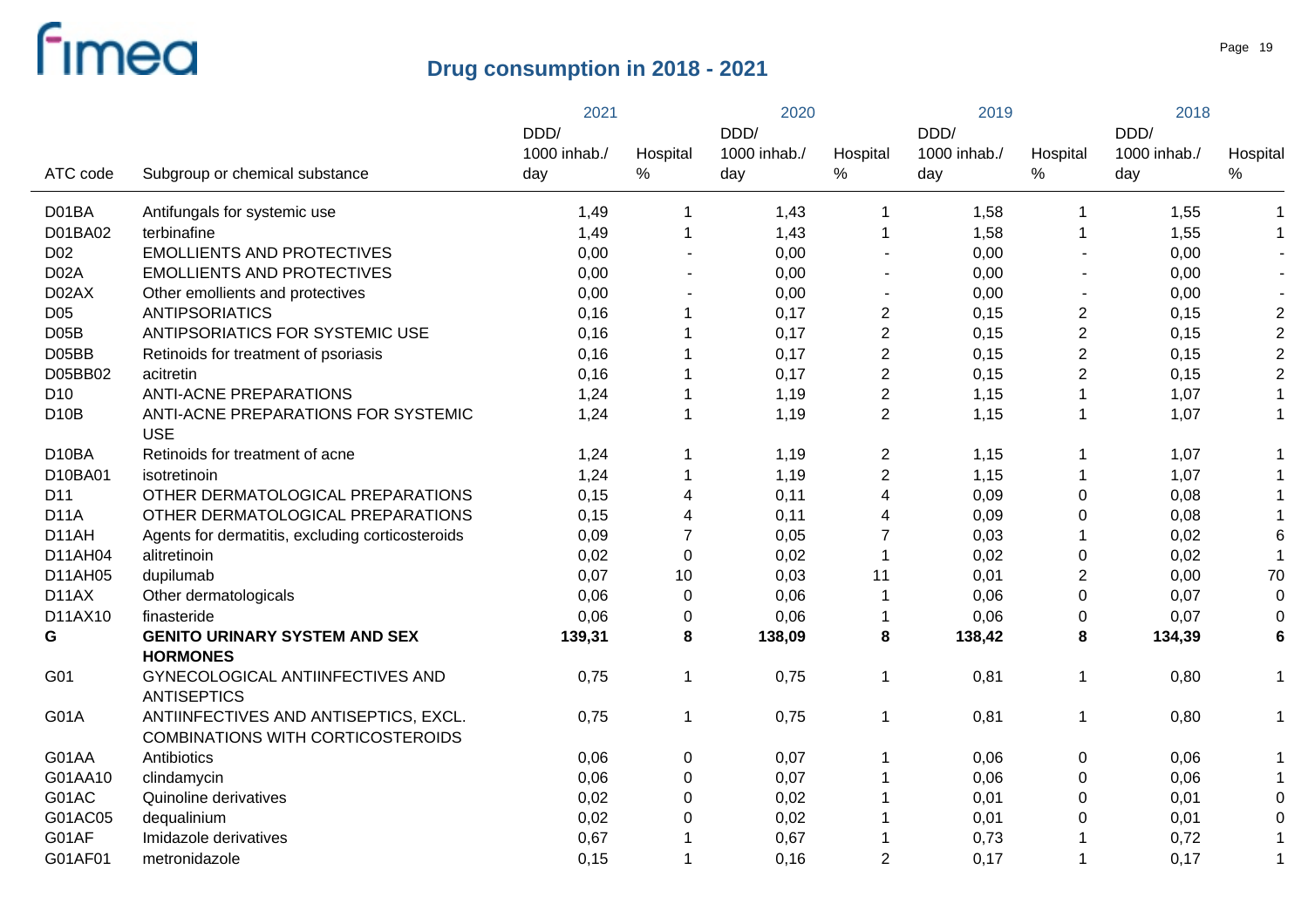# Drug consumption in 2018 - 2021

| ATC code | Subgroup or chemical substance | 2021 DDD/ 1000 inhab./ day | 2021 Hospital % | 2020 DDD/ 1000 inhab./ day | 2020 Hospital % | 2019 DDD/ 1000 inhab./ day | 2019 Hospital % | 2018 DDD/ 1000 inhab./ day | 2018 Hospital % |
|---|---|---|---|---|---|---|---|---|---|
| D01BA | Antifungals for systemic use | 1,49 | 1 | 1,43 | 1 | 1,58 | 1 | 1,55 | 1 |
| D01BA02 | terbinafine | 1,49 | 1 | 1,43 | 1 | 1,58 | 1 | 1,55 | 1 |
| D02 | EMOLLIENTS AND PROTECTIVES | 0,00 | - | 0,00 | - | 0,00 | - | 0,00 | - |
| D02A | EMOLLIENTS AND PROTECTIVES | 0,00 | - | 0,00 | - | 0,00 | - | 0,00 | - |
| D02AX | Other emollients and protectives | 0,00 | - | 0,00 | - | 0,00 | - | 0,00 | - |
| D05 | ANTIPSORIATICS | 0,16 | 1 | 0,17 | 2 | 0,15 | 2 | 0,15 | 2 |
| D05B | ANTIPSORIATICS FOR SYSTEMIC USE | 0,16 | 1 | 0,17 | 2 | 0,15 | 2 | 0,15 | 2 |
| D05BB | Retinoids for treatment of psoriasis | 0,16 | 1 | 0,17 | 2 | 0,15 | 2 | 0,15 | 2 |
| D05BB02 | acitretin | 0,16 | 1 | 0,17 | 2 | 0,15 | 2 | 0,15 | 2 |
| D10 | ANTI-ACNE PREPARATIONS | 1,24 | 1 | 1,19 | 2 | 1,15 | 1 | 1,07 | 1 |
| D10B | ANTI-ACNE PREPARATIONS FOR SYSTEMIC USE | 1,24 | 1 | 1,19 | 2 | 1,15 | 1 | 1,07 | 1 |
| D10BA | Retinoids for treatment of acne | 1,24 | 1 | 1,19 | 2 | 1,15 | 1 | 1,07 | 1 |
| D10BA01 | isotretinoin | 1,24 | 1 | 1,19 | 2 | 1,15 | 1 | 1,07 | 1 |
| D11 | OTHER DERMATOLOGICAL PREPARATIONS | 0,15 | 4 | 0,11 | 4 | 0,09 | 0 | 0,08 | 1 |
| D11A | OTHER DERMATOLOGICAL PREPARATIONS | 0,15 | 4 | 0,11 | 4 | 0,09 | 0 | 0,08 | 1 |
| D11AH | Agents for dermatitis, excluding corticosteroids | 0,09 | 7 | 0,05 | 7 | 0,03 | 1 | 0,02 | 6 |
| D11AH04 | alitretinoin | 0,02 | 0 | 0,02 | 1 | 0,02 | 0 | 0,02 | 1 |
| D11AH05 | dupilumab | 0,07 | 10 | 0,03 | 11 | 0,01 | 2 | 0,00 | 70 |
| D11AX | Other dermatologicals | 0,06 | 0 | 0,06 | 1 | 0,06 | 0 | 0,07 | 0 |
| D11AX10 | finasteride | 0,06 | 0 | 0,06 | 1 | 0,06 | 0 | 0,07 | 0 |
| **G** | **GENITO URINARY SYSTEM AND SEX HORMONES** | **139,31** | **8** | **138,09** | **8** | **138,42** | **8** | **134,39** | **6** |
| G01 | GYNECOLOGICAL ANTIINFECTIVES AND ANTISEPTICS | 0,75 | 1 | 0,75 | 1 | 0,81 | 1 | 0,80 | 1 |
| G01A | ANTIINFECTIVES AND ANTISEPTICS, EXCL. COMBINATIONS WITH CORTICOSTEROIDS | 0,75 | 1 | 0,75 | 1 | 0,81 | 1 | 0,80 | 1 |
| G01AA | Antibiotics | 0,06 | 0 | 0,07 | 1 | 0,06 | 0 | 0,06 | 1 |
| G01AA10 | clindamycin | 0,06 | 0 | 0,07 | 1 | 0,06 | 0 | 0,06 | 1 |
| G01AC | Quinoline derivatives | 0,02 | 0 | 0,02 | 1 | 0,01 | 0 | 0,01 | 0 |
| G01AC05 | dequalinium | 0,02 | 0 | 0,02 | 1 | 0,01 | 0 | 0,01 | 0 |
| G01AF | Imidazole derivatives | 0,67 | 1 | 0,67 | 1 | 0,73 | 1 | 0,72 | 1 |
| G01AF01 | metronidazole | 0,15 | 1 | 0,16 | 2 | 0,17 | 1 | 0,17 | 1 |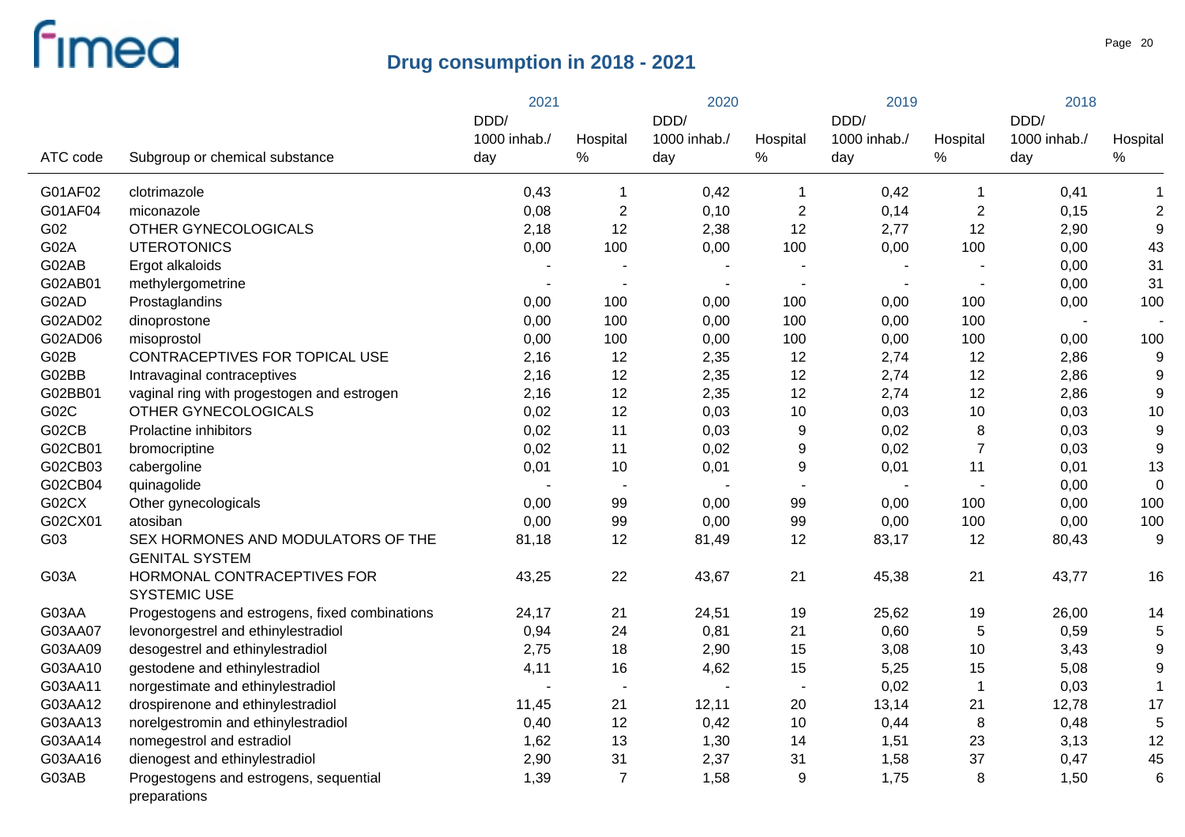# Drug consumption in 2018 - 2021

| ATC code | Subgroup or chemical substance | 2021 DDD/ 1000 inhab./ day | 2021 Hospital % | 2020 DDD/ 1000 inhab./ day | 2020 Hospital % | 2019 DDD/ 1000 inhab./ day | 2019 Hospital % | 2018 DDD/ 1000 inhab./ day | 2018 Hospital % |
|---|---|---|---|---|---|---|---|---|---|
| G01AF02 | clotrimazole | 0,43 | 1 | 0,42 | 1 | 0,42 | 1 | 0,41 | 1 |
| G01AF04 | miconazole | 0,08 | 2 | 0,10 | 2 | 0,14 | 2 | 0,15 | 2 |
| G02 | OTHER GYNECOLOGICALS | 2,18 | 12 | 2,38 | 12 | 2,77 | 12 | 2,90 | 9 |
| G02A | UTEROTONICS | 0,00 | 100 | 0,00 | 100 | 0,00 | 100 | 0,00 | 43 |
| G02AB | Ergot alkaloids | - | - | - | - | - | - | 0,00 | 31 |
| G02AB01 | methylergometrine | - | - | - | - | - | - | 0,00 | 31 |
| G02AD | Prostaglandins | 0,00 | 100 | 0,00 | 100 | 0,00 | 100 | 0,00 | 100 |
| G02AD02 | dinoprostone | 0,00 | 100 | 0,00 | 100 | 0,00 | 100 | - | - |
| G02AD06 | misoprostol | 0,00 | 100 | 0,00 | 100 | 0,00 | 100 | 0,00 | 100 |
| G02B | CONTRACEPTIVES FOR TOPICAL USE | 2,16 | 12 | 2,35 | 12 | 2,74 | 12 | 2,86 | 9 |
| G02BB | Intravaginal contraceptives | 2,16 | 12 | 2,35 | 12 | 2,74 | 12 | 2,86 | 9 |
| G02BB01 | vaginal ring with progestogen and estrogen | 2,16 | 12 | 2,35 | 12 | 2,74 | 12 | 2,86 | 9 |
| G02C | OTHER GYNECOLOGICALS | 0,02 | 12 | 0,03 | 10 | 0,03 | 10 | 0,03 | 10 |
| G02CB | Prolactine inhibitors | 0,02 | 11 | 0,03 | 9 | 0,02 | 8 | 0,03 | 9 |
| G02CB01 | bromocriptine | 0,02 | 11 | 0,02 | 9 | 0,02 | 7 | 0,03 | 9 |
| G02CB03 | cabergoline | 0,01 | 10 | 0,01 | 9 | 0,01 | 11 | 0,01 | 13 |
| G02CB04 | quinagolide | - | - | - | - | - | - | 0,00 | 0 |
| G02CX | Other gynecologicals | 0,00 | 99 | 0,00 | 99 | 0,00 | 100 | 0,00 | 100 |
| G02CX01 | atosiban | 0,00 | 99 | 0,00 | 99 | 0,00 | 100 | 0,00 | 100 |
| G03 | SEX HORMONES AND MODULATORS OF THE GENITAL SYSTEM | 81,18 | 12 | 81,49 | 12 | 83,17 | 12 | 80,43 | 9 |
| G03A | HORMONAL CONTRACEPTIVES FOR SYSTEMIC USE | 43,25 | 22 | 43,67 | 21 | 45,38 | 21 | 43,77 | 16 |
| G03AA | Progestogens and estrogens, fixed combinations | 24,17 | 21 | 24,51 | 19 | 25,62 | 19 | 26,00 | 14 |
| G03AA07 | levonorgestrel and ethinylestradiol | 0,94 | 24 | 0,81 | 21 | 0,60 | 5 | 0,59 | 5 |
| G03AA09 | desogestrel and ethinylestradiol | 2,75 | 18 | 2,90 | 15 | 3,08 | 10 | 3,43 | 9 |
| G03AA10 | gestodene and ethinylestradiol | 4,11 | 16 | 4,62 | 15 | 5,25 | 15 | 5,08 | 9 |
| G03AA11 | norgestimate and ethinylestradiol | - | - | - | - | 0,02 | 1 | 0,03 | 1 |
| G03AA12 | drospirenone and ethinylestradiol | 11,45 | 21 | 12,11 | 20 | 13,14 | 21 | 12,78 | 17 |
| G03AA13 | norelgestromin and ethinylestradiol | 0,40 | 12 | 0,42 | 10 | 0,44 | 8 | 0,48 | 5 |
| G03AA14 | nomegestrol and estradiol | 1,62 | 13 | 1,30 | 14 | 1,51 | 23 | 3,13 | 12 |
| G03AA16 | dienogest and ethinylestradiol | 2,90 | 31 | 2,37 | 31 | 1,58 | 37 | 0,47 | 45 |
| G03AB | Progestogens and estrogens, sequential preparations | 1,39 | 7 | 1,58 | 9 | 1,75 | 8 | 1,50 | 6 |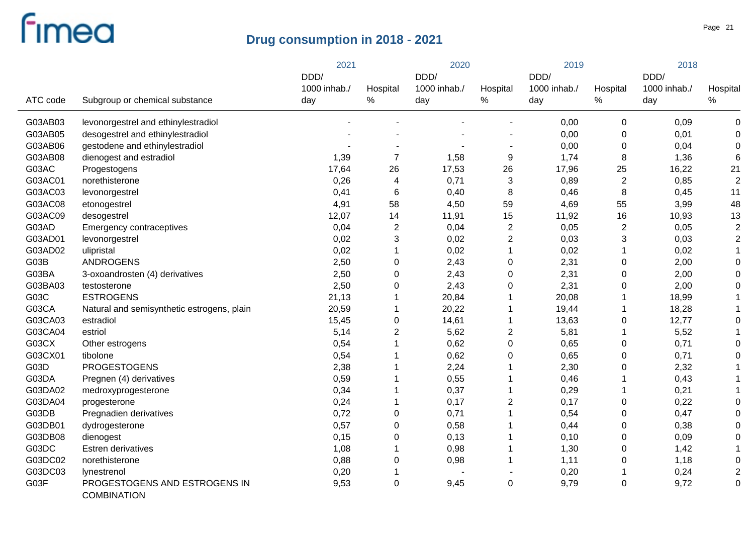# Drug consumption in 2018 - 2021

| ATC code | Subgroup or chemical substance | 2021 DDD/ 1000 inhab./ day | 2021 Hospital % | 2020 DDD/ 1000 inhab./ day | 2020 Hospital % | 2019 DDD/ 1000 inhab./ day | 2019 Hospital % | 2018 DDD/ 1000 inhab./ day | 2018 Hospital % |
|---|---|---|---|---|---|---|---|---|---|
| G03AB03 | levonorgestrel and ethinylestradiol | - | - | - | - | 0,00 | 0 | 0,09 | 0 |
| G03AB05 | desogestrel and ethinylestradiol | - | - | - | - | 0,00 | 0 | 0,01 | 0 |
| G03AB06 | gestodene and ethinylestradiol | - | - | - | - | 0,00 | 0 | 0,04 | 0 |
| G03AB08 | dienogest and estradiol | 1,39 | 7 | 1,58 | 9 | 1,74 | 8 | 1,36 | 6 |
| G03AC | Progestogens | 17,64 | 26 | 17,53 | 26 | 17,96 | 25 | 16,22 | 21 |
| G03AC01 | norethisterone | 0,26 | 4 | 0,71 | 3 | 0,89 | 2 | 0,85 | 2 |
| G03AC03 | levonorgestrel | 0,41 | 6 | 0,40 | 8 | 0,46 | 8 | 0,45 | 11 |
| G03AC08 | etonogestrel | 4,91 | 58 | 4,50 | 59 | 4,69 | 55 | 3,99 | 48 |
| G03AC09 | desogestrel | 12,07 | 14 | 11,91 | 15 | 11,92 | 16 | 10,93 | 13 |
| G03AD | Emergency contraceptives | 0,04 | 2 | 0,04 | 2 | 0,05 | 2 | 0,05 | 2 |
| G03AD01 | levonorgestrel | 0,02 | 3 | 0,02 | 2 | 0,03 | 3 | 0,03 | 2 |
| G03AD02 | ulipristal | 0,02 | 1 | 0,02 | 1 | 0,02 | 1 | 0,02 | 1 |
| G03B | ANDROGENS | 2,50 | 0 | 2,43 | 0 | 2,31 | 0 | 2,00 | 0 |
| G03BA | 3-oxoandrosten (4) derivatives | 2,50 | 0 | 2,43 | 0 | 2,31 | 0 | 2,00 | 0 |
| G03BA03 | testosterone | 2,50 | 0 | 2,43 | 0 | 2,31 | 0 | 2,00 | 0 |
| G03C | ESTROGENS | 21,13 | 1 | 20,84 | 1 | 20,08 | 1 | 18,99 | 1 |
| G03CA | Natural and semisynthetic estrogens, plain | 20,59 | 1 | 20,22 | 1 | 19,44 | 1 | 18,28 | 1 |
| G03CA03 | estradiol | 15,45 | 0 | 14,61 | 1 | 13,63 | 0 | 12,77 | 0 |
| G03CA04 | estriol | 5,14 | 2 | 5,62 | 2 | 5,81 | 1 | 5,52 | 1 |
| G03CX | Other estrogens | 0,54 | 1 | 0,62 | 0 | 0,65 | 0 | 0,71 | 0 |
| G03CX01 | tibolone | 0,54 | 1 | 0,62 | 0 | 0,65 | 0 | 0,71 | 0 |
| G03D | PROGESTOGENS | 2,38 | 1 | 2,24 | 1 | 2,30 | 0 | 2,32 | 1 |
| G03DA | Pregnen (4) derivatives | 0,59 | 1 | 0,55 | 1 | 0,46 | 1 | 0,43 | 1 |
| G03DA02 | medroxyprogesterone | 0,34 | 1 | 0,37 | 1 | 0,29 | 1 | 0,21 | 1 |
| G03DA04 | progesterone | 0,24 | 1 | 0,17 | 2 | 0,17 | 0 | 0,22 | 0 |
| G03DB | Pregnadien derivatives | 0,72 | 0 | 0,71 | 1 | 0,54 | 0 | 0,47 | 0 |
| G03DB01 | dydrogesterone | 0,57 | 0 | 0,58 | 1 | 0,44 | 0 | 0,38 | 0 |
| G03DB08 | dienogest | 0,15 | 0 | 0,13 | 1 | 0,10 | 0 | 0,09 | 0 |
| G03DC | Estren derivatives | 1,08 | 1 | 0,98 | 1 | 1,30 | 0 | 1,42 | 1 |
| G03DC02 | norethisterone | 0,88 | 0 | 0,98 | 1 | 1,11 | 0 | 1,18 | 0 |
| G03DC03 | lynestrenol | 0,20 | 1 | - | - | 0,20 | 1 | 0,24 | 2 |
| G03F | PROGESTOGENS AND ESTROGENS IN COMBINATION | 9,53 | 0 | 9,45 | 0 | 9,79 | 0 | 9,72 | 0 |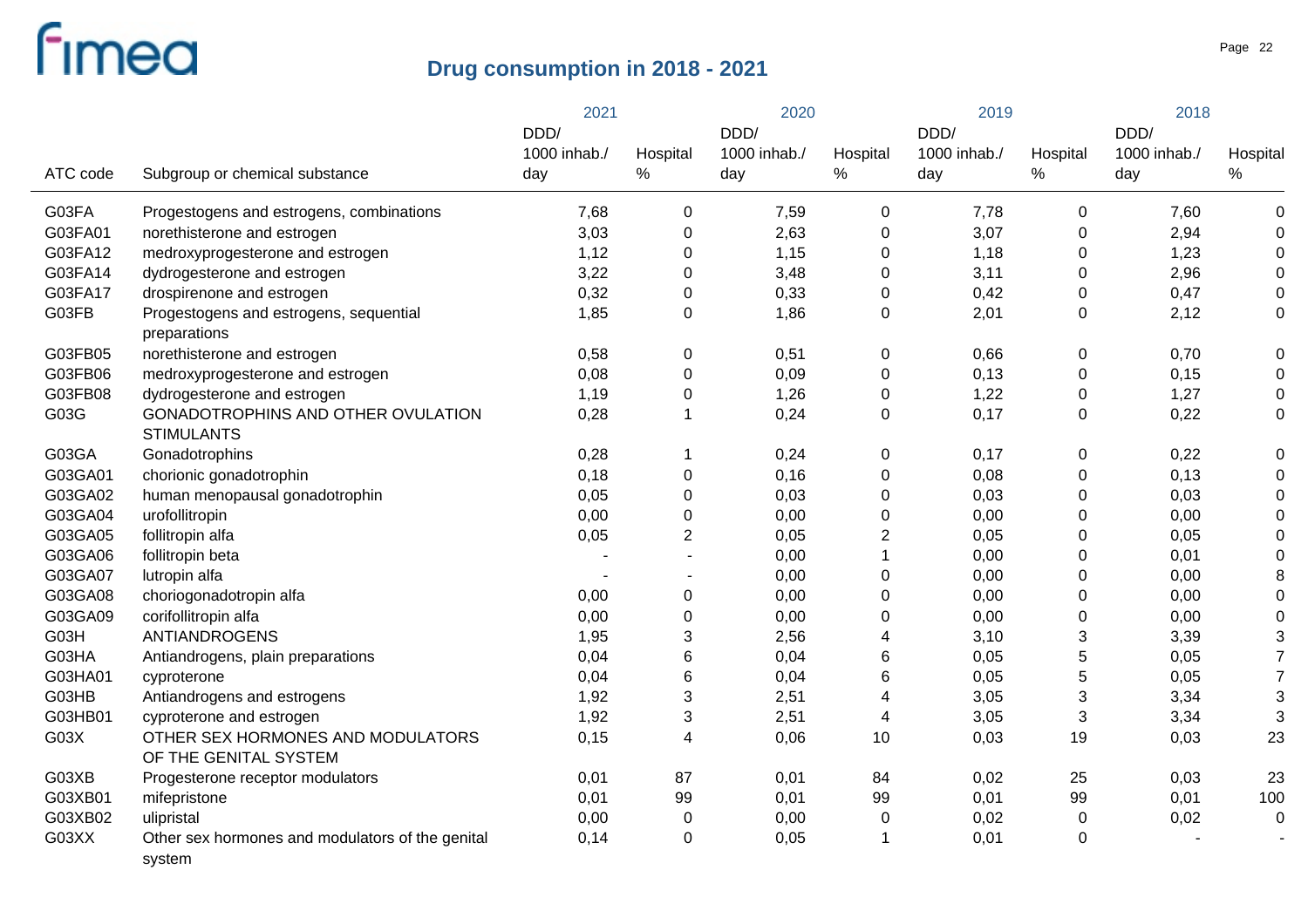# Drug consumption in 2018 - 2021

| ATC code | Subgroup or chemical substance | 2021 DDD/ 1000 inhab./ day | 2021 Hospital % | 2020 DDD/ 1000 inhab./ day | 2020 Hospital % | 2019 DDD/ 1000 inhab./ day | 2019 Hospital % | 2018 DDD/ 1000 inhab./ day | 2018 Hospital % |
|---|---|---|---|---|---|---|---|---|---|
| G03FA | Progestogens and estrogens, combinations | 7,68 | 0 | 7,59 | 0 | 7,78 | 0 | 7,60 | 0 |
| G03FA01 | norethisterone and estrogen | 3,03 | 0 | 2,63 | 0 | 3,07 | 0 | 2,94 | 0 |
| G03FA12 | medroxyprogesterone and estrogen | 1,12 | 0 | 1,15 | 0 | 1,18 | 0 | 1,23 | 0 |
| G03FA14 | dydrogesterone and estrogen | 3,22 | 0 | 3,48 | 0 | 3,11 | 0 | 2,96 | 0 |
| G03FA17 | drospirenone and estrogen | 0,32 | 0 | 0,33 | 0 | 0,42 | 0 | 0,47 | 0 |
| G03FB | Progestogens and estrogens, sequential preparations | 1,85 | 0 | 1,86 | 0 | 2,01 | 0 | 2,12 | 0 |
| G03FB05 | norethisterone and estrogen | 0,58 | 0 | 0,51 | 0 | 0,66 | 0 | 0,70 | 0 |
| G03FB06 | medroxyprogesterone and estrogen | 0,08 | 0 | 0,09 | 0 | 0,13 | 0 | 0,15 | 0 |
| G03FB08 | dydrogesterone and estrogen | 1,19 | 0 | 1,26 | 0 | 1,22 | 0 | 1,27 | 0 |
| G03G | GONADOTROPHINS AND OTHER OVULATION STIMULANTS | 0,28 | 1 | 0,24 | 0 | 0,17 | 0 | 0,22 | 0 |
| G03GA | Gonadotrophins | 0,28 | 1 | 0,24 | 0 | 0,17 | 0 | 0,22 | 0 |
| G03GA01 | chorionic gonadotrophin | 0,18 | 0 | 0,16 | 0 | 0,08 | 0 | 0,13 | 0 |
| G03GA02 | human menopausal gonadotrophin | 0,05 | 0 | 0,03 | 0 | 0,03 | 0 | 0,03 | 0 |
| G03GA04 | urofollitropin | 0,00 | 0 | 0,00 | 0 | 0,00 | 0 | 0,00 | 0 |
| G03GA05 | follitropin alfa | 0,05 | 2 | 0,05 | 2 | 0,05 | 0 | 0,05 | 0 |
| G03GA06 | follitropin beta | - | - | 0,00 | 1 | 0,00 | 0 | 0,01 | 0 |
| G03GA07 | lutropin alfa | - | - | 0,00 | 0 | 0,00 | 0 | 0,00 | 8 |
| G03GA08 | choriogonadotropin alfa | 0,00 | 0 | 0,00 | 0 | 0,00 | 0 | 0,00 | 0 |
| G03GA09 | corifollitropin alfa | 0,00 | 0 | 0,00 | 0 | 0,00 | 0 | 0,00 | 0 |
| G03H | ANTIANDROGENS | 1,95 | 3 | 2,56 | 4 | 3,10 | 3 | 3,39 | 3 |
| G03HA | Antiandrogens, plain preparations | 0,04 | 6 | 0,04 | 6 | 0,05 | 5 | 0,05 | 7 |
| G03HA01 | cyproterone | 0,04 | 6 | 0,04 | 6 | 0,05 | 5 | 0,05 | 7 |
| G03HB | Antiandrogens and estrogens | 1,92 | 3 | 2,51 | 4 | 3,05 | 3 | 3,34 | 3 |
| G03HB01 | cyproterone and estrogen | 1,92 | 3 | 2,51 | 4 | 3,05 | 3 | 3,34 | 3 |
| G03X | OTHER SEX HORMONES AND MODULATORS OF THE GENITAL SYSTEM | 0,15 | 4 | 0,06 | 10 | 0,03 | 19 | 0,03 | 23 |
| G03XB | Progesterone receptor modulators | 0,01 | 87 | 0,01 | 84 | 0,02 | 25 | 0,03 | 23 |
| G03XB01 | mifepristone | 0,01 | 99 | 0,01 | 99 | 0,01 | 99 | 0,01 | 100 |
| G03XB02 | ulipristal | 0,00 | 0 | 0,00 | 0 | 0,02 | 0 | 0,02 | 0 |
| G03XX | Other sex hormones and modulators of the genital system | 0,14 | 0 | 0,05 | 1 | 0,01 | 0 | - | - |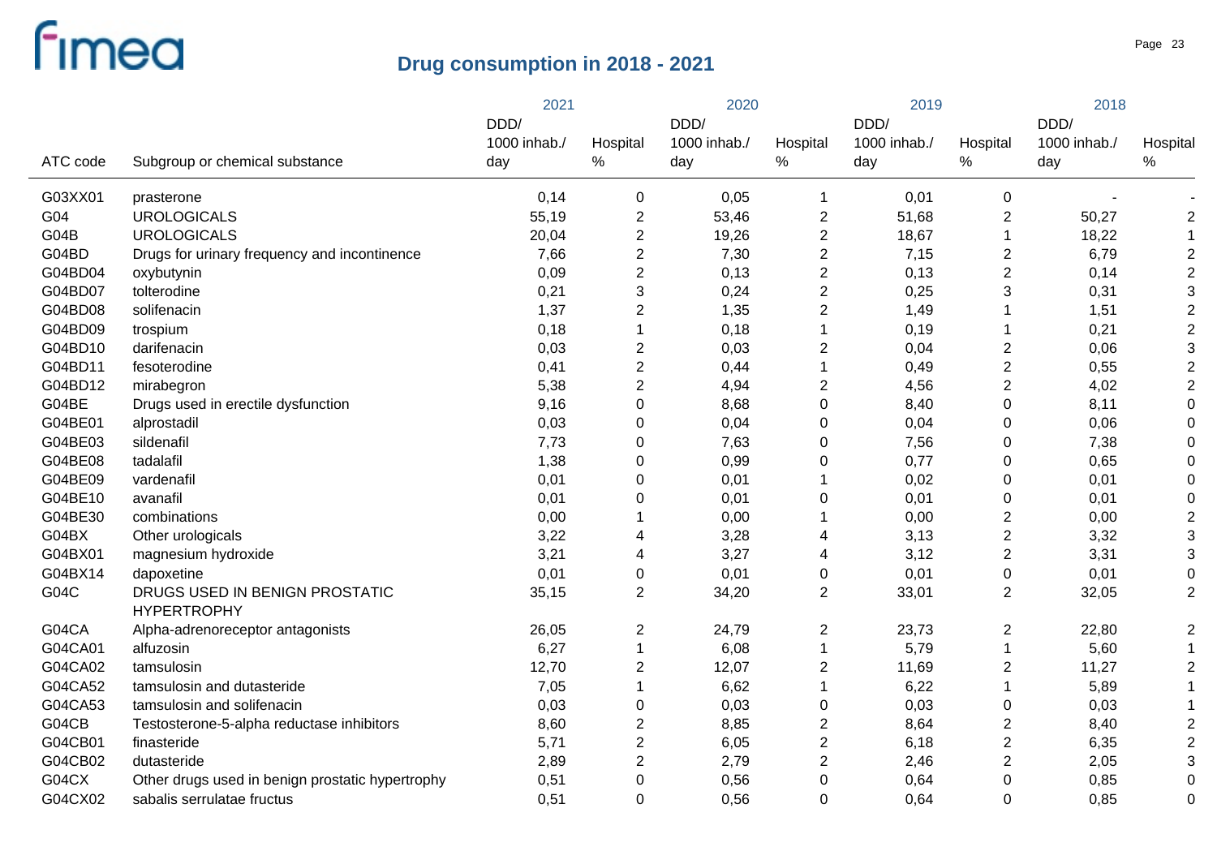# Drug consumption in 2018 - 2021

| ATC code | Subgroup or chemical substance | 2021 DDD/ 1000 inhab./ day | 2021 Hospital % | 2020 DDD/ 1000 inhab./ day | 2020 Hospital % | 2019 DDD/ 1000 inhab./ day | 2019 Hospital % | 2018 DDD/ 1000 inhab./ day | 2018 Hospital % |
|---|---|---|---|---|---|---|---|---|---|
| G03XX01 | prasterone | 0,14 | 0 | 0,05 | 1 | 0,01 | 0 | - | - |
| G04 | UROLOGICALS | 55,19 | 2 | 53,46 | 2 | 51,68 | 2 | 50,27 | 2 |
| G04B | UROLOGICALS | 20,04 | 2 | 19,26 | 2 | 18,67 | 1 | 18,22 | 1 |
| G04BD | Drugs for urinary frequency and incontinence | 7,66 | 2 | 7,30 | 2 | 7,15 | 2 | 6,79 | 2 |
| G04BD04 | oxybutynin | 0,09 | 2 | 0,13 | 2 | 0,13 | 2 | 0,14 | 2 |
| G04BD07 | tolterodine | 0,21 | 3 | 0,24 | 2 | 0,25 | 3 | 0,31 | 3 |
| G04BD08 | solifenacin | 1,37 | 2 | 1,35 | 2 | 1,49 | 1 | 1,51 | 2 |
| G04BD09 | trospium | 0,18 | 1 | 0,18 | 1 | 0,19 | 1 | 0,21 | 2 |
| G04BD10 | darifenacin | 0,03 | 2 | 0,03 | 2 | 0,04 | 2 | 0,06 | 3 |
| G04BD11 | fesoterodine | 0,41 | 2 | 0,44 | 1 | 0,49 | 2 | 0,55 | 2 |
| G04BD12 | mirabegron | 5,38 | 2 | 4,94 | 2 | 4,56 | 2 | 4,02 | 2 |
| G04BE | Drugs used in erectile dysfunction | 9,16 | 0 | 8,68 | 0 | 8,40 | 0 | 8,11 | 0 |
| G04BE01 | alprostadil | 0,03 | 0 | 0,04 | 0 | 0,04 | 0 | 0,06 | 0 |
| G04BE03 | sildenafil | 7,73 | 0 | 7,63 | 0 | 7,56 | 0 | 7,38 | 0 |
| G04BE08 | tadalafil | 1,38 | 0 | 0,99 | 0 | 0,77 | 0 | 0,65 | 0 |
| G04BE09 | vardenafil | 0,01 | 0 | 0,01 | 1 | 0,02 | 0 | 0,01 | 0 |
| G04BE10 | avanafil | 0,01 | 0 | 0,01 | 0 | 0,01 | 0 | 0,01 | 0 |
| G04BE30 | combinations | 0,00 | 1 | 0,00 | 1 | 0,00 | 2 | 0,00 | 2 |
| G04BX | Other urologicals | 3,22 | 4 | 3,28 | 4 | 3,13 | 2 | 3,32 | 3 |
| G04BX01 | magnesium hydroxide | 3,21 | 4 | 3,27 | 4 | 3,12 | 2 | 3,31 | 3 |
| G04BX14 | dapoxetine | 0,01 | 0 | 0,01 | 0 | 0,01 | 0 | 0,01 | 0 |
| G04C | DRUGS USED IN BENIGN PROSTATIC HYPERTROPHY | 35,15 | 2 | 34,20 | 2 | 33,01 | 2 | 32,05 | 2 |
| G04CA | Alpha-adrenoreceptor antagonists | 26,05 | 2 | 24,79 | 2 | 23,73 | 2 | 22,80 | 2 |
| G04CA01 | alfuzosin | 6,27 | 1 | 6,08 | 1 | 5,79 | 1 | 5,60 | 1 |
| G04CA02 | tamsulosin | 12,70 | 2 | 12,07 | 2 | 11,69 | 2 | 11,27 | 2 |
| G04CA52 | tamsulosin and dutasteride | 7,05 | 1 | 6,62 | 1 | 6,22 | 1 | 5,89 | 1 |
| G04CA53 | tamsulosin and solifenacin | 0,03 | 0 | 0,03 | 0 | 0,03 | 0 | 0,03 | 1 |
| G04CB | Testosterone-5-alpha reductase inhibitors | 8,60 | 2 | 8,85 | 2 | 8,64 | 2 | 8,40 | 2 |
| G04CB01 | finasteride | 5,71 | 2 | 6,05 | 2 | 6,18 | 2 | 6,35 | 2 |
| G04CB02 | dutasteride | 2,89 | 2 | 2,79 | 2 | 2,46 | 2 | 2,05 | 3 |
| G04CX | Other drugs used in benign prostatic hypertrophy | 0,51 | 0 | 0,56 | 0 | 0,64 | 0 | 0,85 | 0 |
| G04CX02 | sabalis serrulatae fructus | 0,51 | 0 | 0,56 | 0 | 0,64 | 0 | 0,85 | 0 |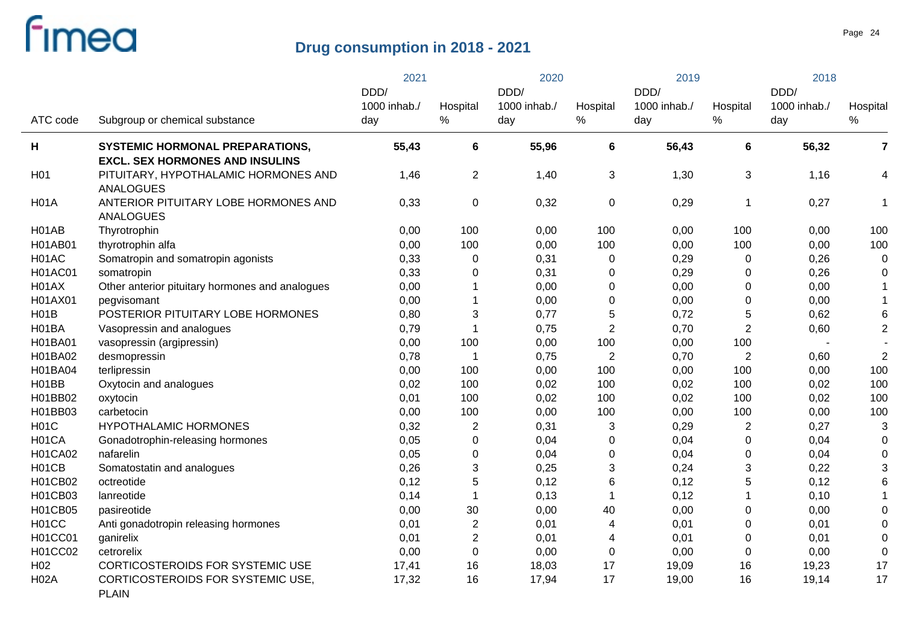# Drug consumption in 2018 - 2021

| ATC code | Subgroup or chemical substance | 2021 DDD/ 1000 inhab./ day | 2021 Hospital % | 2020 DDD/ 1000 inhab./ day | 2020 Hospital % | 2019 DDD/ 1000 inhab./ day | 2019 Hospital % | 2018 DDD/ 1000 inhab./ day | 2018 Hospital % |
|---|---|---|---|---|---|---|---|---|---|
| **H** | **SYSTEMIC HORMONAL PREPARATIONS, EXCL. SEX HORMONES AND INSULINS** | **55,43** | **6** | **55,96** | **6** | **56,43** | **6** | **56,32** | **7** |
| H01 | PITUITARY, HYPOTHALAMIC HORMONES AND ANALOGUES | 1,46 | 2 | 1,40 | 3 | 1,30 | 3 | 1,16 | 4 |
| H01A | ANTERIOR PITUITARY LOBE HORMONES AND ANALOGUES | 0,33 | 0 | 0,32 | 0 | 0,29 | 1 | 0,27 | 1 |
| H01AB | Thyrotrophin | 0,00 | 100 | 0,00 | 100 | 0,00 | 100 | 0,00 | 100 |
| H01AB01 | thyrotrophin alfa | 0,00 | 100 | 0,00 | 100 | 0,00 | 100 | 0,00 | 100 |
| H01AC | Somatropin and somatropin agonists | 0,33 | 0 | 0,31 | 0 | 0,29 | 0 | 0,26 | 0 |
| H01AC01 | somatropin | 0,33 | 0 | 0,31 | 0 | 0,29 | 0 | 0,26 | 0 |
| H01AX | Other anterior pituitary hormones and analogues | 0,00 | 1 | 0,00 | 0 | 0,00 | 0 | 0,00 | 1 |
| H01AX01 | pegvisomant | 0,00 | 1 | 0,00 | 0 | 0,00 | 0 | 0,00 | 1 |
| H01B | POSTERIOR PITUITARY LOBE HORMONES | 0,80 | 3 | 0,77 | 5 | 0,72 | 5 | 0,62 | 6 |
| H01BA | Vasopressin and analogues | 0,79 | 1 | 0,75 | 2 | 0,70 | 2 | 0,60 | 2 |
| H01BA01 | vasopressin (argipressin) | 0,00 | 100 | 0,00 | 100 | 0,00 | 100 | - | - |
| H01BA02 | desmopressin | 0,78 | 1 | 0,75 | 2 | 0,70 | 2 | 0,60 | 2 |
| H01BA04 | terlipressin | 0,00 | 100 | 0,00 | 100 | 0,00 | 100 | 0,00 | 100 |
| H01BB | Oxytocin and analogues | 0,02 | 100 | 0,02 | 100 | 0,02 | 100 | 0,02 | 100 |
| H01BB02 | oxytocin | 0,01 | 100 | 0,02 | 100 | 0,02 | 100 | 0,02 | 100 |
| H01BB03 | carbetocin | 0,00 | 100 | 0,00 | 100 | 0,00 | 100 | 0,00 | 100 |
| H01C | HYPOTHALAMIC HORMONES | 0,32 | 2 | 0,31 | 3 | 0,29 | 2 | 0,27 | 3 |
| H01CA | Gonadotrophin-releasing hormones | 0,05 | 0 | 0,04 | 0 | 0,04 | 0 | 0,04 | 0 |
| H01CA02 | nafarelin | 0,05 | 0 | 0,04 | 0 | 0,04 | 0 | 0,04 | 0 |
| H01CB | Somatostatin and analogues | 0,26 | 3 | 0,25 | 3 | 0,24 | 3 | 0,22 | 3 |
| H01CB02 | octreotide | 0,12 | 5 | 0,12 | 6 | 0,12 | 5 | 0,12 | 6 |
| H01CB03 | lanreotide | 0,14 | 1 | 0,13 | 1 | 0,12 | 1 | 0,10 | 1 |
| H01CB05 | pasireotide | 0,00 | 30 | 0,00 | 40 | 0,00 | 0 | 0,00 | 0 |
| H01CC | Anti gonadotropin releasing hormones | 0,01 | 2 | 0,01 | 4 | 0,01 | 0 | 0,01 | 0 |
| H01CC01 | ganirelix | 0,01 | 2 | 0,01 | 4 | 0,01 | 0 | 0,01 | 0 |
| H01CC02 | cetrorelix | 0,00 | 0 | 0,00 | 0 | 0,00 | 0 | 0,00 | 0 |
| H02 | CORTICOSTEROIDS FOR SYSTEMIC USE | 17,41 | 16 | 18,03 | 17 | 19,09 | 16 | 19,23 | 17 |
| H02A | CORTICOSTEROIDS FOR SYSTEMIC USE, PLAIN | 17,32 | 16 | 17,94 | 17 | 19,00 | 16 | 19,14 | 17 |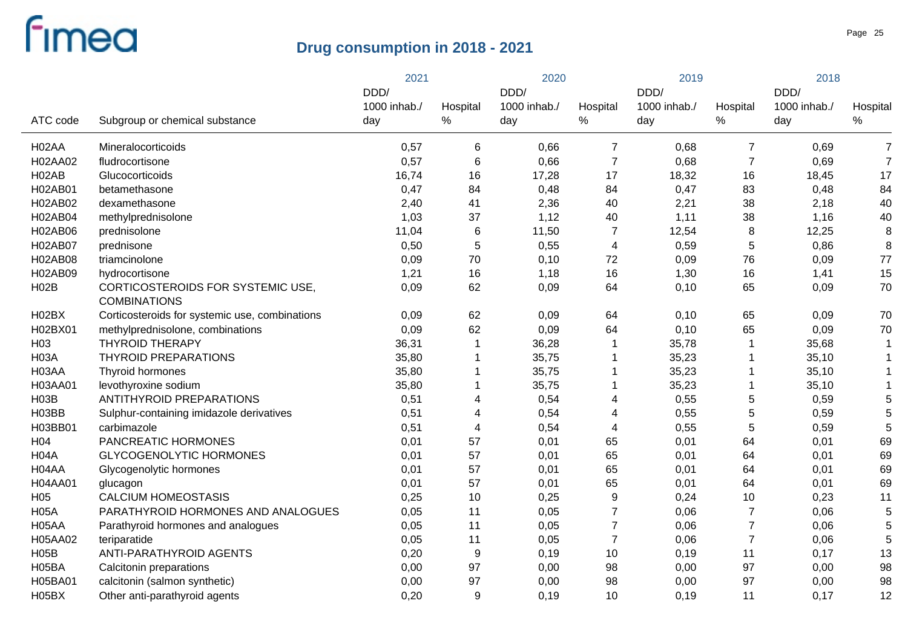# Drug consumption in 2018 - 2021

| ATC code | Subgroup or chemical substance | 2021 DDD/ 1000 inhab./ day | 2021 Hospital % | 2020 DDD/ 1000 inhab./ day | 2020 Hospital % | 2019 DDD/ 1000 inhab./ day | 2019 Hospital % | 2018 DDD/ 1000 inhab./ day | 2018 Hospital % |
|---|---|---|---|---|---|---|---|---|---|
| H02AA | Mineralocorticoids | 0,57 | 6 | 0,66 | 7 | 0,68 | 7 | 0,69 | 7 |
| H02AA02 | fludrocortisone | 0,57 | 6 | 0,66 | 7 | 0,68 | 7 | 0,69 | 7 |
| H02AB | Glucocorticoids | 16,74 | 16 | 17,28 | 17 | 18,32 | 16 | 18,45 | 17 |
| H02AB01 | betamethasone | 0,47 | 84 | 0,48 | 84 | 0,47 | 83 | 0,48 | 84 |
| H02AB02 | dexamethasone | 2,40 | 41 | 2,36 | 40 | 2,21 | 38 | 2,18 | 40 |
| H02AB04 | methylprednisolone | 1,03 | 37 | 1,12 | 40 | 1,11 | 38 | 1,16 | 40 |
| H02AB06 | prednisolone | 11,04 | 6 | 11,50 | 7 | 12,54 | 8 | 12,25 | 8 |
| H02AB07 | prednisone | 0,50 | 5 | 0,55 | 4 | 0,59 | 5 | 0,86 | 8 |
| H02AB08 | triamcinolone | 0,09 | 70 | 0,10 | 72 | 0,09 | 76 | 0,09 | 77 |
| H02AB09 | hydrocortisone | 1,21 | 16 | 1,18 | 16 | 1,30 | 16 | 1,41 | 15 |
| H02B | CORTICOSTEROIDS FOR SYSTEMIC USE, COMBINATIONS | 0,09 | 62 | 0,09 | 64 | 0,10 | 65 | 0,09 | 70 |
| H02BX | Corticosteroids for systemic use, combinations | 0,09 | 62 | 0,09 | 64 | 0,10 | 65 | 0,09 | 70 |
| H02BX01 | methylprednisolone, combinations | 0,09 | 62 | 0,09 | 64 | 0,10 | 65 | 0,09 | 70 |
| H03 | THYROID THERAPY | 36,31 | 1 | 36,28 | 1 | 35,78 | 1 | 35,68 | 1 |
| H03A | THYROID PREPARATIONS | 35,80 | 1 | 35,75 | 1 | 35,23 | 1 | 35,10 | 1 |
| H03AA | Thyroid hormones | 35,80 | 1 | 35,75 | 1 | 35,23 | 1 | 35,10 | 1 |
| H03AA01 | levothyroxine sodium | 35,80 | 1 | 35,75 | 1 | 35,23 | 1 | 35,10 | 1 |
| H03B | ANTITHYROID PREPARATIONS | 0,51 | 4 | 0,54 | 4 | 0,55 | 5 | 0,59 | 5 |
| H03BB | Sulphur-containing imidazole derivatives | 0,51 | 4 | 0,54 | 4 | 0,55 | 5 | 0,59 | 5 |
| H03BB01 | carbimazole | 0,51 | 4 | 0,54 | 4 | 0,55 | 5 | 0,59 | 5 |
| H04 | PANCREATIC HORMONES | 0,01 | 57 | 0,01 | 65 | 0,01 | 64 | 0,01 | 69 |
| H04A | GLYCOGENOLYTIC HORMONES | 0,01 | 57 | 0,01 | 65 | 0,01 | 64 | 0,01 | 69 |
| H04AA | Glycogenolytic hormones | 0,01 | 57 | 0,01 | 65 | 0,01 | 64 | 0,01 | 69 |
| H04AA01 | glucagon | 0,01 | 57 | 0,01 | 65 | 0,01 | 64 | 0,01 | 69 |
| H05 | CALCIUM HOMEOSTASIS | 0,25 | 10 | 0,25 | 9 | 0,24 | 10 | 0,23 | 11 |
| H05A | PARATHYROID HORMONES AND ANALOGUES | 0,05 | 11 | 0,05 | 7 | 0,06 | 7 | 0,06 | 5 |
| H05AA | Parathyroid hormones and analogues | 0,05 | 11 | 0,05 | 7 | 0,06 | 7 | 0,06 | 5 |
| H05AA02 | teriparatide | 0,05 | 11 | 0,05 | 7 | 0,06 | 7 | 0,06 | 5 |
| H05B | ANTI-PARATHYROID AGENTS | 0,20 | 9 | 0,19 | 10 | 0,19 | 11 | 0,17 | 13 |
| H05BA | Calcitonin preparations | 0,00 | 97 | 0,00 | 98 | 0,00 | 97 | 0,00 | 98 |
| H05BA01 | calcitonin (salmon synthetic) | 0,00 | 97 | 0,00 | 98 | 0,00 | 97 | 0,00 | 98 |
| H05BX | Other anti-parathyroid agents | 0,20 | 9 | 0,19 | 10 | 0,19 | 11 | 0,17 | 12 |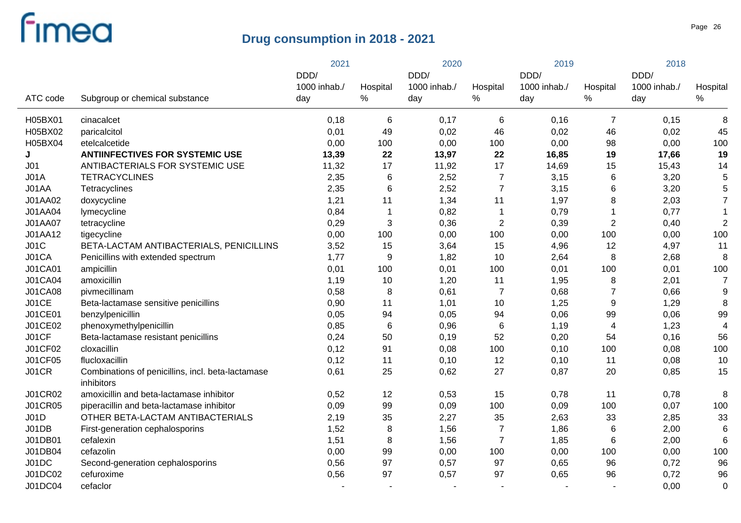## Drug consumption in 2018 - 2021

| ATC code | Subgroup or chemical substance | 2021 DDD/ 1000 inhab./ day | 2021 Hospital % | 2020 DDD/ 1000 inhab./ day | 2020 Hospital % | 2019 DDD/ 1000 inhab./ day | 2019 Hospital % | 2018 DDD/ 1000 inhab./ day | 2018 Hospital % |
|---|---|---|---|---|---|---|---|---|---|
| H05BX01 | cinacalcet | 0,18 | 6 | 0,17 | 6 | 0,16 | 7 | 0,15 | 8 |
| H05BX02 | paricalcitol | 0,01 | 49 | 0,02 | 46 | 0,02 | 46 | 0,02 | 45 |
| H05BX04 | etelcalcetide | 0,00 | 100 | 0,00 | 100 | 0,00 | 98 | 0,00 | 100 |
| **J** | **ANTIINFECTIVES FOR SYSTEMIC USE** | **13,39** | **22** | **13,97** | **22** | **16,85** | **19** | **17,66** | **19** |
| J01 | ANTIBACTERIALS FOR SYSTEMIC USE | 11,32 | 17 | 11,92 | 17 | 14,69 | 15 | 15,43 | 14 |
| J01A | TETRACYCLINES | 2,35 | 6 | 2,52 | 7 | 3,15 | 6 | 3,20 | 5 |
| J01AA | Tetracyclines | 2,35 | 6 | 2,52 | 7 | 3,15 | 6 | 3,20 | 5 |
| J01AA02 | doxycycline | 1,21 | 11 | 1,34 | 11 | 1,97 | 8 | 2,03 | 7 |
| J01AA04 | lymecycline | 0,84 | 1 | 0,82 | 1 | 0,79 | 1 | 0,77 | 1 |
| J01AA07 | tetracycline | 0,29 | 3 | 0,36 | 2 | 0,39 | 2 | 0,40 | 2 |
| J01AA12 | tigecycline | 0,00 | 100 | 0,00 | 100 | 0,00 | 100 | 0,00 | 100 |
| J01C | BETA-LACTAM ANTIBACTERIALS, PENICILLINS | 3,52 | 15 | 3,64 | 15 | 4,96 | 12 | 4,97 | 11 |
| J01CA | Penicillins with extended spectrum | 1,77 | 9 | 1,82 | 10 | 2,64 | 8 | 2,68 | 8 |
| J01CA01 | ampicillin | 0,01 | 100 | 0,01 | 100 | 0,01 | 100 | 0,01 | 100 |
| J01CA04 | amoxicillin | 1,19 | 10 | 1,20 | 11 | 1,95 | 8 | 2,01 | 7 |
| J01CA08 | pivmecillinam | 0,58 | 8 | 0,61 | 7 | 0,68 | 7 | 0,66 | 9 |
| J01CE | Beta-lactamase sensitive penicillins | 0,90 | 11 | 1,01 | 10 | 1,25 | 9 | 1,29 | 8 |
| J01CE01 | benzylpenicillin | 0,05 | 94 | 0,05 | 94 | 0,06 | 99 | 0,06 | 99 |
| J01CE02 | phenoxymethylpenicillin | 0,85 | 6 | 0,96 | 6 | 1,19 | 4 | 1,23 | 4 |
| J01CF | Beta-lactamase resistant penicillins | 0,24 | 50 | 0,19 | 52 | 0,20 | 54 | 0,16 | 56 |
| J01CF02 | cloxacillin | 0,12 | 91 | 0,08 | 100 | 0,10 | 100 | 0,08 | 100 |
| J01CF05 | flucloxacillin | 0,12 | 11 | 0,10 | 12 | 0,10 | 11 | 0,08 | 10 |
| J01CR | Combinations of penicillins, incl. beta-lactamase inhibitors | 0,61 | 25 | 0,62 | 27 | 0,87 | 20 | 0,85 | 15 |
| J01CR02 | amoxicillin and beta-lactamase inhibitor | 0,52 | 12 | 0,53 | 15 | 0,78 | 11 | 0,78 | 8 |
| J01CR05 | piperacillin and beta-lactamase inhibitor | 0,09 | 99 | 0,09 | 100 | 0,09 | 100 | 0,07 | 100 |
| J01D | OTHER BETA-LACTAM ANTIBACTERIALS | 2,19 | 35 | 2,27 | 35 | 2,63 | 33 | 2,85 | 33 |
| J01DB | First-generation cephalosporins | 1,52 | 8 | 1,56 | 7 | 1,86 | 6 | 2,00 | 6 |
| J01DB01 | cefalexin | 1,51 | 8 | 1,56 | 7 | 1,85 | 6 | 2,00 | 6 |
| J01DB04 | cefazolin | 0,00 | 99 | 0,00 | 100 | 0,00 | 100 | 0,00 | 100 |
| J01DC | Second-generation cephalosporins | 0,56 | 97 | 0,57 | 97 | 0,65 | 96 | 0,72 | 96 |
| J01DC02 | cefuroxime | 0,56 | 97 | 0,57 | 97 | 0,65 | 96 | 0,72 | 96 |
| J01DC04 | cefaclor | - | - | - | - | - | - | 0,00 | 0 |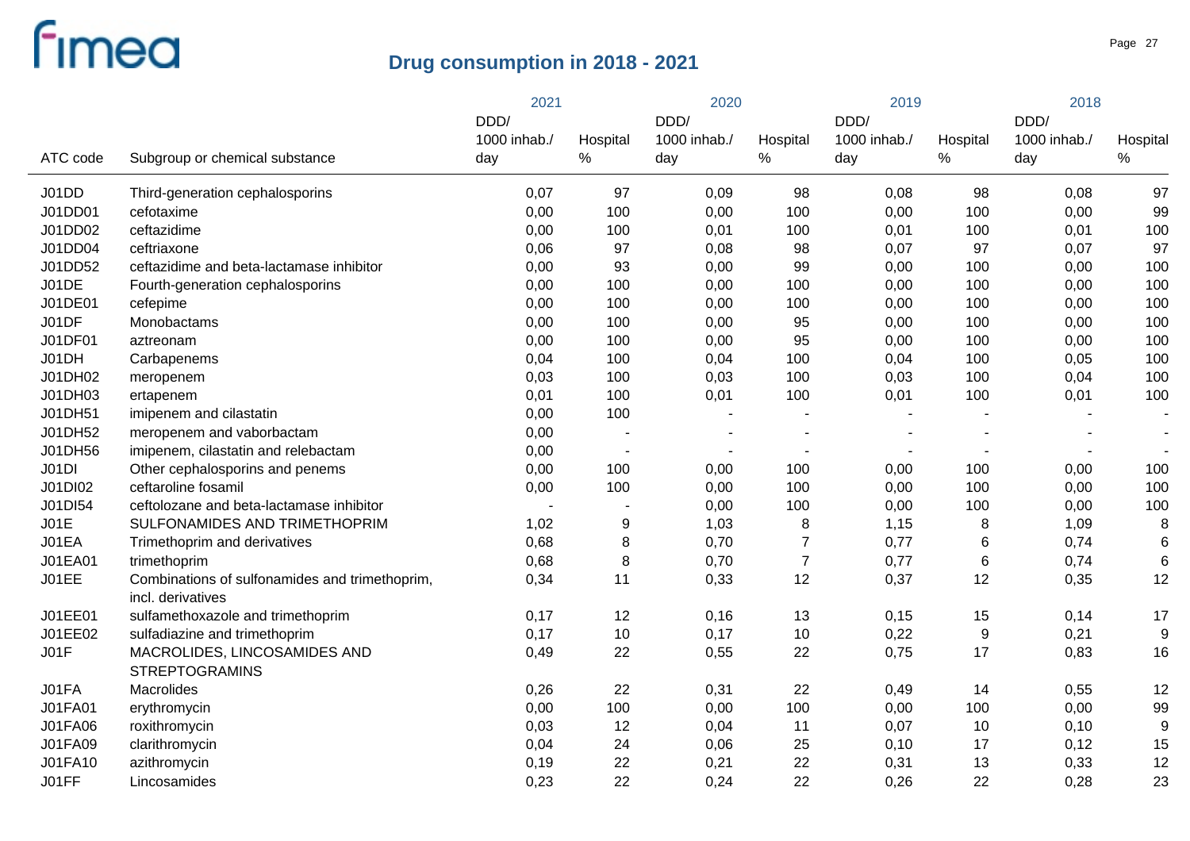# Drug consumption in 2018 - 2021

| ATC code | Subgroup or chemical substance | 2021 DDD/ 1000 inhab./ day | 2021 Hospital % | 2020 DDD/ 1000 inhab./ day | 2020 Hospital % | 2019 DDD/ 1000 inhab./ day | 2019 Hospital % | 2018 DDD/ 1000 inhab./ day | 2018 Hospital % |
|---|---|---|---|---|---|---|---|---|---|
| J01DD | Third-generation cephalosporins | 0,07 | 97 | 0,09 | 98 | 0,08 | 98 | 0,08 | 97 |
| J01DD01 | cefotaxime | 0,00 | 100 | 0,00 | 100 | 0,00 | 100 | 0,00 | 99 |
| J01DD02 | ceftazidime | 0,00 | 100 | 0,01 | 100 | 0,01 | 100 | 0,01 | 100 |
| J01DD04 | ceftriaxone | 0,06 | 97 | 0,08 | 98 | 0,07 | 97 | 0,07 | 97 |
| J01DD52 | ceftazidime and beta-lactamase inhibitor | 0,00 | 93 | 0,00 | 99 | 0,00 | 100 | 0,00 | 100 |
| J01DE | Fourth-generation cephalosporins | 0,00 | 100 | 0,00 | 100 | 0,00 | 100 | 0,00 | 100 |
| J01DE01 | cefepime | 0,00 | 100 | 0,00 | 100 | 0,00 | 100 | 0,00 | 100 |
| J01DF | Monobactams | 0,00 | 100 | 0,00 | 95 | 0,00 | 100 | 0,00 | 100 |
| J01DF01 | aztreonam | 0,00 | 100 | 0,00 | 95 | 0,00 | 100 | 0,00 | 100 |
| J01DH | Carbapenems | 0,04 | 100 | 0,04 | 100 | 0,04 | 100 | 0,05 | 100 |
| J01DH02 | meropenem | 0,03 | 100 | 0,03 | 100 | 0,03 | 100 | 0,04 | 100 |
| J01DH03 | ertapenem | 0,01 | 100 | 0,01 | 100 | 0,01 | 100 | 0,01 | 100 |
| J01DH51 | imipenem and cilastatin | 0,00 | 100 | - | - | - | - | - | - |
| J01DH52 | meropenem and vaborbactam | 0,00 | - | - | - | - | - | - | - |
| J01DH56 | imipenem, cilastatin and relebactam | 0,00 | - | - | - | - | - | - | - |
| J01DI | Other cephalosporins and penems | 0,00 | 100 | 0,00 | 100 | 0,00 | 100 | 0,00 | 100 |
| J01DI02 | ceftaroline fosamil | 0,00 | 100 | 0,00 | 100 | 0,00 | 100 | 0,00 | 100 |
| J01DI54 | ceftolozane and beta-lactamase inhibitor | - | - | 0,00 | 100 | 0,00 | 100 | 0,00 | 100 |
| J01E | SULFONAMIDES AND TRIMETHOPRIM | 1,02 | 9 | 1,03 | 8 | 1,15 | 8 | 1,09 | 8 |
| J01EA | Trimethoprim and derivatives | 0,68 | 8 | 0,70 | 7 | 0,77 | 6 | 0,74 | 6 |
| J01EA01 | trimethoprim | 0,68 | 8 | 0,70 | 7 | 0,77 | 6 | 0,74 | 6 |
| J01EE | Combinations of sulfonamides and trimethoprim, incl. derivatives | 0,34 | 11 | 0,33 | 12 | 0,37 | 12 | 0,35 | 12 |
| J01EE01 | sulfamethoxazole and trimethoprim | 0,17 | 12 | 0,16 | 13 | 0,15 | 15 | 0,14 | 17 |
| J01EE02 | sulfadiazine and trimethoprim | 0,17 | 10 | 0,17 | 10 | 0,22 | 9 | 0,21 | 9 |
| J01F | MACROLIDES, LINCOSAMIDES AND STREPTOGRAMINS | 0,49 | 22 | 0,55 | 22 | 0,75 | 17 | 0,83 | 16 |
| J01FA | Macrolides | 0,26 | 22 | 0,31 | 22 | 0,49 | 14 | 0,55 | 12 |
| J01FA01 | erythromycin | 0,00 | 100 | 0,00 | 100 | 0,00 | 100 | 0,00 | 99 |
| J01FA06 | roxithromycin | 0,03 | 12 | 0,04 | 11 | 0,07 | 10 | 0,10 | 9 |
| J01FA09 | clarithromycin | 0,04 | 24 | 0,06 | 25 | 0,10 | 17 | 0,12 | 15 |
| J01FA10 | azithromycin | 0,19 | 22 | 0,21 | 22 | 0,31 | 13 | 0,33 | 12 |
| J01FF | Lincosamides | 0,23 | 22 | 0,24 | 22 | 0,26 | 22 | 0,28 | 23 |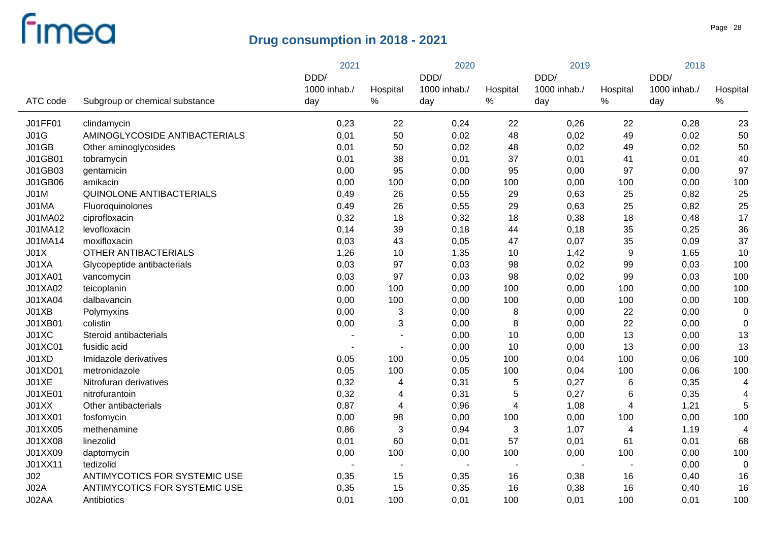## Drug consumption in 2018 - 2021

| ATC code | Subgroup or chemical substance | 2021 | | 2020 | | 2019 | | 2018 | |
|---|---|---|---|---|---|---|---|---|---|
| | | DDD/ 1000 inhab./ day | Hospital % | DDD/ 1000 inhab./ day | Hospital % | DDD/ 1000 inhab./ day | Hospital % | DDD/ 1000 inhab./ day | Hospital % |
| J01FF01 | clindamycin | 0,23 | 22 | 0,24 | 22 | 0,26 | 22 | 0,28 | 23 |
| J01G | AMINOGLYCOSIDE ANTIBACTERIALS | 0,01 | 50 | 0,02 | 48 | 0,02 | 49 | 0,02 | 50 |
| J01GB | Other aminoglycosides | 0,01 | 50 | 0,02 | 48 | 0,02 | 49 | 0,02 | 50 |
| J01GB01 | tobramycin | 0,01 | 38 | 0,01 | 37 | 0,01 | 41 | 0,01 | 40 |
| J01GB03 | gentamicin | 0,00 | 95 | 0,00 | 95 | 0,00 | 97 | 0,00 | 97 |
| J01GB06 | amikacin | 0,00 | 100 | 0,00 | 100 | 0,00 | 100 | 0,00 | 100 |
| J01M | QUINOLONE ANTIBACTERIALS | 0,49 | 26 | 0,55 | 29 | 0,63 | 25 | 0,82 | 25 |
| J01MA | Fluoroquinolones | 0,49 | 26 | 0,55 | 29 | 0,63 | 25 | 0,82 | 25 |
| J01MA02 | ciprofloxacin | 0,32 | 18 | 0,32 | 18 | 0,38 | 18 | 0,48 | 17 |
| J01MA12 | levofloxacin | 0,14 | 39 | 0,18 | 44 | 0,18 | 35 | 0,25 | 36 |
| J01MA14 | moxifloxacin | 0,03 | 43 | 0,05 | 47 | 0,07 | 35 | 0,09 | 37 |
| J01X | OTHER ANTIBACTERIALS | 1,26 | 10 | 1,35 | 10 | 1,42 | 9 | 1,65 | 10 |
| J01XA | Glycopeptide antibacterials | 0,03 | 97 | 0,03 | 98 | 0,02 | 99 | 0,03 | 100 |
| J01XA01 | vancomycin | 0,03 | 97 | 0,03 | 98 | 0,02 | 99 | 0,03 | 100 |
| J01XA02 | teicoplanin | 0,00 | 100 | 0,00 | 100 | 0,00 | 100 | 0,00 | 100 |
| J01XA04 | dalbavancin | 0,00 | 100 | 0,00 | 100 | 0,00 | 100 | 0,00 | 100 |
| J01XB | Polymyxins | 0,00 | 3 | 0,00 | 8 | 0,00 | 22 | 0,00 | 0 |
| J01XB01 | colistin | 0,00 | 3 | 0,00 | 8 | 0,00 | 22 | 0,00 | 0 |
| J01XC | Steroid antibacterials | - | - | 0,00 | 10 | 0,00 | 13 | 0,00 | 13 |
| J01XC01 | fusidic acid | - | - | 0,00 | 10 | 0,00 | 13 | 0,00 | 13 |
| J01XD | Imidazole derivatives | 0,05 | 100 | 0,05 | 100 | 0,04 | 100 | 0,06 | 100 |
| J01XD01 | metronidazole | 0,05 | 100 | 0,05 | 100 | 0,04 | 100 | 0,06 | 100 |
| J01XE | Nitrofuran derivatives | 0,32 | 4 | 0,31 | 5 | 0,27 | 6 | 0,35 | 4 |
| J01XE01 | nitrofurantoin | 0,32 | 4 | 0,31 | 5 | 0,27 | 6 | 0,35 | 4 |
| J01XX | Other antibacterials | 0,87 | 4 | 0,96 | 4 | 1,08 | 4 | 1,21 | 5 |
| J01XX01 | fosfomycin | 0,00 | 98 | 0,00 | 100 | 0,00 | 100 | 0,00 | 100 |
| J01XX05 | methenamine | 0,86 | 3 | 0,94 | 3 | 1,07 | 4 | 1,19 | 4 |
| J01XX08 | linezolid | 0,01 | 60 | 0,01 | 57 | 0,01 | 61 | 0,01 | 68 |
| J01XX09 | daptomycin | 0,00 | 100 | 0,00 | 100 | 0,00 | 100 | 0,00 | 100 |
| J01XX11 | tedizolid | - | - | - | - | - | - | 0,00 | 0 |
| J02 | ANTIMYCOTICS FOR SYSTEMIC USE | 0,35 | 15 | 0,35 | 16 | 0,38 | 16 | 0,40 | 16 |
| J02A | ANTIMYCOTICS FOR SYSTEMIC USE | 0,35 | 15 | 0,35 | 16 | 0,38 | 16 | 0,40 | 16 |
| J02AA | Antibiotics | 0,01 | 100 | 0,01 | 100 | 0,01 | 100 | 0,01 | 100 |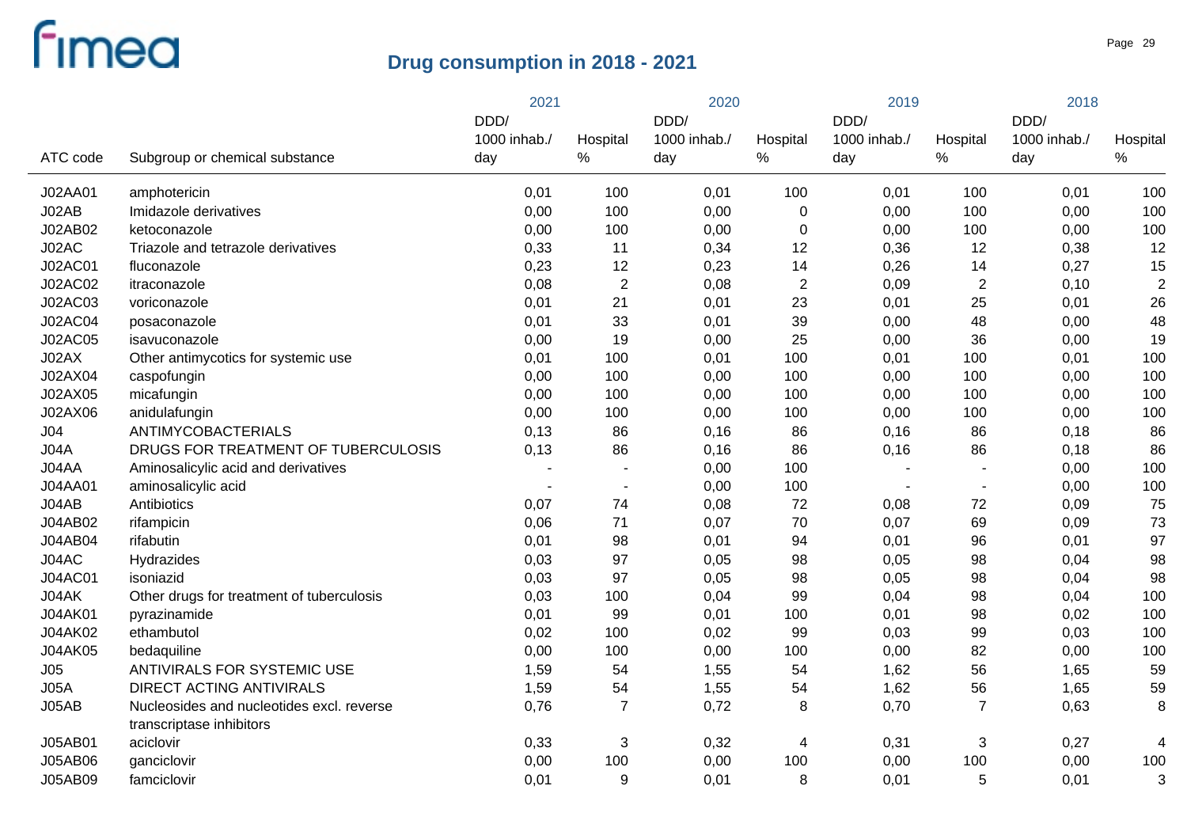# Drug consumption in 2018 - 2021

| ATC code | Subgroup or chemical substance | 2021 DDD/ 1000 inhab./ day | 2021 Hospital % | 2020 DDD/ 1000 inhab./ day | 2020 Hospital % | 2019 DDD/ 1000 inhab./ day | 2019 Hospital % | 2018 DDD/ 1000 inhab./ day | 2018 Hospital % |
|---|---|---|---|---|---|---|---|---|---|
| J02AA01 | amphotericin | 0,01 | 100 | 0,01 | 100 | 0,01 | 100 | 0,01 | 100 |
| J02AB | Imidazole derivatives | 0,00 | 100 | 0,00 | 0 | 0,00 | 100 | 0,00 | 100 |
| J02AB02 | ketoconazole | 0,00 | 100 | 0,00 | 0 | 0,00 | 100 | 0,00 | 100 |
| J02AC | Triazole and tetrazole derivatives | 0,33 | 11 | 0,34 | 12 | 0,36 | 12 | 0,38 | 12 |
| J02AC01 | fluconazole | 0,23 | 12 | 0,23 | 14 | 0,26 | 14 | 0,27 | 15 |
| J02AC02 | itraconazole | 0,08 | 2 | 0,08 | 2 | 0,09 | 2 | 0,10 | 2 |
| J02AC03 | voriconazole | 0,01 | 21 | 0,01 | 23 | 0,01 | 25 | 0,01 | 26 |
| J02AC04 | posaconazole | 0,01 | 33 | 0,01 | 39 | 0,00 | 48 | 0,00 | 48 |
| J02AC05 | isavuconazole | 0,00 | 19 | 0,00 | 25 | 0,00 | 36 | 0,00 | 19 |
| J02AX | Other antimycotics for systemic use | 0,01 | 100 | 0,01 | 100 | 0,01 | 100 | 0,01 | 100 |
| J02AX04 | caspofungin | 0,00 | 100 | 0,00 | 100 | 0,00 | 100 | 0,00 | 100 |
| J02AX05 | micafungin | 0,00 | 100 | 0,00 | 100 | 0,00 | 100 | 0,00 | 100 |
| J02AX06 | anidulafungin | 0,00 | 100 | 0,00 | 100 | 0,00 | 100 | 0,00 | 100 |
| J04 | ANTIMYCOBACTERIALS | 0,13 | 86 | 0,16 | 86 | 0,16 | 86 | 0,18 | 86 |
| J04A | DRUGS FOR TREATMENT OF TUBERCULOSIS | 0,13 | 86 | 0,16 | 86 | 0,16 | 86 | 0,18 | 86 |
| J04AA | Aminosalicylic acid and derivatives | - | - | 0,00 | 100 | - | - | 0,00 | 100 |
| J04AA01 | aminosalicylic acid | - | - | 0,00 | 100 | - | - | 0,00 | 100 |
| J04AB | Antibiotics | 0,07 | 74 | 0,08 | 72 | 0,08 | 72 | 0,09 | 75 |
| J04AB02 | rifampicin | 0,06 | 71 | 0,07 | 70 | 0,07 | 69 | 0,09 | 73 |
| J04AB04 | rifabutin | 0,01 | 98 | 0,01 | 94 | 0,01 | 96 | 0,01 | 97 |
| J04AC | Hydrazides | 0,03 | 97 | 0,05 | 98 | 0,05 | 98 | 0,04 | 98 |
| J04AC01 | isoniazid | 0,03 | 97 | 0,05 | 98 | 0,05 | 98 | 0,04 | 98 |
| J04AK | Other drugs for treatment of tuberculosis | 0,03 | 100 | 0,04 | 99 | 0,04 | 98 | 0,04 | 100 |
| J04AK01 | pyrazinamide | 0,01 | 99 | 0,01 | 100 | 0,01 | 98 | 0,02 | 100 |
| J04AK02 | ethambutol | 0,02 | 100 | 0,02 | 99 | 0,03 | 99 | 0,03 | 100 |
| J04AK05 | bedaquiline | 0,00 | 100 | 0,00 | 100 | 0,00 | 82 | 0,00 | 100 |
| J05 | ANTIVIRALS FOR SYSTEMIC USE | 1,59 | 54 | 1,55 | 54 | 1,62 | 56 | 1,65 | 59 |
| J05A | DIRECT ACTING ANTIVIRALS | 1,59 | 54 | 1,55 | 54 | 1,62 | 56 | 1,65 | 59 |
| J05AB | Nucleosides and nucleotides excl. reverse transcriptase inhibitors | 0,76 | 7 | 0,72 | 8 | 0,70 | 7 | 0,63 | 8 |
| J05AB01 | aciclovir | 0,33 | 3 | 0,32 | 4 | 0,31 | 3 | 0,27 | 4 |
| J05AB06 | ganciclovir | 0,00 | 100 | 0,00 | 100 | 0,00 | 100 | 0,00 | 100 |
| J05AB09 | famciclovir | 0,01 | 9 | 0,01 | 8 | 0,01 | 5 | 0,01 | 3 |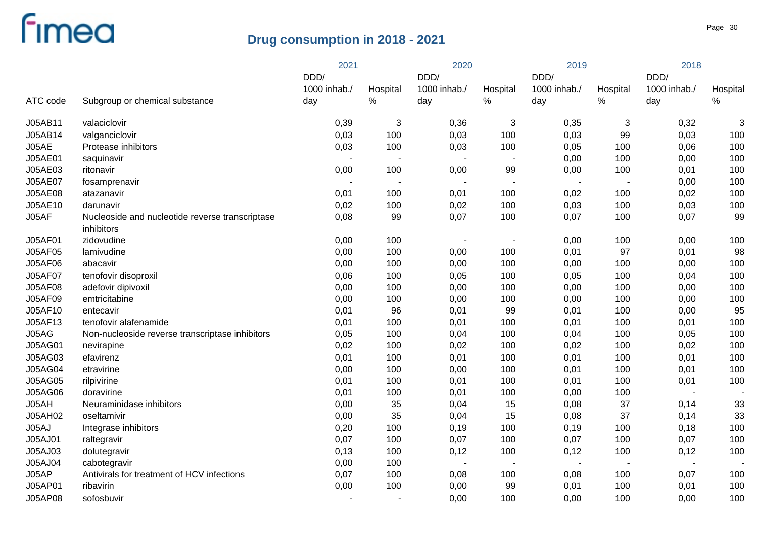## Drug consumption in 2018 - 2021

| ATC code | Subgroup or chemical substance | 2021 DDD/ 1000 inhab./ day | 2021 Hospital % | 2020 DDD/ 1000 inhab./ day | 2020 Hospital % | 2019 DDD/ 1000 inhab./ day | 2019 Hospital % | 2018 DDD/ 1000 inhab./ day | 2018 Hospital % |
|---|---|---|---|---|---|---|---|---|---|
| J05AB11 | valaciclovir | 0,39 | 3 | 0,36 | 3 | 0,35 | 3 | 0,32 | 3 |
| J05AB14 | valganciclovir | 0,03 | 100 | 0,03 | 100 | 0,03 | 99 | 0,03 | 100 |
| J05AE | Protease inhibitors | 0,03 | 100 | 0,03 | 100 | 0,05 | 100 | 0,06 | 100 |
| J05AE01 | saquinavir | - | - | - | - | 0,00 | 100 | 0,00 | 100 |
| J05AE03 | ritonavir | 0,00 | 100 | 0,00 | 99 | 0,00 | 100 | 0,01 | 100 |
| J05AE07 | fosamprenavir | - | - | - | - | - | - | 0,00 | 100 |
| J05AE08 | atazanavir | 0,01 | 100 | 0,01 | 100 | 0,02 | 100 | 0,02 | 100 |
| J05AE10 | darunavir | 0,02 | 100 | 0,02 | 100 | 0,03 | 100 | 0,03 | 100 |
| J05AF | Nucleoside and nucleotide reverse transcriptase inhibitors | 0,08 | 99 | 0,07 | 100 | 0,07 | 100 | 0,07 | 99 |
| J05AF01 | zidovudine | 0,00 | 100 | - | - | 0,00 | 100 | 0,00 | 100 |
| J05AF05 | lamivudine | 0,00 | 100 | 0,00 | 100 | 0,01 | 97 | 0,01 | 98 |
| J05AF06 | abacavir | 0,00 | 100 | 0,00 | 100 | 0,00 | 100 | 0,00 | 100 |
| J05AF07 | tenofovir disoproxil | 0,06 | 100 | 0,05 | 100 | 0,05 | 100 | 0,04 | 100 |
| J05AF08 | adefovir dipivoxil | 0,00 | 100 | 0,00 | 100 | 0,00 | 100 | 0,00 | 100 |
| J05AF09 | emtricitabine | 0,00 | 100 | 0,00 | 100 | 0,00 | 100 | 0,00 | 100 |
| J05AF10 | entecavir | 0,01 | 96 | 0,01 | 99 | 0,01 | 100 | 0,00 | 95 |
| J05AF13 | tenofovir alafenamide | 0,01 | 100 | 0,01 | 100 | 0,01 | 100 | 0,01 | 100 |
| J05AG | Non-nucleoside reverse transcriptase inhibitors | 0,05 | 100 | 0,04 | 100 | 0,04 | 100 | 0,05 | 100 |
| J05AG01 | nevirapine | 0,02 | 100 | 0,02 | 100 | 0,02 | 100 | 0,02 | 100 |
| J05AG03 | efavirenz | 0,01 | 100 | 0,01 | 100 | 0,01 | 100 | 0,01 | 100 |
| J05AG04 | etravirine | 0,00 | 100 | 0,00 | 100 | 0,01 | 100 | 0,01 | 100 |
| J05AG05 | rilpivirine | 0,01 | 100 | 0,01 | 100 | 0,01 | 100 | 0,01 | 100 |
| J05AG06 | doravirine | 0,01 | 100 | 0,01 | 100 | 0,00 | 100 | - | - |
| J05AH | Neuraminidase inhibitors | 0,00 | 35 | 0,04 | 15 | 0,08 | 37 | 0,14 | 33 |
| J05AH02 | oseltamivir | 0,00 | 35 | 0,04 | 15 | 0,08 | 37 | 0,14 | 33 |
| J05AJ | Integrase inhibitors | 0,20 | 100 | 0,19 | 100 | 0,19 | 100 | 0,18 | 100 |
| J05AJ01 | raltegravir | 0,07 | 100 | 0,07 | 100 | 0,07 | 100 | 0,07 | 100 |
| J05AJ03 | dolutegravir | 0,13 | 100 | 0,12 | 100 | 0,12 | 100 | 0,12 | 100 |
| J05AJ04 | cabotegravir | 0,00 | 100 | - | - | - | - | - | - |
| J05AP | Antivirals for treatment of HCV infections | 0,07 | 100 | 0,08 | 100 | 0,08 | 100 | 0,07 | 100 |
| J05AP01 | ribavirin | 0,00 | 100 | 0,00 | 99 | 0,01 | 100 | 0,01 | 100 |
| J05AP08 | sofosbuvir | - | - | 0,00 | 100 | 0,00 | 100 | 0,00 | 100 |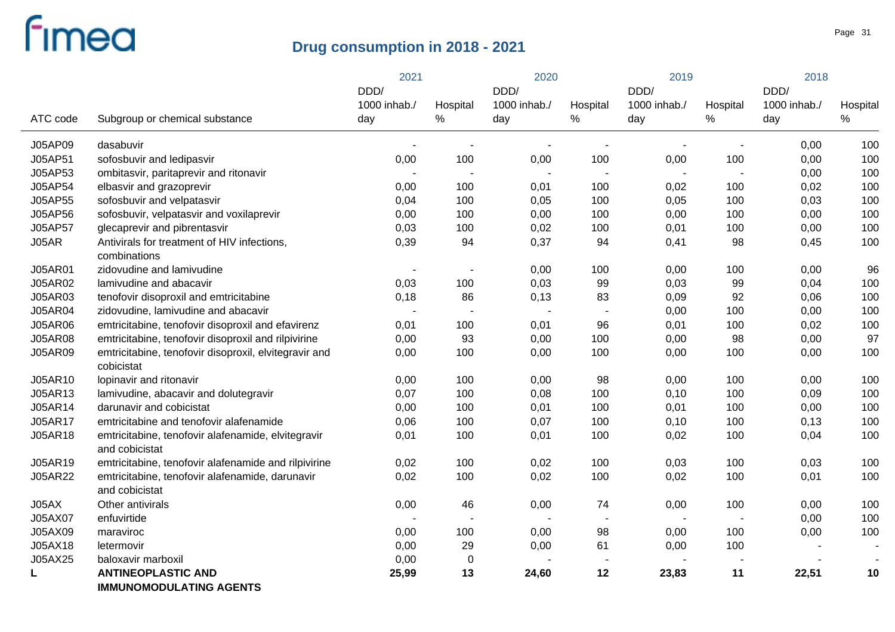# Drug consumption in 2018 - 2021

| ATC code | Subgroup or chemical substance | 2021 DDD/ 1000 inhab./ day | 2021 Hospital % | 2020 DDD/ 1000 inhab./ day | 2020 Hospital % | 2019 DDD/ 1000 inhab./ day | 2019 Hospital % | 2018 DDD/ 1000 inhab./ day | 2018 Hospital % |
|---|---|---|---|---|---|---|---|---|---|
| J05AP09 | dasabuvir | - | - | - | - | - | - | 0,00 | 100 |
| J05AP51 | sofosbuvir and ledipasvir | 0,00 | 100 | 0,00 | 100 | 0,00 | 100 | 0,00 | 100 |
| J05AP53 | ombitasvir, paritaprevir and ritonavir | - | - | - | - | - | - | 0,00 | 100 |
| J05AP54 | elbasvir and grazoprevir | 0,00 | 100 | 0,01 | 100 | 0,02 | 100 | 0,02 | 100 |
| J05AP55 | sofosbuvir and velpatasvir | 0,04 | 100 | 0,05 | 100 | 0,05 | 100 | 0,03 | 100 |
| J05AP56 | sofosbuvir, velpatasvir and voxilaprevir | 0,00 | 100 | 0,00 | 100 | 0,00 | 100 | 0,00 | 100 |
| J05AP57 | glecaprevir and pibrentasvir | 0,03 | 100 | 0,02 | 100 | 0,01 | 100 | 0,00 | 100 |
| J05AR | Antivirals for treatment of HIV infections, combinations | 0,39 | 94 | 0,37 | 94 | 0,41 | 98 | 0,45 | 100 |
| J05AR01 | zidovudine and lamivudine | - | - | 0,00 | 100 | 0,00 | 100 | 0,00 | 96 |
| J05AR02 | lamivudine and abacavir | 0,03 | 100 | 0,03 | 99 | 0,03 | 99 | 0,04 | 100 |
| J05AR03 | tenofovir disoproxil and emtricitabine | 0,18 | 86 | 0,13 | 83 | 0,09 | 92 | 0,06 | 100 |
| J05AR04 | zidovudine, lamivudine and abacavir | - | - | - | - | 0,00 | 100 | 0,00 | 100 |
| J05AR06 | emtricitabine, tenofovir disoproxil and efavirenz | 0,01 | 100 | 0,01 | 96 | 0,01 | 100 | 0,02 | 100 |
| J05AR08 | emtricitabine, tenofovir disoproxil and rilpivirine | 0,00 | 93 | 0,00 | 100 | 0,00 | 98 | 0,00 | 97 |
| J05AR09 | emtricitabine, tenofovir disoproxil, elvitegravir and cobicistat | 0,00 | 100 | 0,00 | 100 | 0,00 | 100 | 0,00 | 100 |
| J05AR10 | lopinavir and ritonavir | 0,00 | 100 | 0,00 | 98 | 0,00 | 100 | 0,00 | 100 |
| J05AR13 | lamivudine, abacavir and dolutegravir | 0,07 | 100 | 0,08 | 100 | 0,10 | 100 | 0,09 | 100 |
| J05AR14 | darunavir and cobicistat | 0,00 | 100 | 0,01 | 100 | 0,01 | 100 | 0,00 | 100 |
| J05AR17 | emtricitabine and tenofovir alafenamide | 0,06 | 100 | 0,07 | 100 | 0,10 | 100 | 0,13 | 100 |
| J05AR18 | emtricitabine, tenofovir alafenamide, elvitegravir and cobicistat | 0,01 | 100 | 0,01 | 100 | 0,02 | 100 | 0,04 | 100 |
| J05AR19 | emtricitabine, tenofovir alafenamide and rilpivirine | 0,02 | 100 | 0,02 | 100 | 0,03 | 100 | 0,03 | 100 |
| J05AR22 | emtricitabine, tenofovir alafenamide, darunavir and cobicistat | 0,02 | 100 | 0,02 | 100 | 0,02 | 100 | 0,01 | 100 |
| J05AX | Other antivirals | 0,00 | 46 | 0,00 | 74 | 0,00 | 100 | 0,00 | 100 |
| J05AX07 | enfuvirtide | - | - | - | - | - | - | 0,00 | 100 |
| J05AX09 | maraviroc | 0,00 | 100 | 0,00 | 98 | 0,00 | 100 | 0,00 | 100 |
| J05AX18 | letermovir | 0,00 | 29 | 0,00 | 61 | 0,00 | 100 | - | - |
| J05AX25 | baloxavir marboxil | 0,00 | 0 | - | - | - | - | - | - |
| **L** | **ANTINEOPLASTIC AND IMMUNOMODULATING AGENTS** | **25,99** | **13** | **24,60** | **12** | **23,83** | **11** | **22,51** | **10** |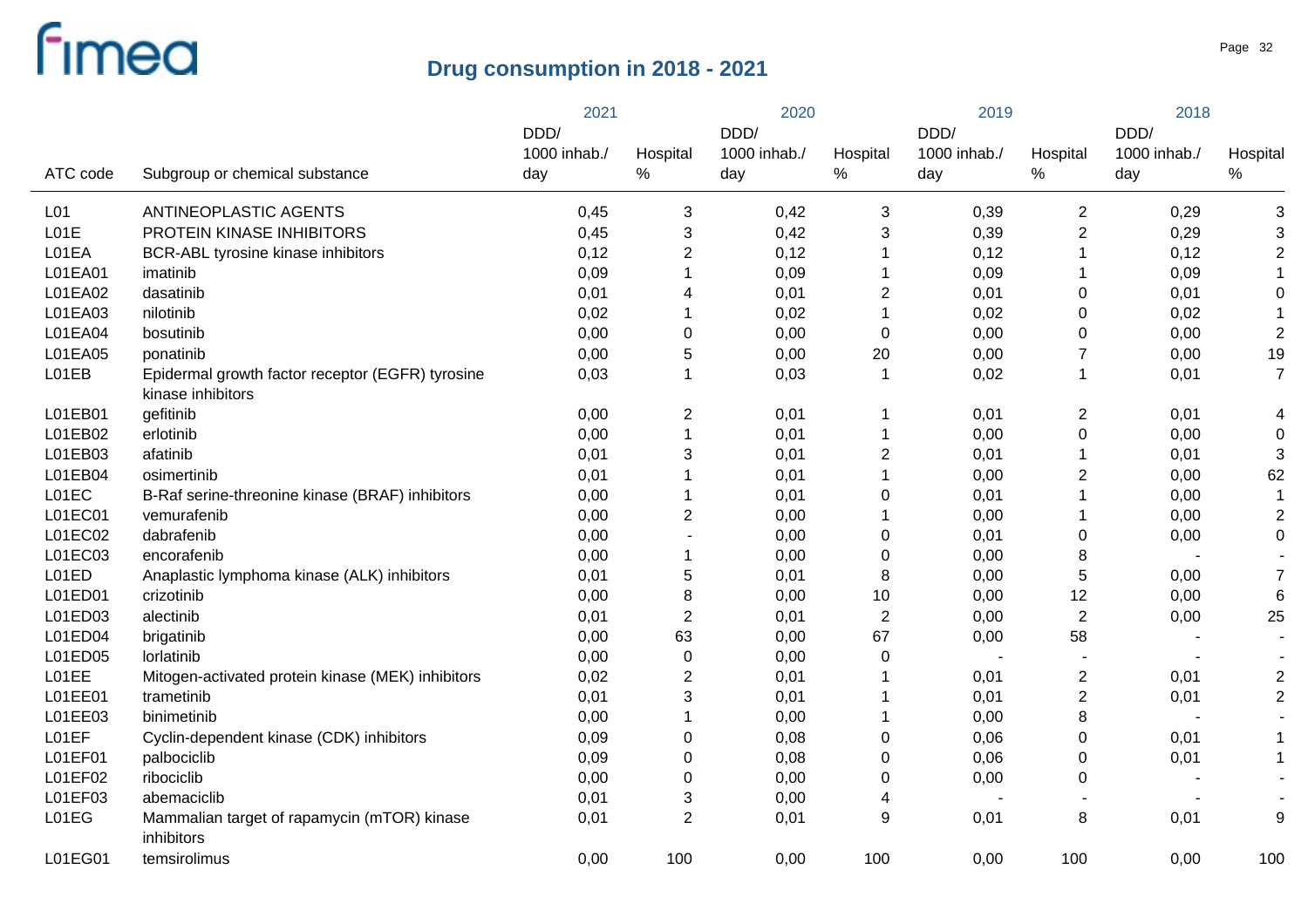# Drug consumption in 2018 - 2021

| ATC code | Subgroup or chemical substance | 2021 DDD/ 1000 inhab./ day | 2021 Hospital % | 2020 DDD/ 1000 inhab./ day | 2020 Hospital % | 2019 DDD/ 1000 inhab./ day | 2019 Hospital % | 2018 DDD/ 1000 inhab./ day | 2018 Hospital % |
|---|---|---|---|---|---|---|---|---|---|
| L01 | ANTINEOPLASTIC AGENTS | 0,45 | 3 | 0,42 | 3 | 0,39 | 2 | 0,29 | 3 |
| L01E | PROTEIN KINASE INHIBITORS | 0,45 | 3 | 0,42 | 3 | 0,39 | 2 | 0,29 | 3 |
| L01EA | BCR-ABL tyrosine kinase inhibitors | 0,12 | 2 | 0,12 | 1 | 0,12 | 1 | 0,12 | 2 |
| L01EA01 | imatinib | 0,09 | 1 | 0,09 | 1 | 0,09 | 1 | 0,09 | 1 |
| L01EA02 | dasatinib | 0,01 | 4 | 0,01 | 2 | 0,01 | 0 | 0,01 | 0 |
| L01EA03 | nilotinib | 0,02 | 1 | 0,02 | 1 | 0,02 | 0 | 0,02 | 1 |
| L01EA04 | bosutinib | 0,00 | 0 | 0,00 | 0 | 0,00 | 0 | 0,00 | 2 |
| L01EA05 | ponatinib | 0,00 | 5 | 0,00 | 20 | 0,00 | 7 | 0,00 | 19 |
| L01EB | Epidermal growth factor receptor (EGFR) tyrosine kinase inhibitors | 0,03 | 1 | 0,03 | 1 | 0,02 | 1 | 0,01 | 7 |
| L01EB01 | gefitinib | 0,00 | 2 | 0,01 | 1 | 0,01 | 2 | 0,01 | 4 |
| L01EB02 | erlotinib | 0,00 | 1 | 0,01 | 1 | 0,00 | 0 | 0,00 | 0 |
| L01EB03 | afatinib | 0,01 | 3 | 0,01 | 2 | 0,01 | 1 | 0,01 | 3 |
| L01EB04 | osimertinib | 0,01 | 1 | 0,01 | 1 | 0,00 | 2 | 0,00 | 62 |
| L01EC | B-Raf serine-threonine kinase (BRAF) inhibitors | 0,00 | 1 | 0,01 | 0 | 0,01 | 1 | 0,00 | 1 |
| L01EC01 | vemurafenib | 0,00 | 2 | 0,00 | 1 | 0,00 | 1 | 0,00 | 2 |
| L01EC02 | dabrafenib | 0,00 | - | 0,00 | 0 | 0,01 | 0 | 0,00 | 0 |
| L01EC03 | encorafenib | 0,00 | 1 | 0,00 | 0 | 0,00 | 8 | - | - |
| L01ED | Anaplastic lymphoma kinase (ALK) inhibitors | 0,01 | 5 | 0,01 | 8 | 0,00 | 5 | 0,00 | 7 |
| L01ED01 | crizotinib | 0,00 | 8 | 0,00 | 10 | 0,00 | 12 | 0,00 | 6 |
| L01ED03 | alectinib | 0,01 | 2 | 0,01 | 2 | 0,00 | 2 | 0,00 | 25 |
| L01ED04 | brigatinib | 0,00 | 63 | 0,00 | 67 | 0,00 | 58 | - | - |
| L01ED05 | lorlatinib | 0,00 | 0 | 0,00 | 0 | - | - | - | - |
| L01EE | Mitogen-activated protein kinase (MEK) inhibitors | 0,02 | 2 | 0,01 | 1 | 0,01 | 2 | 0,01 | 2 |
| L01EE01 | trametinib | 0,01 | 3 | 0,01 | 1 | 0,01 | 2 | 0,01 | 2 |
| L01EE03 | binimetinib | 0,00 | 1 | 0,00 | 1 | 0,00 | 8 | - | - |
| L01EF | Cyclin-dependent kinase (CDK) inhibitors | 0,09 | 0 | 0,08 | 0 | 0,06 | 0 | 0,01 | 1 |
| L01EF01 | palbociclib | 0,09 | 0 | 0,08 | 0 | 0,06 | 0 | 0,01 | 1 |
| L01EF02 | ribociclib | 0,00 | 0 | 0,00 | 0 | 0,00 | 0 | - | - |
| L01EF03 | abemaciclib | 0,01 | 3 | 0,00 | 4 | - | - | - | - |
| L01EG | Mammalian target of rapamycin (mTOR) kinase inhibitors | 0,01 | 2 | 0,01 | 9 | 0,01 | 8 | 0,01 | 9 |
| L01EG01 | temsirolimus | 0,00 | 100 | 0,00 | 100 | 0,00 | 100 | 0,00 | 100 |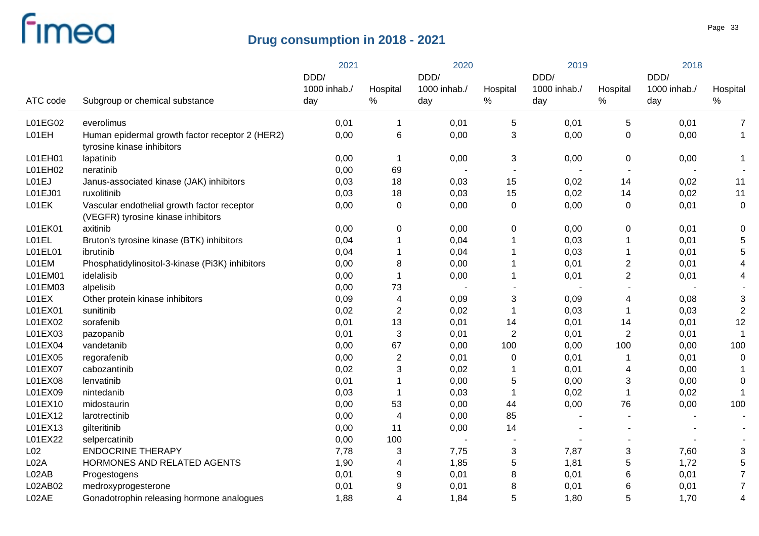# Drug consumption in 2018 - 2021

| ATC code | Subgroup or chemical substance | 2021 DDD/ 1000 inhab./ day | 2021 Hospital % | 2020 DDD/ 1000 inhab./ day | 2020 Hospital % | 2019 DDD/ 1000 inhab./ day | 2019 Hospital % | 2018 DDD/ 1000 inhab./ day | 2018 Hospital % |
|---|---|---|---|---|---|---|---|---|---|
| L01EG02 | everolimus | 0,01 | 1 | 0,01 | 5 | 0,01 | 5 | 0,01 | 7 |
| L01EH | Human epidermal growth factor receptor 2 (HER2) tyrosine kinase inhibitors | 0,00 | 6 | 0,00 | 3 | 0,00 | 0 | 0,00 | 1 |
| L01EH01 | lapatinib | 0,00 | 1 | 0,00 | 3 | 0,00 | 0 | 0,00 | 1 |
| L01EH02 | neratinib | 0,00 | 69 | - | - | - | - | - | - |
| L01EJ | Janus-associated kinase (JAK) inhibitors | 0,03 | 18 | 0,03 | 15 | 0,02 | 14 | 0,02 | 11 |
| L01EJ01 | ruxolitinib | 0,03 | 18 | 0,03 | 15 | 0,02 | 14 | 0,02 | 11 |
| L01EK | Vascular endothelial growth factor receptor (VEGFR) tyrosine kinase inhibitors | 0,00 | 0 | 0,00 | 0 | 0,00 | 0 | 0,01 | 0 |
| L01EK01 | axitinib | 0,00 | 0 | 0,00 | 0 | 0,00 | 0 | 0,01 | 0 |
| L01EL | Bruton's tyrosine kinase (BTK) inhibitors | 0,04 | 1 | 0,04 | 1 | 0,03 | 1 | 0,01 | 5 |
| L01EL01 | ibrutinib | 0,04 | 1 | 0,04 | 1 | 0,03 | 1 | 0,01 | 5 |
| L01EM | Phosphatidylinositol-3-kinase (Pi3K) inhibitors | 0,00 | 8 | 0,00 | 1 | 0,01 | 2 | 0,01 | 4 |
| L01EM01 | idelalisib | 0,00 | 1 | 0,00 | 1 | 0,01 | 2 | 0,01 | 4 |
| L01EM03 | alpelisib | 0,00 | 73 | - | - | - | - | - | - |
| L01EX | Other protein kinase inhibitors | 0,09 | 4 | 0,09 | 3 | 0,09 | 4 | 0,08 | 3 |
| L01EX01 | sunitinib | 0,02 | 2 | 0,02 | 1 | 0,03 | 1 | 0,03 | 2 |
| L01EX02 | sorafenib | 0,01 | 13 | 0,01 | 14 | 0,01 | 14 | 0,01 | 12 |
| L01EX03 | pazopanib | 0,01 | 3 | 0,01 | 2 | 0,01 | 2 | 0,01 | 1 |
| L01EX04 | vandetanib | 0,00 | 67 | 0,00 | 100 | 0,00 | 100 | 0,00 | 100 |
| L01EX05 | regorafenib | 0,00 | 2 | 0,01 | 0 | 0,01 | 1 | 0,01 | 0 |
| L01EX07 | cabozantinib | 0,02 | 3 | 0,02 | 1 | 0,01 | 4 | 0,00 | 1 |
| L01EX08 | lenvatinib | 0,01 | 1 | 0,00 | 5 | 0,00 | 3 | 0,00 | 0 |
| L01EX09 | nintedanib | 0,03 | 1 | 0,03 | 1 | 0,02 | 1 | 0,02 | 1 |
| L01EX10 | midostaurin | 0,00 | 53 | 0,00 | 44 | 0,00 | 76 | 0,00 | 100 |
| L01EX12 | larotrectinib | 0,00 | 4 | 0,00 | 85 | - | - | - | - |
| L01EX13 | gilteritinib | 0,00 | 11 | 0,00 | 14 | - | - | - | - |
| L01EX22 | selpercatinib | 0,00 | 100 | - | - | - | - | - | - |
| L02 | ENDOCRINE THERAPY | 7,78 | 3 | 7,75 | 3 | 7,87 | 3 | 7,60 | 3 |
| L02A | HORMONES AND RELATED AGENTS | 1,90 | 4 | 1,85 | 5 | 1,81 | 5 | 1,72 | 5 |
| L02AB | Progestogens | 0,01 | 9 | 0,01 | 8 | 0,01 | 6 | 0,01 | 7 |
| L02AB02 | medroxyprogesterone | 0,01 | 9 | 0,01 | 8 | 0,01 | 6 | 0,01 | 7 |
| L02AE | Gonadotrophin releasing hormone analogues | 1,88 | 4 | 1,84 | 5 | 1,80 | 5 | 1,70 | 4 |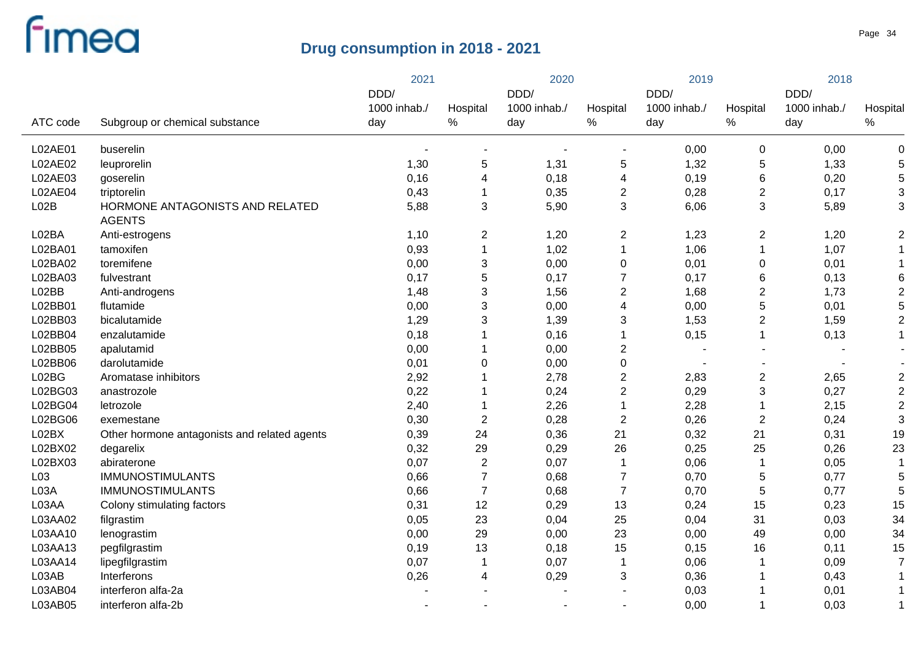# Drug consumption in 2018 - 2021

| ATC code | Subgroup or chemical substance | 2021 DDD/ 1000 inhab./ day | 2021 Hospital % | 2020 DDD/ 1000 inhab./ day | 2020 Hospital % | 2019 DDD/ 1000 inhab./ day | 2019 Hospital % | 2018 DDD/ 1000 inhab./ day | 2018 Hospital % |
|---|---|---|---|---|---|---|---|---|---|
| L02AE01 | buserelin | - | - | - | - | 0,00 | 0 | 0,00 | 0 |
| L02AE02 | leuprorelin | 1,30 | 5 | 1,31 | 5 | 1,32 | 5 | 1,33 | 5 |
| L02AE03 | goserelin | 0,16 | 4 | 0,18 | 4 | 0,19 | 6 | 0,20 | 5 |
| L02AE04 | triptorelin | 0,43 | 1 | 0,35 | 2 | 0,28 | 2 | 0,17 | 3 |
| L02B | HORMONE ANTAGONISTS AND RELATED AGENTS | 5,88 | 3 | 5,90 | 3 | 6,06 | 3 | 5,89 | 3 |
| L02BA | Anti-estrogens | 1,10 | 2 | 1,20 | 2 | 1,23 | 2 | 1,20 | 2 |
| L02BA01 | tamoxifen | 0,93 | 1 | 1,02 | 1 | 1,06 | 1 | 1,07 | 1 |
| L02BA02 | toremifene | 0,00 | 3 | 0,00 | 0 | 0,01 | 0 | 0,01 | 1 |
| L02BA03 | fulvestrant | 0,17 | 5 | 0,17 | 7 | 0,17 | 6 | 0,13 | 6 |
| L02BB | Anti-androgens | 1,48 | 3 | 1,56 | 2 | 1,68 | 2 | 1,73 | 2 |
| L02BB01 | flutamide | 0,00 | 3 | 0,00 | 4 | 0,00 | 5 | 0,01 | 5 |
| L02BB03 | bicalutamide | 1,29 | 3 | 1,39 | 3 | 1,53 | 2 | 1,59 | 2 |
| L02BB04 | enzalutamide | 0,18 | 1 | 0,16 | 1 | 0,15 | 1 | 0,13 | 1 |
| L02BB05 | apalutamid | 0,00 | 1 | 0,00 | 2 | - | - | - | - |
| L02BB06 | darolutamide | 0,01 | 0 | 0,00 | 0 | - | - | - | - |
| L02BG | Aromatase inhibitors | 2,92 | 1 | 2,78 | 2 | 2,83 | 2 | 2,65 | 2 |
| L02BG03 | anastrozole | 0,22 | 1 | 0,24 | 2 | 0,29 | 3 | 0,27 | 2 |
| L02BG04 | letrozole | 2,40 | 1 | 2,26 | 1 | 2,28 | 1 | 2,15 | 2 |
| L02BG06 | exemestane | 0,30 | 2 | 0,28 | 2 | 0,26 | 2 | 0,24 | 3 |
| L02BX | Other hormone antagonists and related agents | 0,39 | 24 | 0,36 | 21 | 0,32 | 21 | 0,31 | 19 |
| L02BX02 | degarelix | 0,32 | 29 | 0,29 | 26 | 0,25 | 25 | 0,26 | 23 |
| L02BX03 | abiraterone | 0,07 | 2 | 0,07 | 1 | 0,06 | 1 | 0,05 | 1 |
| L03 | IMMUNOSTIMULANTS | 0,66 | 7 | 0,68 | 7 | 0,70 | 5 | 0,77 | 5 |
| L03A | IMMUNOSTIMULANTS | 0,66 | 7 | 0,68 | 7 | 0,70 | 5 | 0,77 | 5 |
| L03AA | Colony stimulating factors | 0,31 | 12 | 0,29 | 13 | 0,24 | 15 | 0,23 | 15 |
| L03AA02 | filgrastim | 0,05 | 23 | 0,04 | 25 | 0,04 | 31 | 0,03 | 34 |
| L03AA10 | lenograstim | 0,00 | 29 | 0,00 | 23 | 0,00 | 49 | 0,00 | 34 |
| L03AA13 | pegfilgrastim | 0,19 | 13 | 0,18 | 15 | 0,15 | 16 | 0,11 | 15 |
| L03AA14 | lipegfilgrastim | 0,07 | 1 | 0,07 | 1 | 0,06 | 1 | 0,09 | 7 |
| L03AB | Interferons | 0,26 | 4 | 0,29 | 3 | 0,36 | 1 | 0,43 | 1 |
| L03AB04 | interferon alfa-2a | - | - | - | - | 0,03 | 1 | 0,01 | 1 |
| L03AB05 | interferon alfa-2b | - | - | - | - | 0,00 | 1 | 0,03 | 1 |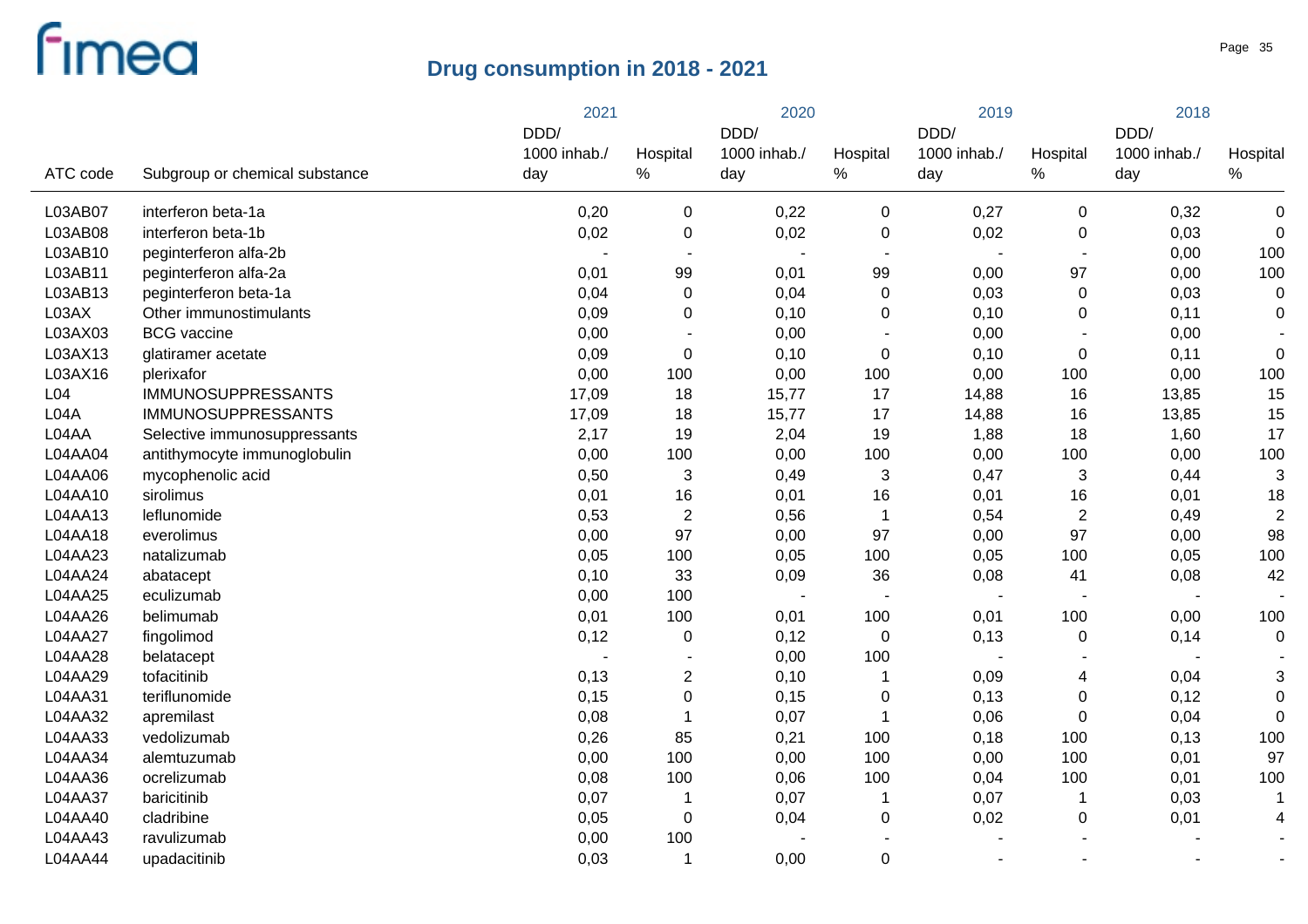# Drug consumption in 2018 - 2021

| ATC code | Subgroup or chemical substance | 2021 DDD/ 1000 inhab./ day | 2021 Hospital % | 2020 DDD/ 1000 inhab./ day | 2020 Hospital % | 2019 DDD/ 1000 inhab./ day | 2019 Hospital % | 2018 DDD/ 1000 inhab./ day | 2018 Hospital % |
|---|---|---|---|---|---|---|---|---|---|
| L03AB07 | interferon beta-1a | 0,20 | 0 | 0,22 | 0 | 0,27 | 0 | 0,32 | 0 |
| L03AB08 | interferon beta-1b | 0,02 | 0 | 0,02 | 0 | 0,02 | 0 | 0,03 | 0 |
| L03AB10 | peginterferon alfa-2b | - | - | - | - | - | - | 0,00 | 100 |
| L03AB11 | peginterferon alfa-2a | 0,01 | 99 | 0,01 | 99 | 0,00 | 97 | 0,00 | 100 |
| L03AB13 | peginterferon beta-1a | 0,04 | 0 | 0,04 | 0 | 0,03 | 0 | 0,03 | 0 |
| L03AX | Other immunostimulants | 0,09 | 0 | 0,10 | 0 | 0,10 | 0 | 0,11 | 0 |
| L03AX03 | BCG vaccine | 0,00 | - | 0,00 | - | 0,00 | - | 0,00 | - |
| L03AX13 | glatiramer acetate | 0,09 | 0 | 0,10 | 0 | 0,10 | 0 | 0,11 | 0 |
| L03AX16 | plerixafor | 0,00 | 100 | 0,00 | 100 | 0,00 | 100 | 0,00 | 100 |
| L04 | IMMUNOSUPPRESSANTS | 17,09 | 18 | 15,77 | 17 | 14,88 | 16 | 13,85 | 15 |
| L04A | IMMUNOSUPPRESSANTS | 17,09 | 18 | 15,77 | 17 | 14,88 | 16 | 13,85 | 15 |
| L04AA | Selective immunosuppressants | 2,17 | 19 | 2,04 | 19 | 1,88 | 18 | 1,60 | 17 |
| L04AA04 | antithymocyte immunoglobulin | 0,00 | 100 | 0,00 | 100 | 0,00 | 100 | 0,00 | 100 |
| L04AA06 | mycophenolic acid | 0,50 | 3 | 0,49 | 3 | 0,47 | 3 | 0,44 | 3 |
| L04AA10 | sirolimus | 0,01 | 16 | 0,01 | 16 | 0,01 | 16 | 0,01 | 18 |
| L04AA13 | leflunomide | 0,53 | 2 | 0,56 | 1 | 0,54 | 2 | 0,49 | 2 |
| L04AA18 | everolimus | 0,00 | 97 | 0,00 | 97 | 0,00 | 97 | 0,00 | 98 |
| L04AA23 | natalizumab | 0,05 | 100 | 0,05 | 100 | 0,05 | 100 | 0,05 | 100 |
| L04AA24 | abatacept | 0,10 | 33 | 0,09 | 36 | 0,08 | 41 | 0,08 | 42 |
| L04AA25 | eculizumab | 0,00 | 100 | - | - | - | - | - | - |
| L04AA26 | belimumab | 0,01 | 100 | 0,01 | 100 | 0,01 | 100 | 0,00 | 100 |
| L04AA27 | fingolimod | 0,12 | 0 | 0,12 | 0 | 0,13 | 0 | 0,14 | 0 |
| L04AA28 | belatacept | - | - | 0,00 | 100 | - | - | - | - |
| L04AA29 | tofacitinib | 0,13 | 2 | 0,10 | 1 | 0,09 | 4 | 0,04 | 3 |
| L04AA31 | teriflunomide | 0,15 | 0 | 0,15 | 0 | 0,13 | 0 | 0,12 | 0 |
| L04AA32 | apremilast | 0,08 | 1 | 0,07 | 1 | 0,06 | 0 | 0,04 | 0 |
| L04AA33 | vedolizumab | 0,26 | 85 | 0,21 | 100 | 0,18 | 100 | 0,13 | 100 |
| L04AA34 | alemtuzumab | 0,00 | 100 | 0,00 | 100 | 0,00 | 100 | 0,01 | 97 |
| L04AA36 | ocrelizumab | 0,08 | 100 | 0,06 | 100 | 0,04 | 100 | 0,01 | 100 |
| L04AA37 | baricitinib | 0,07 | 1 | 0,07 | 1 | 0,07 | 1 | 0,03 | 1 |
| L04AA40 | cladribine | 0,05 | 0 | 0,04 | 0 | 0,02 | 0 | 0,01 | 4 |
| L04AA43 | ravulizumab | 0,00 | 100 | - | - | - | - | - | - |
| L04AA44 | upadacitinib | 0,03 | 1 | 0,00 | 0 | - | - | - | - |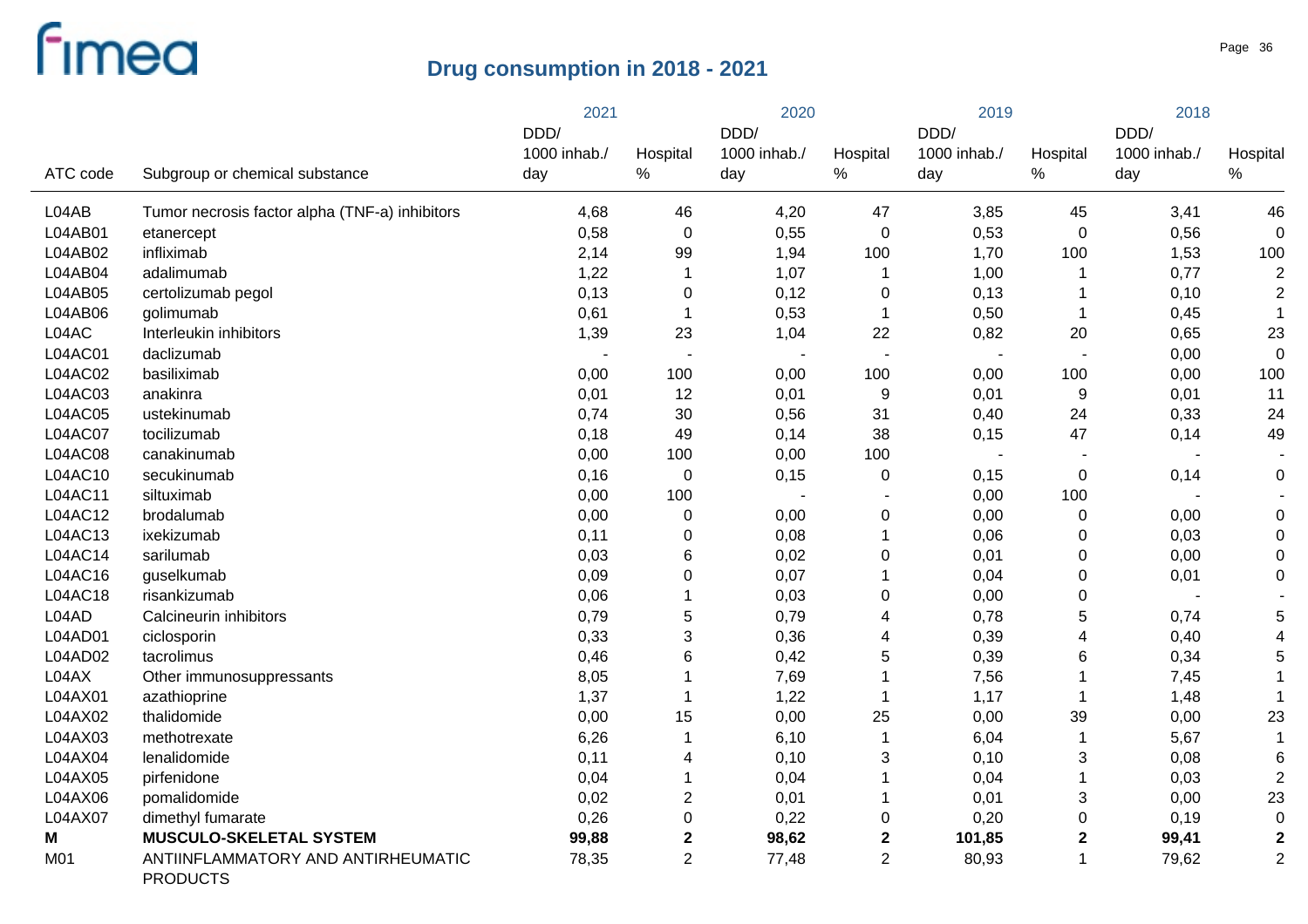# Drug consumption in 2018 - 2021

| ATC code | Subgroup or chemical substance | 2021 DDD/ 1000 inhab./ day | 2021 Hospital % | 2020 DDD/ 1000 inhab./ day | 2020 Hospital % | 2019 DDD/ 1000 inhab./ day | 2019 Hospital % | 2018 DDD/ 1000 inhab./ day | 2018 Hospital % |
|---|---|---|---|---|---|---|---|---|---|
| L04AB | Tumor necrosis factor alpha (TNF-a) inhibitors | 4,68 | 46 | 4,20 | 47 | 3,85 | 45 | 3,41 | 46 |
| L04AB01 | etanercept | 0,58 | 0 | 0,55 | 0 | 0,53 | 0 | 0,56 | 0 |
| L04AB02 | infliximab | 2,14 | 99 | 1,94 | 100 | 1,70 | 100 | 1,53 | 100 |
| L04AB04 | adalimumab | 1,22 | 1 | 1,07 | 1 | 1,00 | 1 | 0,77 | 2 |
| L04AB05 | certolizumab pegol | 0,13 | 0 | 0,12 | 0 | 0,13 | 1 | 0,10 | 2 |
| L04AB06 | golimumab | 0,61 | 1 | 0,53 | 1 | 0,50 | 1 | 0,45 | 1 |
| L04AC | Interleukin inhibitors | 1,39 | 23 | 1,04 | 22 | 0,82 | 20 | 0,65 | 23 |
| L04AC01 | daclizumab | - | - | - | - | - | - | 0,00 | 0 |
| L04AC02 | basiliximab | 0,00 | 100 | 0,00 | 100 | 0,00 | 100 | 0,00 | 100 |
| L04AC03 | anakinra | 0,01 | 12 | 0,01 | 9 | 0,01 | 9 | 0,01 | 11 |
| L04AC05 | ustekinumab | 0,74 | 30 | 0,56 | 31 | 0,40 | 24 | 0,33 | 24 |
| L04AC07 | tocilizumab | 0,18 | 49 | 0,14 | 38 | 0,15 | 47 | 0,14 | 49 |
| L04AC08 | canakinumab | 0,00 | 100 | 0,00 | 100 | - | - | - | - |
| L04AC10 | secukinumab | 0,16 | 0 | 0,15 | 0 | 0,15 | 0 | 0,14 | 0 |
| L04AC11 | siltuximab | 0,00 | 100 | - | - | 0,00 | 100 | - | - |
| L04AC12 | brodalumab | 0,00 | 0 | 0,00 | 0 | 0,00 | 0 | 0,00 | 0 |
| L04AC13 | ixekizumab | 0,11 | 0 | 0,08 | 1 | 0,06 | 0 | 0,03 | 0 |
| L04AC14 | sarilumab | 0,03 | 6 | 0,02 | 0 | 0,01 | 0 | 0,00 | 0 |
| L04AC16 | guselkumab | 0,09 | 0 | 0,07 | 1 | 0,04 | 0 | 0,01 | 0 |
| L04AC18 | risankizumab | 0,06 | 1 | 0,03 | 0 | 0,00 | 0 | - | - |
| L04AD | Calcineurin inhibitors | 0,79 | 5 | 0,79 | 4 | 0,78 | 5 | 0,74 | 5 |
| L04AD01 | ciclosporin | 0,33 | 3 | 0,36 | 4 | 0,39 | 4 | 0,40 | 4 |
| L04AD02 | tacrolimus | 0,46 | 6 | 0,42 | 5 | 0,39 | 6 | 0,34 | 5 |
| L04AX | Other immunosuppressants | 8,05 | 1 | 7,69 | 1 | 7,56 | 1 | 7,45 | 1 |
| L04AX01 | azathioprine | 1,37 | 1 | 1,22 | 1 | 1,17 | 1 | 1,48 | 1 |
| L04AX02 | thalidomide | 0,00 | 15 | 0,00 | 25 | 0,00 | 39 | 0,00 | 23 |
| L04AX03 | methotrexate | 6,26 | 1 | 6,10 | 1 | 6,04 | 1 | 5,67 | 1 |
| L04AX04 | lenalidomide | 0,11 | 4 | 0,10 | 3 | 0,10 | 3 | 0,08 | 6 |
| L04AX05 | pirfenidone | 0,04 | 1 | 0,04 | 1 | 0,04 | 1 | 0,03 | 2 |
| L04AX06 | pomalidomide | 0,02 | 2 | 0,01 | 1 | 0,01 | 3 | 0,00 | 23 |
| L04AX07 | dimethyl fumarate | 0,26 | 0 | 0,22 | 0 | 0,20 | 0 | 0,19 | 0 |
| **M** | **MUSCULO-SKELETAL SYSTEM** | **99,88** | **2** | **98,62** | **2** | **101,85** | **2** | **99,41** | **2** |
| M01 | ANTIINFLAMMATORY AND ANTIRHEUMATIC PRODUCTS | 78,35 | 2 | 77,48 | 2 | 80,93 | 1 | 79,62 | 2 |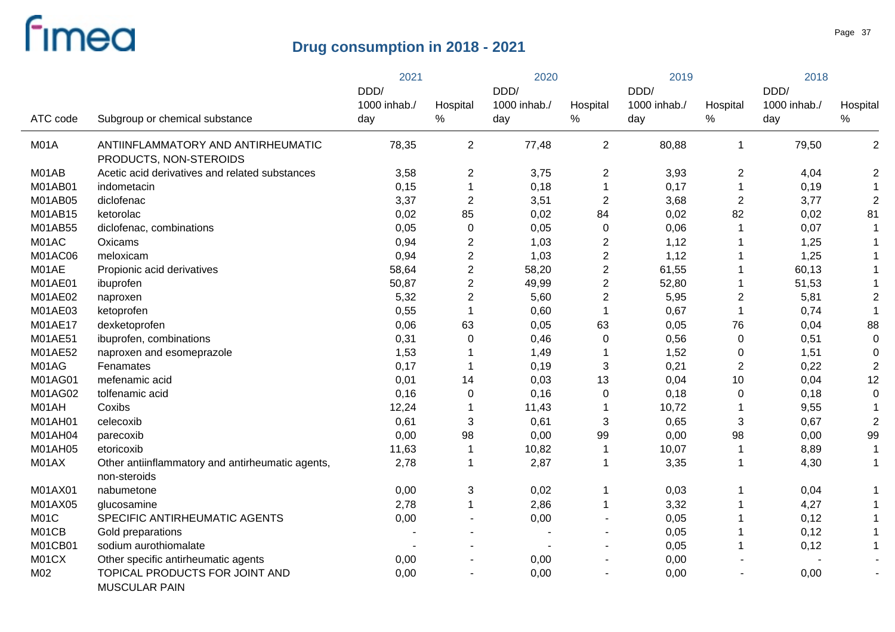# Drug consumption in 2018 - 2021

| ATC code | Subgroup or chemical substance | 2021 DDD/ 1000 inhab./ day | 2021 Hospital % | 2020 DDD/ 1000 inhab./ day | 2020 Hospital % | 2019 DDD/ 1000 inhab./ day | 2019 Hospital % | 2018 DDD/ 1000 inhab./ day | 2018 Hospital % |
|---|---|---|---|---|---|---|---|---|---|
| M01A | ANTIINFLAMMATORY AND ANTIRHEUMATIC PRODUCTS, NON-STEROIDS | 78,35 | 2 | 77,48 | 2 | 80,88 | 1 | 79,50 | 2 |
| M01AB | Acetic acid derivatives and related substances | 3,58 | 2 | 3,75 | 2 | 3,93 | 2 | 4,04 | 2 |
| M01AB01 | indometacin | 0,15 | 1 | 0,18 | 1 | 0,17 | 1 | 0,19 | 1 |
| M01AB05 | diclofenac | 3,37 | 2 | 3,51 | 2 | 3,68 | 2 | 3,77 | 2 |
| M01AB15 | ketorolac | 0,02 | 85 | 0,02 | 84 | 0,02 | 82 | 0,02 | 81 |
| M01AB55 | diclofenac, combinations | 0,05 | 0 | 0,05 | 0 | 0,06 | 1 | 0,07 | 1 |
| M01AC | Oxicams | 0,94 | 2 | 1,03 | 2 | 1,12 | 1 | 1,25 | 1 |
| M01AC06 | meloxicam | 0,94 | 2 | 1,03 | 2 | 1,12 | 1 | 1,25 | 1 |
| M01AE | Propionic acid derivatives | 58,64 | 2 | 58,20 | 2 | 61,55 | 1 | 60,13 | 1 |
| M01AE01 | ibuprofen | 50,87 | 2 | 49,99 | 2 | 52,80 | 1 | 51,53 | 1 |
| M01AE02 | naproxen | 5,32 | 2 | 5,60 | 2 | 5,95 | 2 | 5,81 | 2 |
| M01AE03 | ketoprofen | 0,55 | 1 | 0,60 | 1 | 0,67 | 1 | 0,74 | 1 |
| M01AE17 | dexketoprofen | 0,06 | 63 | 0,05 | 63 | 0,05 | 76 | 0,04 | 88 |
| M01AE51 | ibuprofen, combinations | 0,31 | 0 | 0,46 | 0 | 0,56 | 0 | 0,51 | 0 |
| M01AE52 | naproxen and esomeprazole | 1,53 | 1 | 1,49 | 1 | 1,52 | 0 | 1,51 | 0 |
| M01AG | Fenamates | 0,17 | 1 | 0,19 | 3 | 0,21 | 2 | 0,22 | 2 |
| M01AG01 | mefenamic acid | 0,01 | 14 | 0,03 | 13 | 0,04 | 10 | 0,04 | 12 |
| M01AG02 | tolfenamic acid | 0,16 | 0 | 0,16 | 0 | 0,18 | 0 | 0,18 | 0 |
| M01AH | Coxibs | 12,24 | 1 | 11,43 | 1 | 10,72 | 1 | 9,55 | 1 |
| M01AH01 | celecoxib | 0,61 | 3 | 0,61 | 3 | 0,65 | 3 | 0,67 | 2 |
| M01AH04 | parecoxib | 0,00 | 98 | 0,00 | 99 | 0,00 | 98 | 0,00 | 99 |
| M01AH05 | etoricoxib | 11,63 | 1 | 10,82 | 1 | 10,07 | 1 | 8,89 | 1 |
| M01AX | Other antiinflammatory and antirheumatic agents, non-steroids | 2,78 | 1 | 2,87 | 1 | 3,35 | 1 | 4,30 | 1 |
| M01AX01 | nabumetone | 0,00 | 3 | 0,02 | 1 | 0,03 | 1 | 0,04 | 1 |
| M01AX05 | glucosamine | 2,78 | 1 | 2,86 | 1 | 3,32 | 1 | 4,27 | 1 |
| M01C | SPECIFIC ANTIRHEUMATIC AGENTS | 0,00 | - | 0,00 | - | 0,05 | 1 | 0,12 | 1 |
| M01CB | Gold preparations | - | - | - | - | 0,05 | 1 | 0,12 | 1 |
| M01CB01 | sodium aurothiomalate | - | - | - | - | 0,05 | 1 | 0,12 | 1 |
| M01CX | Other specific antirheumatic agents | 0,00 | - | 0,00 | - | 0,00 | - | - | - |
| M02 | TOPICAL PRODUCTS FOR JOINT AND MUSCULAR PAIN | 0,00 | - | 0,00 | - | 0,00 | - | 0,00 | - |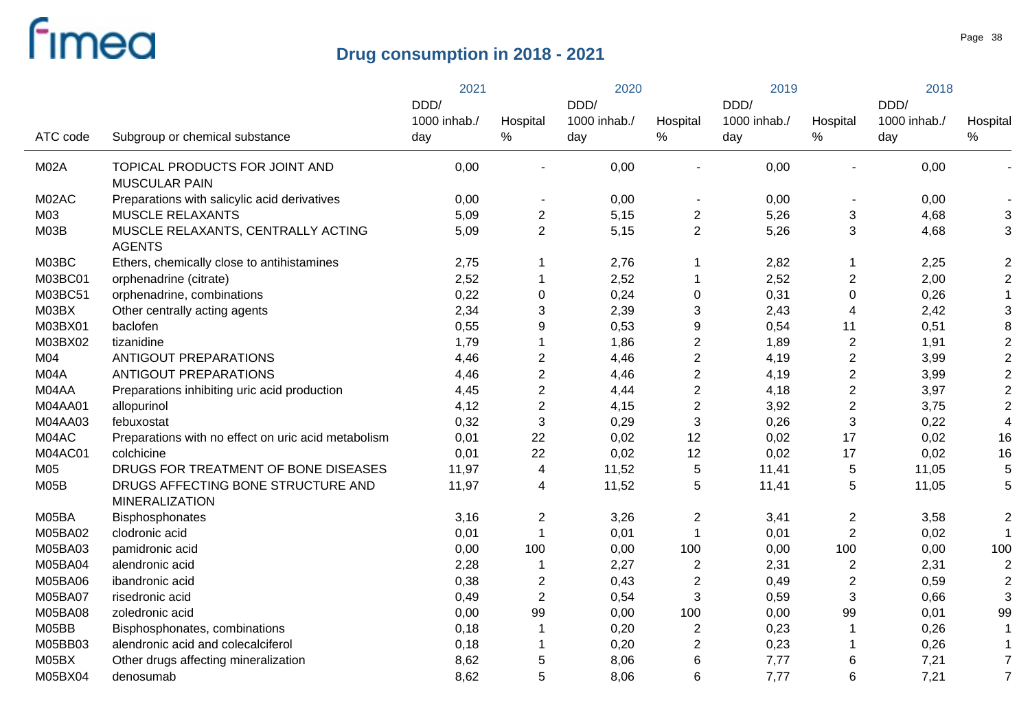# Drug consumption in 2018 - 2021

| ATC code | Subgroup or chemical substance | 2021 DDD/ 1000 inhab./ day | 2021 Hospital % | 2020 DDD/ 1000 inhab./ day | 2020 Hospital % | 2019 DDD/ 1000 inhab./ day | 2019 Hospital % | 2018 DDD/ 1000 inhab./ day | 2018 Hospital % |
|---|---|---|---|---|---|---|---|---|---|
| M02A | TOPICAL PRODUCTS FOR JOINT AND MUSCULAR PAIN | 0,00 | - | 0,00 | - | 0,00 | - | 0,00 | - |
| M02AC | Preparations with salicylic acid derivatives | 0,00 | - | 0,00 | - | 0,00 | - | 0,00 | - |
| M03 | MUSCLE RELAXANTS | 5,09 | 2 | 5,15 | 2 | 5,26 | 3 | 4,68 | 3 |
| M03B | MUSCLE RELAXANTS, CENTRALLY ACTING AGENTS | 5,09 | 2 | 5,15 | 2 | 5,26 | 3 | 4,68 | 3 |
| M03BC | Ethers, chemically close to antihistamines | 2,75 | 1 | 2,76 | 1 | 2,82 | 1 | 2,25 | 2 |
| M03BC01 | orphenadrine (citrate) | 2,52 | 1 | 2,52 | 1 | 2,52 | 2 | 2,00 | 2 |
| M03BC51 | orphenadrine, combinations | 0,22 | 0 | 0,24 | 0 | 0,31 | 0 | 0,26 | 1 |
| M03BX | Other centrally acting agents | 2,34 | 3 | 2,39 | 3 | 2,43 | 4 | 2,42 | 3 |
| M03BX01 | baclofen | 0,55 | 9 | 0,53 | 9 | 0,54 | 11 | 0,51 | 8 |
| M03BX02 | tizanidine | 1,79 | 1 | 1,86 | 2 | 1,89 | 2 | 1,91 | 2 |
| M04 | ANTIGOUT PREPARATIONS | 4,46 | 2 | 4,46 | 2 | 4,19 | 2 | 3,99 | 2 |
| M04A | ANTIGOUT PREPARATIONS | 4,46 | 2 | 4,46 | 2 | 4,19 | 2 | 3,99 | 2 |
| M04AA | Preparations inhibiting uric acid production | 4,45 | 2 | 4,44 | 2 | 4,18 | 2 | 3,97 | 2 |
| M04AA01 | allopurinol | 4,12 | 2 | 4,15 | 2 | 3,92 | 2 | 3,75 | 2 |
| M04AA03 | febuxostat | 0,32 | 3 | 0,29 | 3 | 0,26 | 3 | 0,22 | 4 |
| M04AC | Preparations with no effect on uric acid metabolism | 0,01 | 22 | 0,02 | 12 | 0,02 | 17 | 0,02 | 16 |
| M04AC01 | colchicine | 0,01 | 22 | 0,02 | 12 | 0,02 | 17 | 0,02 | 16 |
| M05 | DRUGS FOR TREATMENT OF BONE DISEASES | 11,97 | 4 | 11,52 | 5 | 11,41 | 5 | 11,05 | 5 |
| M05B | DRUGS AFFECTING BONE STRUCTURE AND MINERALIZATION | 11,97 | 4 | 11,52 | 5 | 11,41 | 5 | 11,05 | 5 |
| M05BA | Bisphosphonates | 3,16 | 2 | 3,26 | 2 | 3,41 | 2 | 3,58 | 2 |
| M05BA02 | clodronic acid | 0,01 | 1 | 0,01 | 1 | 0,01 | 2 | 0,02 | 1 |
| M05BA03 | pamidronic acid | 0,00 | 100 | 0,00 | 100 | 0,00 | 100 | 0,00 | 100 |
| M05BA04 | alendronic acid | 2,28 | 1 | 2,27 | 2 | 2,31 | 2 | 2,31 | 2 |
| M05BA06 | ibandronic acid | 0,38 | 2 | 0,43 | 2 | 0,49 | 2 | 0,59 | 2 |
| M05BA07 | risedronic acid | 0,49 | 2 | 0,54 | 3 | 0,59 | 3 | 0,66 | 3 |
| M05BA08 | zoledronic acid | 0,00 | 99 | 0,00 | 100 | 0,00 | 99 | 0,01 | 99 |
| M05BB | Bisphosphonates, combinations | 0,18 | 1 | 0,20 | 2 | 0,23 | 1 | 0,26 | 1 |
| M05BB03 | alendronic acid and colecalciferol | 0,18 | 1 | 0,20 | 2 | 0,23 | 1 | 0,26 | 1 |
| M05BX | Other drugs affecting mineralization | 8,62 | 5 | 8,06 | 6 | 7,77 | 6 | 7,21 | 7 |
| M05BX04 | denosumab | 8,62 | 5 | 8,06 | 6 | 7,77 | 6 | 7,21 | 7 |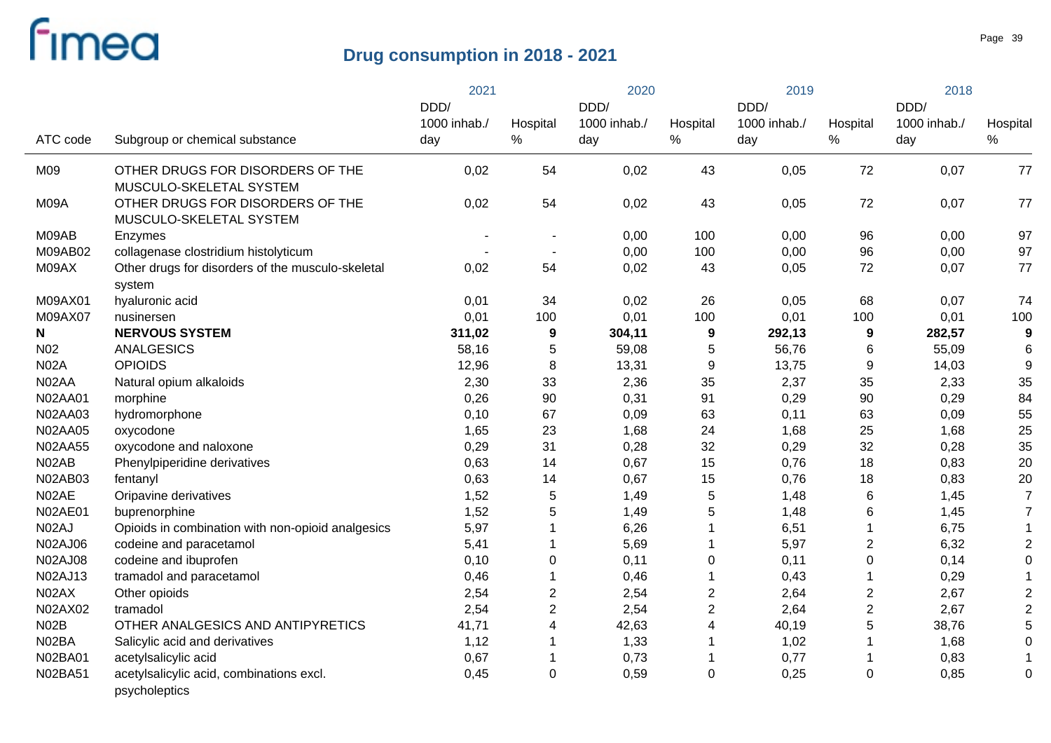# Drug consumption in 2018 - 2021

| ATC code | Subgroup or chemical substance | 2021 DDD/ 1000 inhab./ day | 2021 Hospital % | 2020 DDD/ 1000 inhab./ day | 2020 Hospital % | 2019 DDD/ 1000 inhab./ day | 2019 Hospital % | 2018 DDD/ 1000 inhab./ day | 2018 Hospital % |
|---|---|---|---|---|---|---|---|---|---|
| M09 | OTHER DRUGS FOR DISORDERS OF THE MUSCULO-SKELETAL SYSTEM | 0,02 | 54 | 0,02 | 43 | 0,05 | 72 | 0,07 | 77 |
| M09A | OTHER DRUGS FOR DISORDERS OF THE MUSCULO-SKELETAL SYSTEM | 0,02 | 54 | 0,02 | 43 | 0,05 | 72 | 0,07 | 77 |
| M09AB | Enzymes | - | - | 0,00 | 100 | 0,00 | 96 | 0,00 | 97 |
| M09AB02 | collagenase clostridium histolyticum | - | - | 0,00 | 100 | 0,00 | 96 | 0,00 | 97 |
| M09AX | Other drugs for disorders of the musculo-skeletal system | 0,02 | 54 | 0,02 | 43 | 0,05 | 72 | 0,07 | 77 |
| M09AX01 | hyaluronic acid | 0,01 | 34 | 0,02 | 26 | 0,05 | 68 | 0,07 | 74 |
| M09AX07 | nusinersen | 0,01 | 100 | 0,01 | 100 | 0,01 | 100 | 0,01 | 100 |
| **N** | **NERVOUS SYSTEM** | **311,02** | **9** | **304,11** | **9** | **292,13** | **9** | **282,57** | **9** |
| N02 | ANALGESICS | 58,16 | 5 | 59,08 | 5 | 56,76 | 6 | 55,09 | 6 |
| N02A | OPIOIDS | 12,96 | 8 | 13,31 | 9 | 13,75 | 9 | 14,03 | 9 |
| N02AA | Natural opium alkaloids | 2,30 | 33 | 2,36 | 35 | 2,37 | 35 | 2,33 | 35 |
| N02AA01 | morphine | 0,26 | 90 | 0,31 | 91 | 0,29 | 90 | 0,29 | 84 |
| N02AA03 | hydromorphone | 0,10 | 67 | 0,09 | 63 | 0,11 | 63 | 0,09 | 55 |
| N02AA05 | oxycodone | 1,65 | 23 | 1,68 | 24 | 1,68 | 25 | 1,68 | 25 |
| N02AA55 | oxycodone and naloxone | 0,29 | 31 | 0,28 | 32 | 0,29 | 32 | 0,28 | 35 |
| N02AB | Phenylpiperidine derivatives | 0,63 | 14 | 0,67 | 15 | 0,76 | 18 | 0,83 | 20 |
| N02AB03 | fentanyl | 0,63 | 14 | 0,67 | 15 | 0,76 | 18 | 0,83 | 20 |
| N02AE | Oripavine derivatives | 1,52 | 5 | 1,49 | 5 | 1,48 | 6 | 1,45 | 7 |
| N02AE01 | buprenorphine | 1,52 | 5 | 1,49 | 5 | 1,48 | 6 | 1,45 | 7 |
| N02AJ | Opioids in combination with non-opioid analgesics | 5,97 | 1 | 6,26 | 1 | 6,51 | 1 | 6,75 | 1 |
| N02AJ06 | codeine and paracetamol | 5,41 | 1 | 5,69 | 1 | 5,97 | 2 | 6,32 | 2 |
| N02AJ08 | codeine and ibuprofen | 0,10 | 0 | 0,11 | 0 | 0,11 | 0 | 0,14 | 0 |
| N02AJ13 | tramadol and paracetamol | 0,46 | 1 | 0,46 | 1 | 0,43 | 1 | 0,29 | 1 |
| N02AX | Other opioids | 2,54 | 2 | 2,54 | 2 | 2,64 | 2 | 2,67 | 2 |
| N02AX02 | tramadol | 2,54 | 2 | 2,54 | 2 | 2,64 | 2 | 2,67 | 2 |
| N02B | OTHER ANALGESICS AND ANTIPYRETICS | 41,71 | 4 | 42,63 | 4 | 40,19 | 5 | 38,76 | 5 |
| N02BA | Salicylic acid and derivatives | 1,12 | 1 | 1,33 | 1 | 1,02 | 1 | 1,68 | 0 |
| N02BA01 | acetylsalicylic acid | 0,67 | 1 | 0,73 | 1 | 0,77 | 1 | 0,83 | 1 |
| N02BA51 | acetylsalicylic acid, combinations excl. psycholeptics | 0,45 | 0 | 0,59 | 0 | 0,25 | 0 | 0,85 | 0 |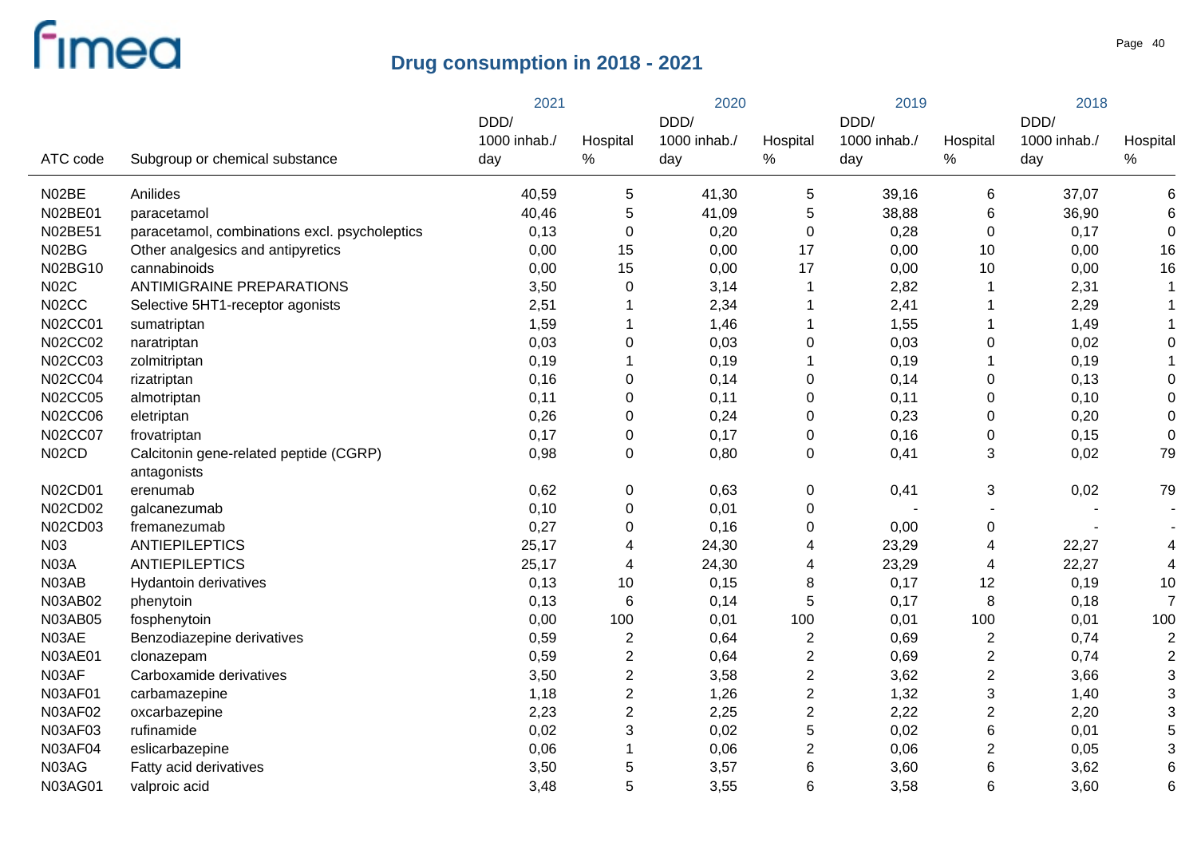## Drug consumption in 2018 - 2021

| ATC code | Subgroup or chemical substance | 2021 | | 2020 | | 2019 | | 2018 | |
|---|---|---|---|---|---|---|---|---|---|
| | | DDD/ 1000 inhab./ day | Hospital % | DDD/ 1000 inhab./ day | Hospital % | DDD/ 1000 inhab./ day | Hospital % | DDD/ 1000 inhab./ day | Hospital % |
| N02BE | Anilides | 40,59 | 5 | 41,30 | 5 | 39,16 | 6 | 37,07 | 6 |
| N02BE01 | paracetamol | 40,46 | 5 | 41,09 | 5 | 38,88 | 6 | 36,90 | 6 |
| N02BE51 | paracetamol, combinations excl. psycholeptics | 0,13 | 0 | 0,20 | 0 | 0,28 | 0 | 0,17 | 0 |
| N02BG | Other analgesics and antipyretics | 0,00 | 15 | 0,00 | 17 | 0,00 | 10 | 0,00 | 16 |
| N02BG10 | cannabinoids | 0,00 | 15 | 0,00 | 17 | 0,00 | 10 | 0,00 | 16 |
| N02C | ANTIMIGRAINE PREPARATIONS | 3,50 | 0 | 3,14 | 1 | 2,82 | 1 | 2,31 | 1 |
| N02CC | Selective 5HT1-receptor agonists | 2,51 | 1 | 2,34 | 1 | 2,41 | 1 | 2,29 | 1 |
| N02CC01 | sumatriptan | 1,59 | 1 | 1,46 | 1 | 1,55 | 1 | 1,49 | 1 |
| N02CC02 | naratriptan | 0,03 | 0 | 0,03 | 0 | 0,03 | 0 | 0,02 | 0 |
| N02CC03 | zolmitriptan | 0,19 | 1 | 0,19 | 1 | 0,19 | 1 | 0,19 | 1 |
| N02CC04 | rizatriptan | 0,16 | 0 | 0,14 | 0 | 0,14 | 0 | 0,13 | 0 |
| N02CC05 | almotriptan | 0,11 | 0 | 0,11 | 0 | 0,11 | 0 | 0,10 | 0 |
| N02CC06 | eletriptan | 0,26 | 0 | 0,24 | 0 | 0,23 | 0 | 0,20 | 0 |
| N02CC07 | frovatriptan | 0,17 | 0 | 0,17 | 0 | 0,16 | 0 | 0,15 | 0 |
| N02CD | Calcitonin gene-related peptide (CGRP) antagonists | 0,98 | 0 | 0,80 | 0 | 0,41 | 3 | 0,02 | 79 |
| N02CD01 | erenumab | 0,62 | 0 | 0,63 | 0 | 0,41 | 3 | 0,02 | 79 |
| N02CD02 | galcanezumab | 0,10 | 0 | 0,01 | 0 | - | - | - | - |
| N02CD03 | fremanezumab | 0,27 | 0 | 0,16 | 0 | 0,00 | 0 | - | - |
| N03 | ANTIEPILEPTICS | 25,17 | 4 | 24,30 | 4 | 23,29 | 4 | 22,27 | 4 |
| N03A | ANTIEPILEPTICS | 25,17 | 4 | 24,30 | 4 | 23,29 | 4 | 22,27 | 4 |
| N03AB | Hydantoin derivatives | 0,13 | 10 | 0,15 | 8 | 0,17 | 12 | 0,19 | 10 |
| N03AB02 | phenytoin | 0,13 | 6 | 0,14 | 5 | 0,17 | 8 | 0,18 | 7 |
| N03AB05 | fosphenytoin | 0,00 | 100 | 0,01 | 100 | 0,01 | 100 | 0,01 | 100 |
| N03AE | Benzodiazepine derivatives | 0,59 | 2 | 0,64 | 2 | 0,69 | 2 | 0,74 | 2 |
| N03AE01 | clonazepam | 0,59 | 2 | 0,64 | 2 | 0,69 | 2 | 0,74 | 2 |
| N03AF | Carboxamide derivatives | 3,50 | 2 | 3,58 | 2 | 3,62 | 2 | 3,66 | 3 |
| N03AF01 | carbamazepine | 1,18 | 2 | 1,26 | 2 | 1,32 | 3 | 1,40 | 3 |
| N03AF02 | oxcarbazepine | 2,23 | 2 | 2,25 | 2 | 2,22 | 2 | 2,20 | 3 |
| N03AF03 | rufinamide | 0,02 | 3 | 0,02 | 5 | 0,02 | 6 | 0,01 | 5 |
| N03AF04 | eslicarbazepine | 0,06 | 1 | 0,06 | 2 | 0,06 | 2 | 0,05 | 3 |
| N03AG | Fatty acid derivatives | 3,50 | 5 | 3,57 | 6 | 3,60 | 6 | 3,62 | 6 |
| N03AG01 | valproic acid | 3,48 | 5 | 3,55 | 6 | 3,58 | 6 | 3,60 | 6 |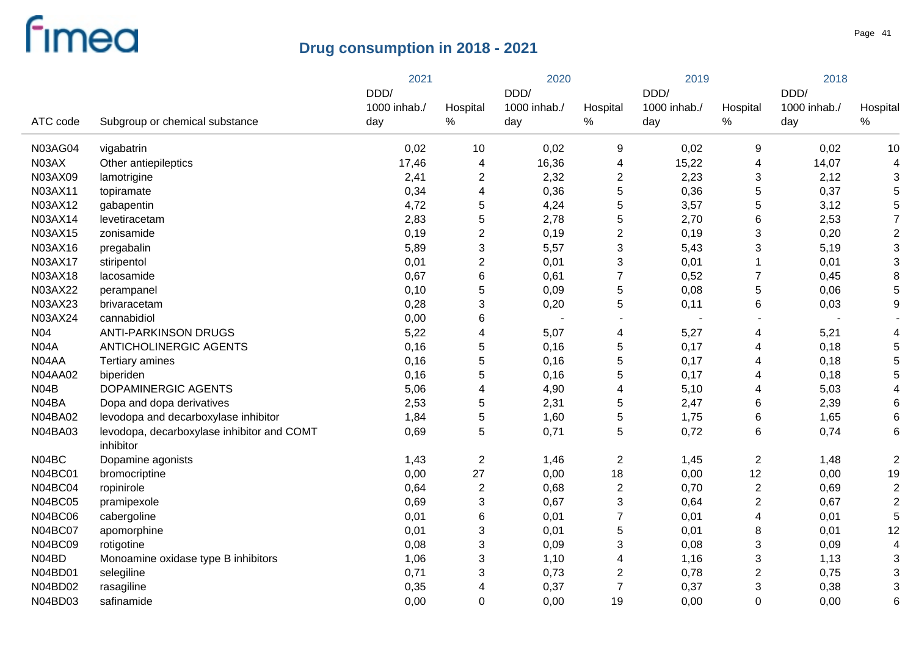# Drug consumption in 2018 - 2021

| ATC code | Subgroup or chemical substance | 2021 DDD/ 1000 inhab./ day | 2021 Hospital % | 2020 DDD/ 1000 inhab./ day | 2020 Hospital % | 2019 DDD/ 1000 inhab./ day | 2019 Hospital % | 2018 DDD/ 1000 inhab./ day | 2018 Hospital % |
|---|---|---|---|---|---|---|---|---|---|
| N03AG04 | vigabatrin | 0,02 | 10 | 0,02 | 9 | 0,02 | 9 | 0,02 | 10 |
| N03AX | Other antiepileptics | 17,46 | 4 | 16,36 | 4 | 15,22 | 4 | 14,07 | 4 |
| N03AX09 | lamotrigine | 2,41 | 2 | 2,32 | 2 | 2,23 | 3 | 2,12 | 3 |
| N03AX11 | topiramate | 0,34 | 4 | 0,36 | 5 | 0,36 | 5 | 0,37 | 5 |
| N03AX12 | gabapentin | 4,72 | 5 | 4,24 | 5 | 3,57 | 5 | 3,12 | 5 |
| N03AX14 | levetiracetam | 2,83 | 5 | 2,78 | 5 | 2,70 | 6 | 2,53 | 7 |
| N03AX15 | zonisamide | 0,19 | 2 | 0,19 | 2 | 0,19 | 3 | 0,20 | 2 |
| N03AX16 | pregabalin | 5,89 | 3 | 5,57 | 3 | 5,43 | 3 | 5,19 | 3 |
| N03AX17 | stiripentol | 0,01 | 2 | 0,01 | 3 | 0,01 | 1 | 0,01 | 3 |
| N03AX18 | lacosamide | 0,67 | 6 | 0,61 | 7 | 0,52 | 7 | 0,45 | 8 |
| N03AX22 | perampanel | 0,10 | 5 | 0,09 | 5 | 0,08 | 5 | 0,06 | 5 |
| N03AX23 | brivaracetam | 0,28 | 3 | 0,20 | 5 | 0,11 | 6 | 0,03 | 9 |
| N03AX24 | cannabidiol | 0,00 | 6 | - | - | - | - | - | - |
| N04 | ANTI-PARKINSON DRUGS | 5,22 | 4 | 5,07 | 4 | 5,27 | 4 | 5,21 | 4 |
| N04A | ANTICHOLINERGIC AGENTS | 0,16 | 5 | 0,16 | 5 | 0,17 | 4 | 0,18 | 5 |
| N04AA | Tertiary amines | 0,16 | 5 | 0,16 | 5 | 0,17 | 4 | 0,18 | 5 |
| N04AA02 | biperiden | 0,16 | 5 | 0,16 | 5 | 0,17 | 4 | 0,18 | 5 |
| N04B | DOPAMINERGIC AGENTS | 5,06 | 4 | 4,90 | 4 | 5,10 | 4 | 5,03 | 4 |
| N04BA | Dopa and dopa derivatives | 2,53 | 5 | 2,31 | 5 | 2,47 | 6 | 2,39 | 6 |
| N04BA02 | levodopa and decarboxylase inhibitor | 1,84 | 5 | 1,60 | 5 | 1,75 | 6 | 1,65 | 6 |
| N04BA03 | levodopa, decarboxylase inhibitor and COMT inhibitor | 0,69 | 5 | 0,71 | 5 | 0,72 | 6 | 0,74 | 6 |
| N04BC | Dopamine agonists | 1,43 | 2 | 1,46 | 2 | 1,45 | 2 | 1,48 | 2 |
| N04BC01 | bromocriptine | 0,00 | 27 | 0,00 | 18 | 0,00 | 12 | 0,00 | 19 |
| N04BC04 | ropinirole | 0,64 | 2 | 0,68 | 2 | 0,70 | 2 | 0,69 | 2 |
| N04BC05 | pramipexole | 0,69 | 3 | 0,67 | 3 | 0,64 | 2 | 0,67 | 2 |
| N04BC06 | cabergoline | 0,01 | 6 | 0,01 | 7 | 0,01 | 4 | 0,01 | 5 |
| N04BC07 | apomorphine | 0,01 | 3 | 0,01 | 5 | 0,01 | 8 | 0,01 | 12 |
| N04BC09 | rotigotine | 0,08 | 3 | 0,09 | 3 | 0,08 | 3 | 0,09 | 4 |
| N04BD | Monoamine oxidase type B inhibitors | 1,06 | 3 | 1,10 | 4 | 1,16 | 3 | 1,13 | 3 |
| N04BD01 | selegiline | 0,71 | 3 | 0,73 | 2 | 0,78 | 2 | 0,75 | 3 |
| N04BD02 | rasagiline | 0,35 | 4 | 0,37 | 7 | 0,37 | 3 | 0,38 | 3 |
| N04BD03 | safinamide | 0,00 | 0 | 0,00 | 19 | 0,00 | 0 | 0,00 | 6 |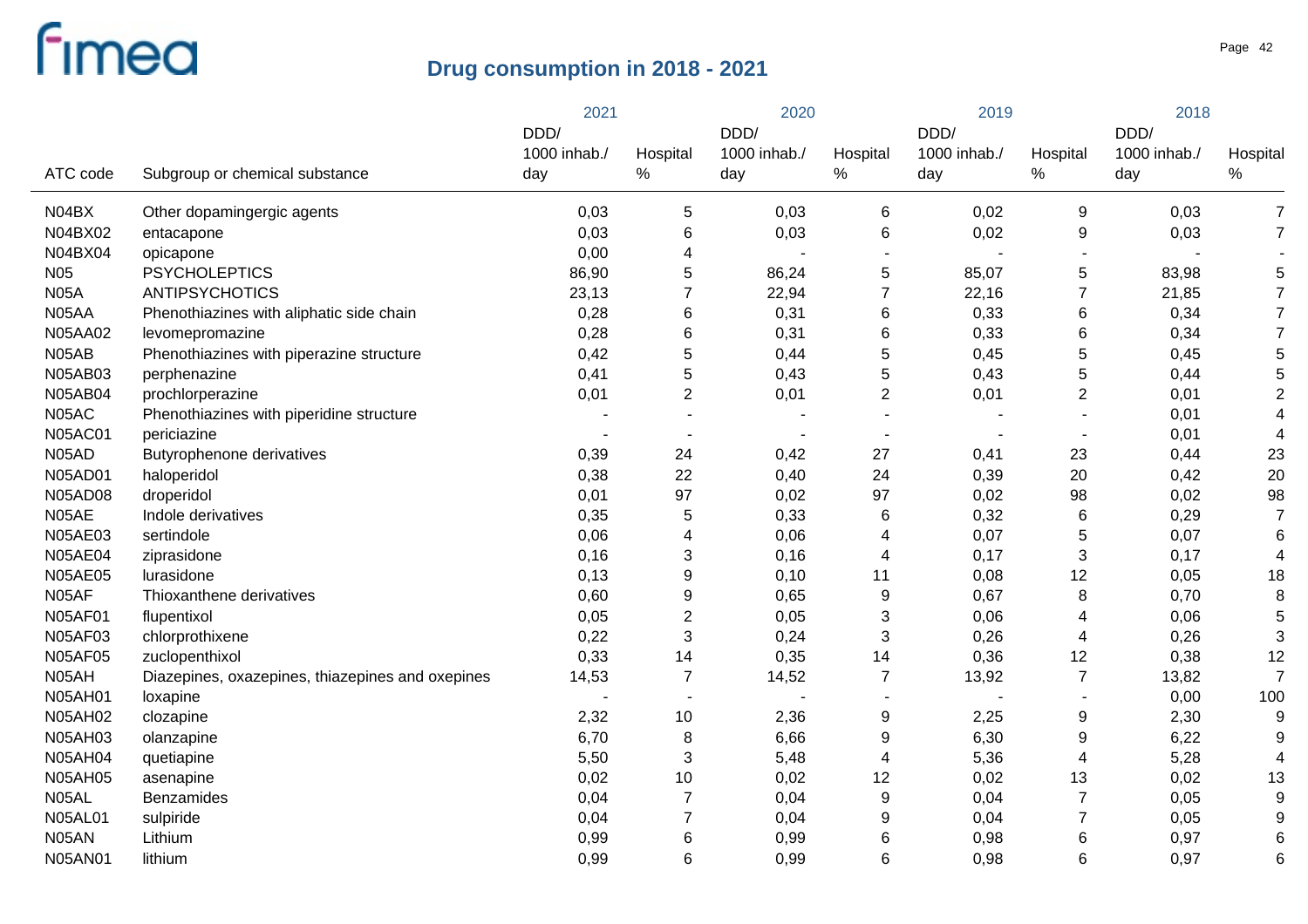# Drug consumption in 2018 - 2021

| ATC code | Subgroup or chemical substance | 2021 DDD/ 1000 inhab./ day | 2021 Hospital % | 2020 DDD/ 1000 inhab./ day | 2020 Hospital % | 2019 DDD/ 1000 inhab./ day | 2019 Hospital % | 2018 DDD/ 1000 inhab./ day | 2018 Hospital % |
|---|---|---|---|---|---|---|---|---|---|
| N04BX | Other dopamingergic agents | 0,03 | 5 | 0,03 | 6 | 0,02 | 9 | 0,03 | 7 |
| N04BX02 | entacapone | 0,03 | 6 | 0,03 | 6 | 0,02 | 9 | 0,03 | 7 |
| N04BX04 | opicapone | 0,00 | 4 | - | - | - | - | - | - |
| N05 | PSYCHOLEPTICS | 86,90 | 5 | 86,24 | 5 | 85,07 | 5 | 83,98 | 5 |
| N05A | ANTIPSYCHOTICS | 23,13 | 7 | 22,94 | 7 | 22,16 | 7 | 21,85 | 7 |
| N05AA | Phenothiazines with aliphatic side chain | 0,28 | 6 | 0,31 | 6 | 0,33 | 6 | 0,34 | 7 |
| N05AA02 | levomepromazine | 0,28 | 6 | 0,31 | 6 | 0,33 | 6 | 0,34 | 7 |
| N05AB | Phenothiazines with piperazine structure | 0,42 | 5 | 0,44 | 5 | 0,45 | 5 | 0,45 | 5 |
| N05AB03 | perphenazine | 0,41 | 5 | 0,43 | 5 | 0,43 | 5 | 0,44 | 5 |
| N05AB04 | prochlorperazine | 0,01 | 2 | 0,01 | 2 | 0,01 | 2 | 0,01 | 2 |
| N05AC | Phenothiazines with piperidine structure | - | - | - | - | - | - | 0,01 | 4 |
| N05AC01 | periciazine | - | - | - | - | - | - | 0,01 | 4 |
| N05AD | Butyrophenone derivatives | 0,39 | 24 | 0,42 | 27 | 0,41 | 23 | 0,44 | 23 |
| N05AD01 | haloperidol | 0,38 | 22 | 0,40 | 24 | 0,39 | 20 | 0,42 | 20 |
| N05AD08 | droperidol | 0,01 | 97 | 0,02 | 97 | 0,02 | 98 | 0,02 | 98 |
| N05AE | Indole derivatives | 0,35 | 5 | 0,33 | 6 | 0,32 | 6 | 0,29 | 7 |
| N05AE03 | sertindole | 0,06 | 4 | 0,06 | 4 | 0,07 | 5 | 0,07 | 6 |
| N05AE04 | ziprasidone | 0,16 | 3 | 0,16 | 4 | 0,17 | 3 | 0,17 | 4 |
| N05AE05 | lurasidone | 0,13 | 9 | 0,10 | 11 | 0,08 | 12 | 0,05 | 18 |
| N05AF | Thioxanthene derivatives | 0,60 | 9 | 0,65 | 9 | 0,67 | 8 | 0,70 | 8 |
| N05AF01 | flupentixol | 0,05 | 2 | 0,05 | 3 | 0,06 | 4 | 0,06 | 5 |
| N05AF03 | chlorprothixene | 0,22 | 3 | 0,24 | 3 | 0,26 | 4 | 0,26 | 3 |
| N05AF05 | zuclopenthixol | 0,33 | 14 | 0,35 | 14 | 0,36 | 12 | 0,38 | 12 |
| N05AH | Diazepines, oxazepines, thiazepines and oxepines | 14,53 | 7 | 14,52 | 7 | 13,92 | 7 | 13,82 | 7 |
| N05AH01 | loxapine | - | - | - | - | - | - | 0,00 | 100 |
| N05AH02 | clozapine | 2,32 | 10 | 2,36 | 9 | 2,25 | 9 | 2,30 | 9 |
| N05AH03 | olanzapine | 6,70 | 8 | 6,66 | 9 | 6,30 | 9 | 6,22 | 9 |
| N05AH04 | quetiapine | 5,50 | 3 | 5,48 | 4 | 5,36 | 4 | 5,28 | 4 |
| N05AH05 | asenapine | 0,02 | 10 | 0,02 | 12 | 0,02 | 13 | 0,02 | 13 |
| N05AL | Benzamides | 0,04 | 7 | 0,04 | 9 | 0,04 | 7 | 0,05 | 9 |
| N05AL01 | sulpiride | 0,04 | 7 | 0,04 | 9 | 0,04 | 7 | 0,05 | 9 |
| N05AN | Lithium | 0,99 | 6 | 0,99 | 6 | 0,98 | 6 | 0,97 | 6 |
| N05AN01 | lithium | 0,99 | 6 | 0,99 | 6 | 0,98 | 6 | 0,97 | 6 |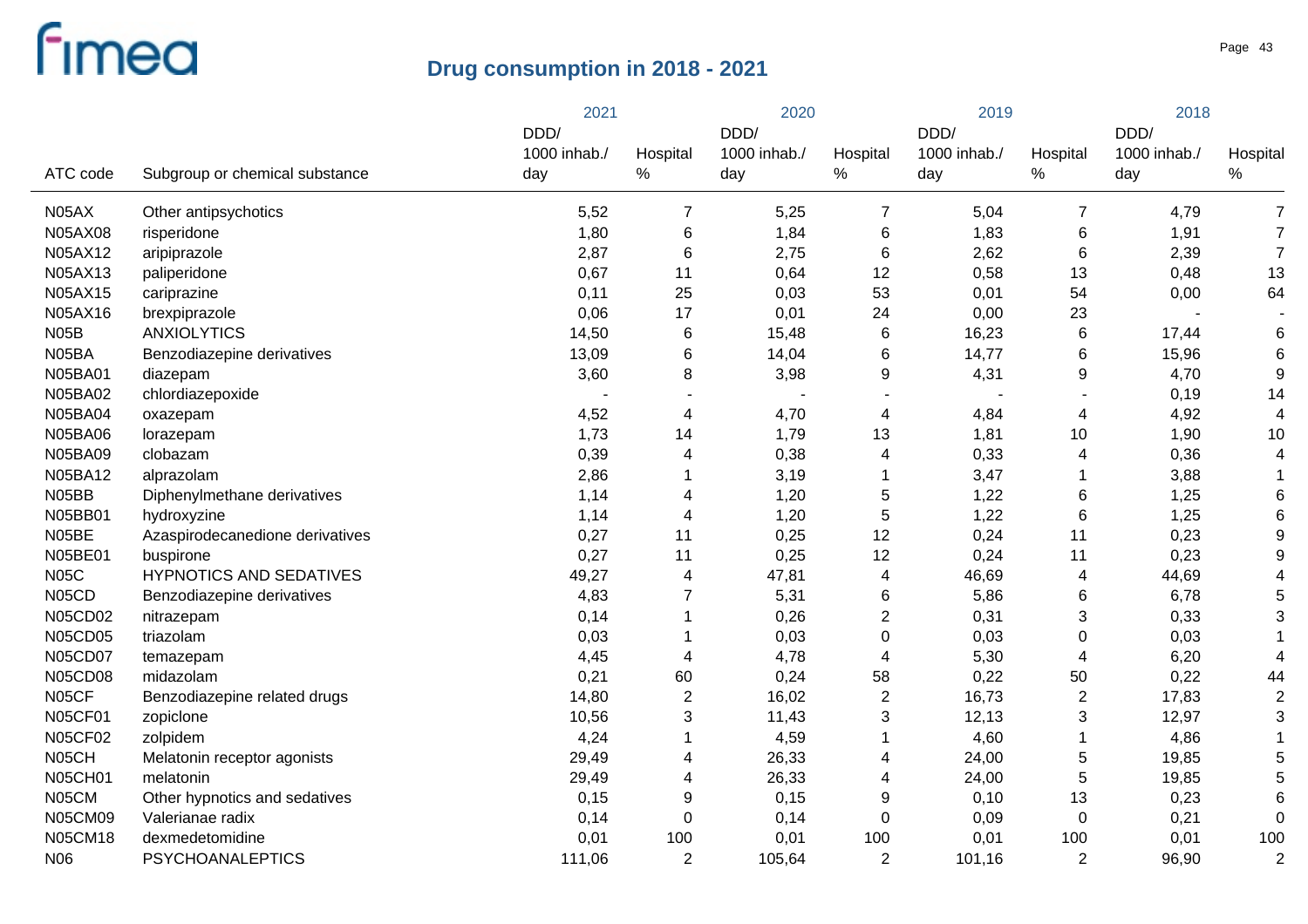# Drug consumption in 2018 - 2021

| ATC code | Subgroup or chemical substance | 2021 DDD/ 1000 inhab./ day | 2021 Hospital % | 2020 DDD/ 1000 inhab./ day | 2020 Hospital % | 2019 DDD/ 1000 inhab./ day | 2019 Hospital % | 2018 DDD/ 1000 inhab./ day | 2018 Hospital % |
|---|---|---|---|---|---|---|---|---|---|
| N05AX | Other antipsychotics | 5,52 | 7 | 5,25 | 7 | 5,04 | 7 | 4,79 | 7 |
| N05AX08 | risperidone | 1,80 | 6 | 1,84 | 6 | 1,83 | 6 | 1,91 | 7 |
| N05AX12 | aripiprazole | 2,87 | 6 | 2,75 | 6 | 2,62 | 6 | 2,39 | 7 |
| N05AX13 | paliperidone | 0,67 | 11 | 0,64 | 12 | 0,58 | 13 | 0,48 | 13 |
| N05AX15 | cariprazine | 0,11 | 25 | 0,03 | 53 | 0,01 | 54 | 0,00 | 64 |
| N05AX16 | brexpiprazole | 0,06 | 17 | 0,01 | 24 | 0,00 | 23 | - | - |
| N05B | ANXIOLYTICS | 14,50 | 6 | 15,48 | 6 | 16,23 | 6 | 17,44 | 6 |
| N05BA | Benzodiazepine derivatives | 13,09 | 6 | 14,04 | 6 | 14,77 | 6 | 15,96 | 6 |
| N05BA01 | diazepam | 3,60 | 8 | 3,98 | 9 | 4,31 | 9 | 4,70 | 9 |
| N05BA02 | chlordiazepoxide | - | - | - | - | - | - | 0,19 | 14 |
| N05BA04 | oxazepam | 4,52 | 4 | 4,70 | 4 | 4,84 | 4 | 4,92 | 4 |
| N05BA06 | lorazepam | 1,73 | 14 | 1,79 | 13 | 1,81 | 10 | 1,90 | 10 |
| N05BA09 | clobazam | 0,39 | 4 | 0,38 | 4 | 0,33 | 4 | 0,36 | 4 |
| N05BA12 | alprazolam | 2,86 | 1 | 3,19 | 1 | 3,47 | 1 | 3,88 | 1 |
| N05BB | Diphenylmethane derivatives | 1,14 | 4 | 1,20 | 5 | 1,22 | 6 | 1,25 | 6 |
| N05BB01 | hydroxyzine | 1,14 | 4 | 1,20 | 5 | 1,22 | 6 | 1,25 | 6 |
| N05BE | Azaspirodecanedione derivatives | 0,27 | 11 | 0,25 | 12 | 0,24 | 11 | 0,23 | 9 |
| N05BE01 | buspirone | 0,27 | 11 | 0,25 | 12 | 0,24 | 11 | 0,23 | 9 |
| N05C | HYPNOTICS AND SEDATIVES | 49,27 | 4 | 47,81 | 4 | 46,69 | 4 | 44,69 | 4 |
| N05CD | Benzodiazepine derivatives | 4,83 | 7 | 5,31 | 6 | 5,86 | 6 | 6,78 | 5 |
| N05CD02 | nitrazepam | 0,14 | 1 | 0,26 | 2 | 0,31 | 3 | 0,33 | 3 |
| N05CD05 | triazolam | 0,03 | 1 | 0,03 | 0 | 0,03 | 0 | 0,03 | 1 |
| N05CD07 | temazepam | 4,45 | 4 | 4,78 | 4 | 5,30 | 4 | 6,20 | 4 |
| N05CD08 | midazolam | 0,21 | 60 | 0,24 | 58 | 0,22 | 50 | 0,22 | 44 |
| N05CF | Benzodiazepine related drugs | 14,80 | 2 | 16,02 | 2 | 16,73 | 2 | 17,83 | 2 |
| N05CF01 | zopiclone | 10,56 | 3 | 11,43 | 3 | 12,13 | 3 | 12,97 | 3 |
| N05CF02 | zolpidem | 4,24 | 1 | 4,59 | 1 | 4,60 | 1 | 4,86 | 1 |
| N05CH | Melatonin receptor agonists | 29,49 | 4 | 26,33 | 4 | 24,00 | 5 | 19,85 | 5 |
| N05CH01 | melatonin | 29,49 | 4 | 26,33 | 4 | 24,00 | 5 | 19,85 | 5 |
| N05CM | Other hypnotics and sedatives | 0,15 | 9 | 0,15 | 9 | 0,10 | 13 | 0,23 | 6 |
| N05CM09 | Valerianae radix | 0,14 | 0 | 0,14 | 0 | 0,09 | 0 | 0,21 | 0 |
| N05CM18 | dexmedetomidine | 0,01 | 100 | 0,01 | 100 | 0,01 | 100 | 0,01 | 100 |
| N06 | PSYCHOANALEPTICS | 111,06 | 2 | 105,64 | 2 | 101,16 | 2 | 96,90 | 2 |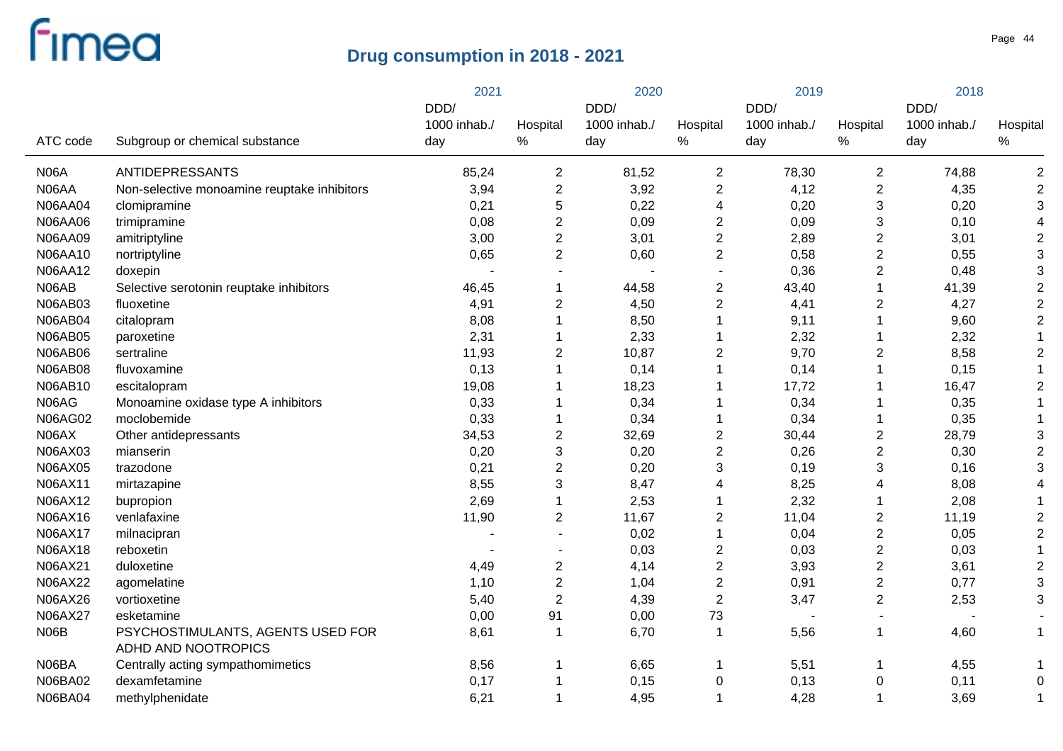## Drug consumption in 2018 - 2021

| ATC code | Subgroup or chemical substance | 2021 DDD/ 1000 inhab./ day | 2021 Hospital % | 2020 DDD/ 1000 inhab./ day | 2020 Hospital % | 2019 DDD/ 1000 inhab./ day | 2019 Hospital % | 2018 DDD/ 1000 inhab./ day | 2018 Hospital % |
|---|---|---|---|---|---|---|---|---|---|
| N06A | ANTIDEPRESSANTS | 85,24 | 2 | 81,52 | 2 | 78,30 | 2 | 74,88 | 2 |
| N06AA | Non-selective monoamine reuptake inhibitors | 3,94 | 2 | 3,92 | 2 | 4,12 | 2 | 4,35 | 2 |
| N06AA04 | clomipramine | 0,21 | 5 | 0,22 | 4 | 0,20 | 3 | 0,20 | 3 |
| N06AA06 | trimipramine | 0,08 | 2 | 0,09 | 2 | 0,09 | 3 | 0,10 | 4 |
| N06AA09 | amitriptyline | 3,00 | 2 | 3,01 | 2 | 2,89 | 2 | 3,01 | 2 |
| N06AA10 | nortriptyline | 0,65 | 2 | 0,60 | 2 | 0,58 | 2 | 0,55 | 3 |
| N06AA12 | doxepin | - | - | - | - | 0,36 | 2 | 0,48 | 3 |
| N06AB | Selective serotonin reuptake inhibitors | 46,45 | 1 | 44,58 | 2 | 43,40 | 1 | 41,39 | 2 |
| N06AB03 | fluoxetine | 4,91 | 2 | 4,50 | 2 | 4,41 | 2 | 4,27 | 2 |
| N06AB04 | citalopram | 8,08 | 1 | 8,50 | 1 | 9,11 | 1 | 9,60 | 2 |
| N06AB05 | paroxetine | 2,31 | 1 | 2,33 | 1 | 2,32 | 1 | 2,32 | 1 |
| N06AB06 | sertraline | 11,93 | 2 | 10,87 | 2 | 9,70 | 2 | 8,58 | 2 |
| N06AB08 | fluvoxamine | 0,13 | 1 | 0,14 | 1 | 0,14 | 1 | 0,15 | 1 |
| N06AB10 | escitalopram | 19,08 | 1 | 18,23 | 1 | 17,72 | 1 | 16,47 | 2 |
| N06AG | Monoamine oxidase type A inhibitors | 0,33 | 1 | 0,34 | 1 | 0,34 | 1 | 0,35 | 1 |
| N06AG02 | moclobemide | 0,33 | 1 | 0,34 | 1 | 0,34 | 1 | 0,35 | 1 |
| N06AX | Other antidepressants | 34,53 | 2 | 32,69 | 2 | 30,44 | 2 | 28,79 | 3 |
| N06AX03 | mianserin | 0,20 | 3 | 0,20 | 2 | 0,26 | 2 | 0,30 | 2 |
| N06AX05 | trazodone | 0,21 | 2 | 0,20 | 3 | 0,19 | 3 | 0,16 | 3 |
| N06AX11 | mirtazapine | 8,55 | 3 | 8,47 | 4 | 8,25 | 4 | 8,08 | 4 |
| N06AX12 | bupropion | 2,69 | 1 | 2,53 | 1 | 2,32 | 1 | 2,08 | 1 |
| N06AX16 | venlafaxine | 11,90 | 2 | 11,67 | 2 | 11,04 | 2 | 11,19 | 2 |
| N06AX17 | milnacipran | - | - | 0,02 | 1 | 0,04 | 2 | 0,05 | 2 |
| N06AX18 | reboxetin | - | - | 0,03 | 2 | 0,03 | 2 | 0,03 | 1 |
| N06AX21 | duloxetine | 4,49 | 2 | 4,14 | 2 | 3,93 | 2 | 3,61 | 2 |
| N06AX22 | agomelatine | 1,10 | 2 | 1,04 | 2 | 0,91 | 2 | 0,77 | 3 |
| N06AX26 | vortioxetine | 5,40 | 2 | 4,39 | 2 | 3,47 | 2 | 2,53 | 3 |
| N06AX27 | esketamine | 0,00 | 91 | 0,00 | 73 | - | - | - | - |
| N06B | PSYCHOSTIMULANTS, AGENTS USED FOR ADHD AND NOOTROPICS | 8,61 | 1 | 6,70 | 1 | 5,56 | 1 | 4,60 | 1 |
| N06BA | Centrally acting sympathomimetics | 8,56 | 1 | 6,65 | 1 | 5,51 | 1 | 4,55 | 1 |
| N06BA02 | dexamfetamine | 0,17 | 1 | 0,15 | 0 | 0,13 | 0 | 0,11 | 0 |
| N06BA04 | methylphenidate | 6,21 | 1 | 4,95 | 1 | 4,28 | 1 | 3,69 | 1 |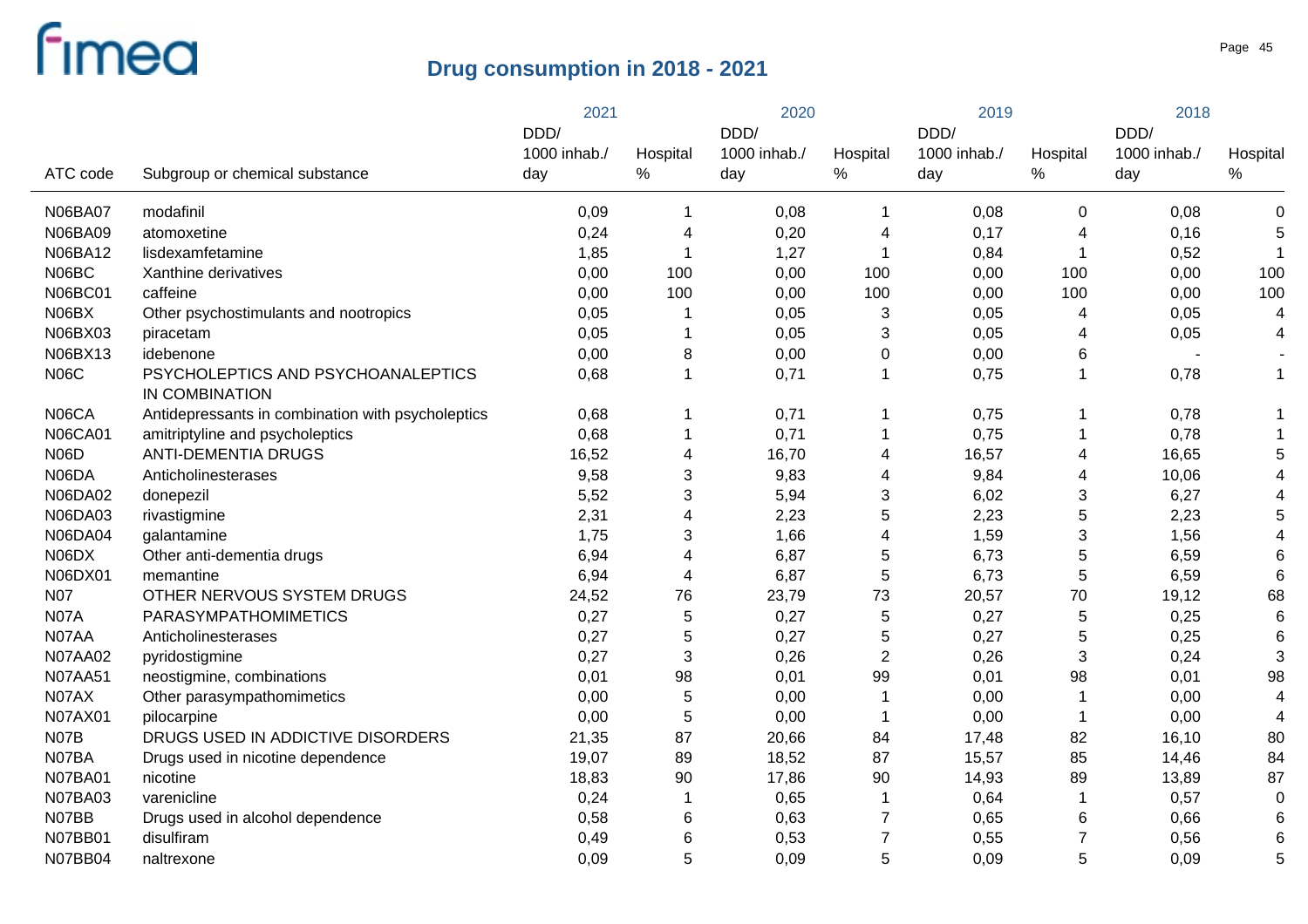# Drug consumption in 2018 - 2021

| ATC code | Subgroup or chemical substance | 2021 DDD/ 1000 inhab./ day | 2021 Hospital % | 2020 DDD/ 1000 inhab./ day | 2020 Hospital % | 2019 DDD/ 1000 inhab./ day | 2019 Hospital % | 2018 DDD/ 1000 inhab./ day | 2018 Hospital % |
|---|---|---|---|---|---|---|---|---|---|
| N06BA07 | modafinil | 0,09 | 1 | 0,08 | 1 | 0,08 | 0 | 0,08 | 0 |
| N06BA09 | atomoxetine | 0,24 | 4 | 0,20 | 4 | 0,17 | 4 | 0,16 | 5 |
| N06BA12 | lisdexamfetamine | 1,85 | 1 | 1,27 | 1 | 0,84 | 1 | 0,52 | 1 |
| N06BC | Xanthine derivatives | 0,00 | 100 | 0,00 | 100 | 0,00 | 100 | 0,00 | 100 |
| N06BC01 | caffeine | 0,00 | 100 | 0,00 | 100 | 0,00 | 100 | 0,00 | 100 |
| N06BX | Other psychostimulants and nootropics | 0,05 | 1 | 0,05 | 3 | 0,05 | 4 | 0,05 | 4 |
| N06BX03 | piracetam | 0,05 | 1 | 0,05 | 3 | 0,05 | 4 | 0,05 | 4 |
| N06BX13 | idebenone | 0,00 | 8 | 0,00 | 0 | 0,00 | 6 | - | - |
| N06C | PSYCHOLEPTICS AND PSYCHOANALEPTICS IN COMBINATION | 0,68 | 1 | 0,71 | 1 | 0,75 | 1 | 0,78 | 1 |
| N06CA | Antidepressants in combination with psycholeptics | 0,68 | 1 | 0,71 | 1 | 0,75 | 1 | 0,78 | 1 |
| N06CA01 | amitriptyline and psycholeptics | 0,68 | 1 | 0,71 | 1 | 0,75 | 1 | 0,78 | 1 |
| N06D | ANTI-DEMENTIA DRUGS | 16,52 | 4 | 16,70 | 4 | 16,57 | 4 | 16,65 | 5 |
| N06DA | Anticholinesterases | 9,58 | 3 | 9,83 | 4 | 9,84 | 4 | 10,06 | 4 |
| N06DA02 | donepezil | 5,52 | 3 | 5,94 | 3 | 6,02 | 3 | 6,27 | 4 |
| N06DA03 | rivastigmine | 2,31 | 4 | 2,23 | 5 | 2,23 | 5 | 2,23 | 5 |
| N06DA04 | galantamine | 1,75 | 3 | 1,66 | 4 | 1,59 | 3 | 1,56 | 4 |
| N06DX | Other anti-dementia drugs | 6,94 | 4 | 6,87 | 5 | 6,73 | 5 | 6,59 | 6 |
| N06DX01 | memantine | 6,94 | 4 | 6,87 | 5 | 6,73 | 5 | 6,59 | 6 |
| N07 | OTHER NERVOUS SYSTEM DRUGS | 24,52 | 76 | 23,79 | 73 | 20,57 | 70 | 19,12 | 68 |
| N07A | PARASYMPATHOMIMETICS | 0,27 | 5 | 0,27 | 5 | 0,27 | 5 | 0,25 | 6 |
| N07AA | Anticholinesterases | 0,27 | 5 | 0,27 | 5 | 0,27 | 5 | 0,25 | 6 |
| N07AA02 | pyridostigmine | 0,27 | 3 | 0,26 | 2 | 0,26 | 3 | 0,24 | 3 |
| N07AA51 | neostigmine, combinations | 0,01 | 98 | 0,01 | 99 | 0,01 | 98 | 0,01 | 98 |
| N07AX | Other parasympathomimetics | 0,00 | 5 | 0,00 | 1 | 0,00 | 1 | 0,00 | 4 |
| N07AX01 | pilocarpine | 0,00 | 5 | 0,00 | 1 | 0,00 | 1 | 0,00 | 4 |
| N07B | DRUGS USED IN ADDICTIVE DISORDERS | 21,35 | 87 | 20,66 | 84 | 17,48 | 82 | 16,10 | 80 |
| N07BA | Drugs used in nicotine dependence | 19,07 | 89 | 18,52 | 87 | 15,57 | 85 | 14,46 | 84 |
| N07BA01 | nicotine | 18,83 | 90 | 17,86 | 90 | 14,93 | 89 | 13,89 | 87 |
| N07BA03 | varenicline | 0,24 | 1 | 0,65 | 1 | 0,64 | 1 | 0,57 | 0 |
| N07BB | Drugs used in alcohol dependence | 0,58 | 6 | 0,63 | 7 | 0,65 | 6 | 0,66 | 6 |
| N07BB01 | disulfiram | 0,49 | 6 | 0,53 | 7 | 0,55 | 7 | 0,56 | 6 |
| N07BB04 | naltrexone | 0,09 | 5 | 0,09 | 5 | 0,09 | 5 | 0,09 | 5 |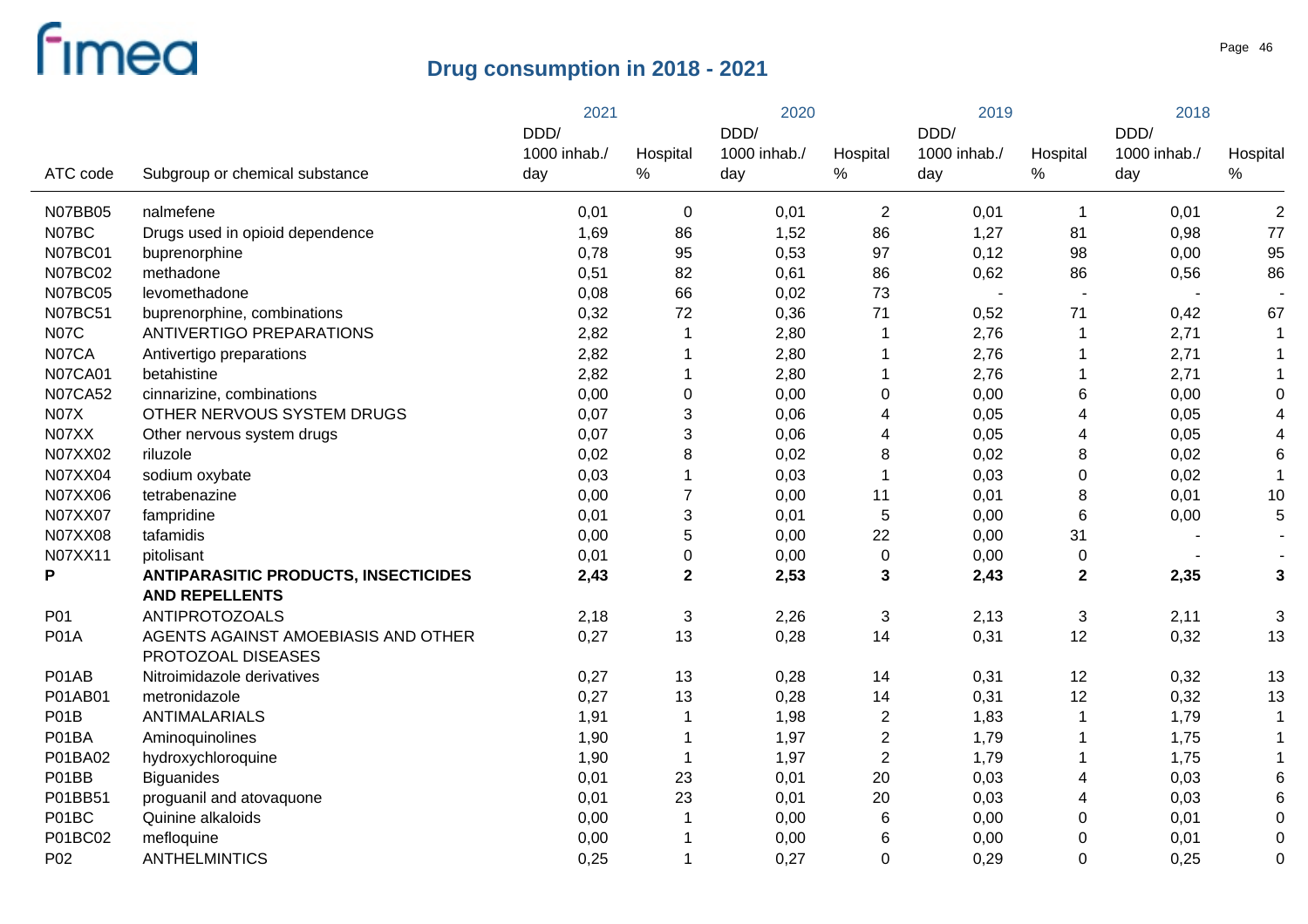# Drug consumption in 2018 - 2021

| ATC code | Subgroup or chemical substance | 2021 DDD/ 1000 inhab./ day | 2021 Hospital % | 2020 DDD/ 1000 inhab./ day | 2020 Hospital % | 2019 DDD/ 1000 inhab./ day | 2019 Hospital % | 2018 DDD/ 1000 inhab./ day | 2018 Hospital % |
|---|---|---|---|---|---|---|---|---|---|
| N07BB05 | nalmefene | 0,01 | 0 | 0,01 | 2 | 0,01 | 1 | 0,01 | 2 |
| N07BC | Drugs used in opioid dependence | 1,69 | 86 | 1,52 | 86 | 1,27 | 81 | 0,98 | 77 |
| N07BC01 | buprenorphine | 0,78 | 95 | 0,53 | 97 | 0,12 | 98 | 0,00 | 95 |
| N07BC02 | methadone | 0,51 | 82 | 0,61 | 86 | 0,62 | 86 | 0,56 | 86 |
| N07BC05 | levomethadone | 0,08 | 66 | 0,02 | 73 | - | - | - | - |
| N07BC51 | buprenorphine, combinations | 0,32 | 72 | 0,36 | 71 | 0,52 | 71 | 0,42 | 67 |
| N07C | ANTIVERTIGO PREPARATIONS | 2,82 | 1 | 2,80 | 1 | 2,76 | 1 | 2,71 | 1 |
| N07CA | Antivertigo preparations | 2,82 | 1 | 2,80 | 1 | 2,76 | 1 | 2,71 | 1 |
| N07CA01 | betahistine | 2,82 | 1 | 2,80 | 1 | 2,76 | 1 | 2,71 | 1 |
| N07CA52 | cinnarizine, combinations | 0,00 | 0 | 0,00 | 0 | 0,00 | 6 | 0,00 | 0 |
| N07X | OTHER NERVOUS SYSTEM DRUGS | 0,07 | 3 | 0,06 | 4 | 0,05 | 4 | 0,05 | 4 |
| N07XX | Other nervous system drugs | 0,07 | 3 | 0,06 | 4 | 0,05 | 4 | 0,05 | 4 |
| N07XX02 | riluzole | 0,02 | 8 | 0,02 | 8 | 0,02 | 8 | 0,02 | 6 |
| N07XX04 | sodium oxybate | 0,03 | 1 | 0,03 | 1 | 0,03 | 0 | 0,02 | 1 |
| N07XX06 | tetrabenazine | 0,00 | 7 | 0,00 | 11 | 0,01 | 8 | 0,01 | 10 |
| N07XX07 | fampridine | 0,01 | 3 | 0,01 | 5 | 0,00 | 6 | 0,00 | 5 |
| N07XX08 | tafamidis | 0,00 | 5 | 0,00 | 22 | 0,00 | 31 | - | - |
| N07XX11 | pitolisant | 0,01 | 0 | 0,00 | 0 | 0,00 | 0 | - | - |
| **P** | **ANTIPARASITIC PRODUCTS, INSECTICIDES AND REPELLENTS** | **2,43** | **2** | **2,53** | **3** | **2,43** | **2** | **2,35** | **3** |
| P01 | ANTIPROTOZOALS | 2,18 | 3 | 2,26 | 3 | 2,13 | 3 | 2,11 | 3 |
| P01A | AGENTS AGAINST AMOEBIASIS AND OTHER PROTOZOAL DISEASES | 0,27 | 13 | 0,28 | 14 | 0,31 | 12 | 0,32 | 13 |
| P01AB | Nitroimidazole derivatives | 0,27 | 13 | 0,28 | 14 | 0,31 | 12 | 0,32 | 13 |
| P01AB01 | metronidazole | 0,27 | 13 | 0,28 | 14 | 0,31 | 12 | 0,32 | 13 |
| P01B | ANTIMALARIALS | 1,91 | 1 | 1,98 | 2 | 1,83 | 1 | 1,79 | 1 |
| P01BA | Aminoquinolines | 1,90 | 1 | 1,97 | 2 | 1,79 | 1 | 1,75 | 1 |
| P01BA02 | hydroxychloroquine | 1,90 | 1 | 1,97 | 2 | 1,79 | 1 | 1,75 | 1 |
| P01BB | Biguanides | 0,01 | 23 | 0,01 | 20 | 0,03 | 4 | 0,03 | 6 |
| P01BB51 | proguanil and atovaquone | 0,01 | 23 | 0,01 | 20 | 0,03 | 4 | 0,03 | 6 |
| P01BC | Quinine alkaloids | 0,00 | 1 | 0,00 | 6 | 0,00 | 0 | 0,01 | 0 |
| P01BC02 | mefloquine | 0,00 | 1 | 0,00 | 6 | 0,00 | 0 | 0,01 | 0 |
| P02 | ANTHELMINTICS | 0,25 | 1 | 0,27 | 0 | 0,29 | 0 | 0,25 | 0 |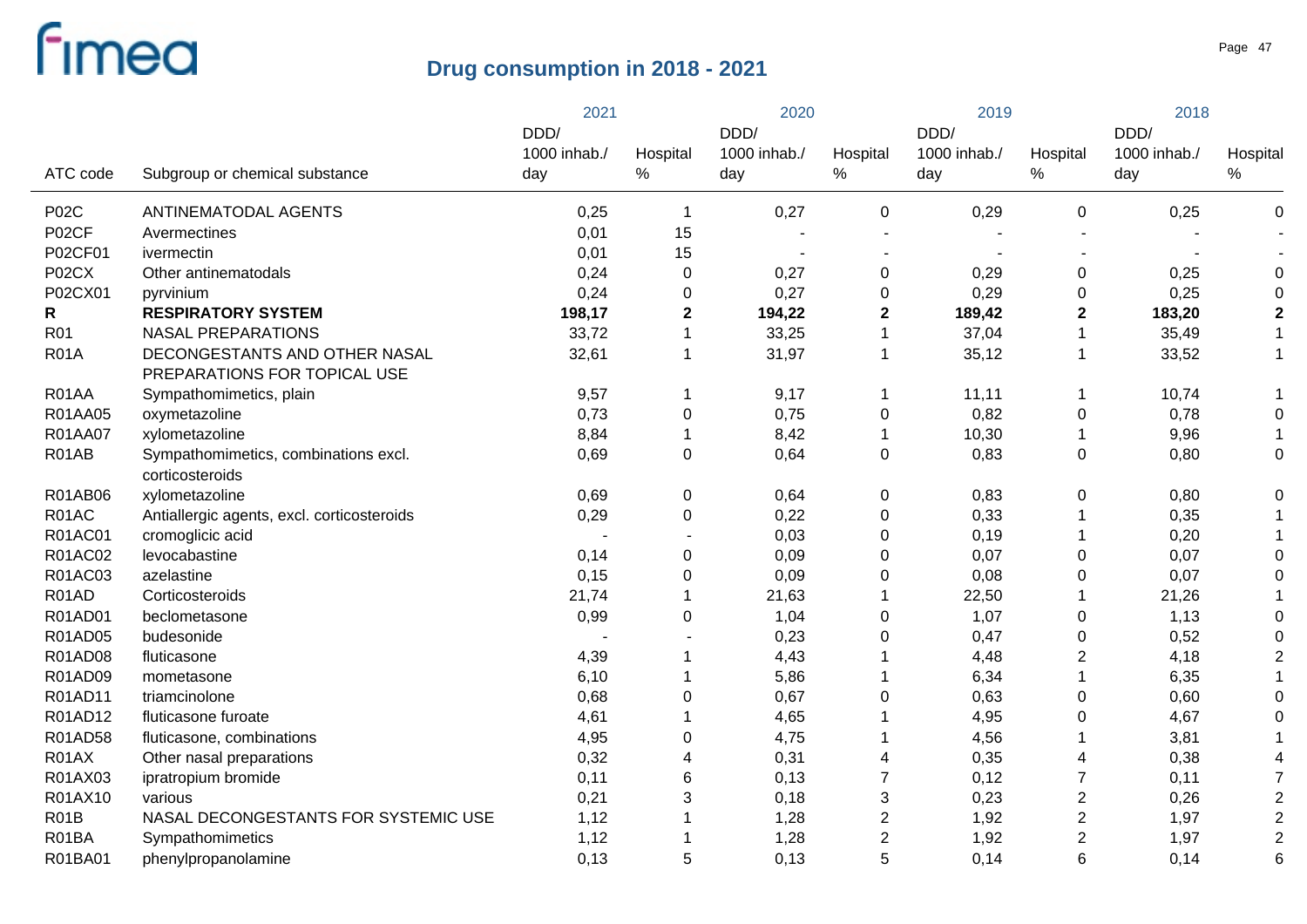## Drug consumption in 2018 - 2021

| ATC code | Subgroup or chemical substance | 2021 DDD/ 1000 inhab./ day | 2021 Hospital % | 2020 DDD/ 1000 inhab./ day | 2020 Hospital % | 2019 DDD/ 1000 inhab./ day | 2019 Hospital % | 2018 DDD/ 1000 inhab./ day | 2018 Hospital % |
|---|---|---|---|---|---|---|---|---|---|
| P02C | ANTINEMATODAL AGENTS | 0,25 | 1 | 0,27 | 0 | 0,29 | 0 | 0,25 | 0 |
| P02CF | Avermectines | 0,01 | 15 | - | - | - | - | - | - |
| P02CF01 | ivermectin | 0,01 | 15 | - | - | - | - | - | - |
| P02CX | Other antinematodals | 0,24 | 0 | 0,27 | 0 | 0,29 | 0 | 0,25 | 0 |
| P02CX01 | pyrvinium | 0,24 | 0 | 0,27 | 0 | 0,29 | 0 | 0,25 | 0 |
| **R** | **RESPIRATORY SYSTEM** | **198,17** | **2** | **194,22** | **2** | **189,42** | **2** | **183,20** | **2** |
| R01 | NASAL PREPARATIONS | 33,72 | 1 | 33,25 | 1 | 37,04 | 1 | 35,49 | 1 |
| R01A | DECONGESTANTS AND OTHER NASAL PREPARATIONS FOR TOPICAL USE | 32,61 | 1 | 31,97 | 1 | 35,12 | 1 | 33,52 | 1 |
| R01AA | Sympathomimetics, plain | 9,57 | 1 | 9,17 | 1 | 11,11 | 1 | 10,74 | 1 |
| R01AA05 | oxymetazoline | 0,73 | 0 | 0,75 | 0 | 0,82 | 0 | 0,78 | 0 |
| R01AA07 | xylometazoline | 8,84 | 1 | 8,42 | 1 | 10,30 | 1 | 9,96 | 1 |
| R01AB | Sympathomimetics, combinations excl. corticosteroids | 0,69 | 0 | 0,64 | 0 | 0,83 | 0 | 0,80 | 0 |
| R01AB06 | xylometazoline | 0,69 | 0 | 0,64 | 0 | 0,83 | 0 | 0,80 | 0 |
| R01AC | Antiallergic agents, excl. corticosteroids | 0,29 | 0 | 0,22 | 0 | 0,33 | 1 | 0,35 | 1 |
| R01AC01 | cromoglicic acid | - | - | 0,03 | 0 | 0,19 | 1 | 0,20 | 1 |
| R01AC02 | levocabastine | 0,14 | 0 | 0,09 | 0 | 0,07 | 0 | 0,07 | 0 |
| R01AC03 | azelastine | 0,15 | 0 | 0,09 | 0 | 0,08 | 0 | 0,07 | 0 |
| R01AD | Corticosteroids | 21,74 | 1 | 21,63 | 1 | 22,50 | 1 | 21,26 | 1 |
| R01AD01 | beclometasone | 0,99 | 0 | 1,04 | 0 | 1,07 | 0 | 1,13 | 0 |
| R01AD05 | budesonide | - | - | 0,23 | 0 | 0,47 | 0 | 0,52 | 0 |
| R01AD08 | fluticasone | 4,39 | 1 | 4,43 | 1 | 4,48 | 2 | 4,18 | 2 |
| R01AD09 | mometasone | 6,10 | 1 | 5,86 | 1 | 6,34 | 1 | 6,35 | 1 |
| R01AD11 | triamcinolone | 0,68 | 0 | 0,67 | 0 | 0,63 | 0 | 0,60 | 0 |
| R01AD12 | fluticasone furoate | 4,61 | 1 | 4,65 | 1 | 4,95 | 0 | 4,67 | 0 |
| R01AD58 | fluticasone, combinations | 4,95 | 0 | 4,75 | 1 | 4,56 | 1 | 3,81 | 1 |
| R01AX | Other nasal preparations | 0,32 | 4 | 0,31 | 4 | 0,35 | 4 | 0,38 | 4 |
| R01AX03 | ipratropium bromide | 0,11 | 6 | 0,13 | 7 | 0,12 | 7 | 0,11 | 7 |
| R01AX10 | various | 0,21 | 3 | 0,18 | 3 | 0,23 | 2 | 0,26 | 2 |
| R01B | NASAL DECONGESTANTS FOR SYSTEMIC USE | 1,12 | 1 | 1,28 | 2 | 1,92 | 2 | 1,97 | 2 |
| R01BA | Sympathomimetics | 1,12 | 1 | 1,28 | 2 | 1,92 | 2 | 1,97 | 2 |
| R01BA01 | phenylpropanolamine | 0,13 | 5 | 0,13 | 5 | 0,14 | 6 | 0,14 | 6 |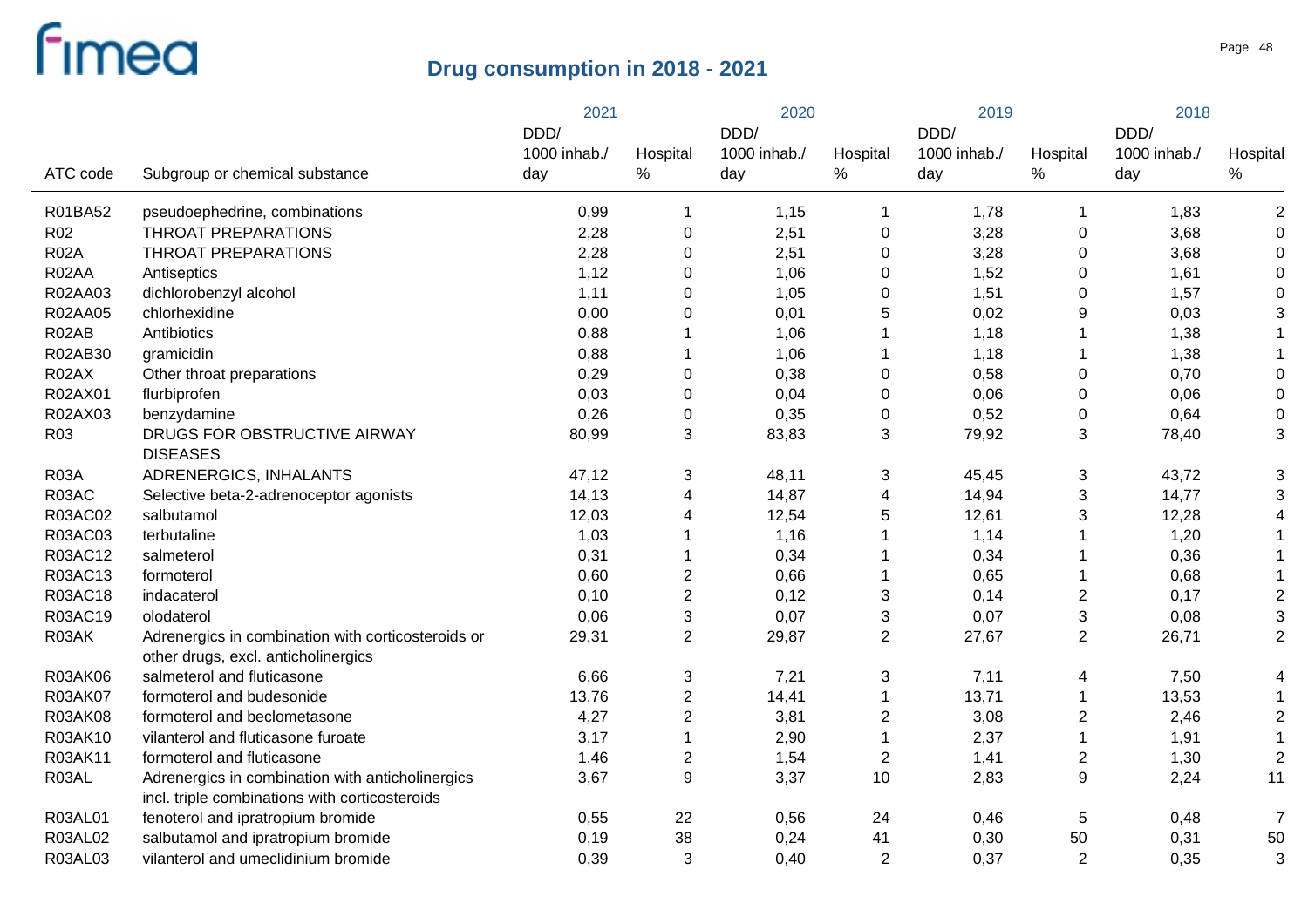# Drug consumption in 2018 - 2021

| ATC code | Subgroup or chemical substance | 2021 DDD/ 1000 inhab./ day | 2021 Hospital % | 2020 DDD/ 1000 inhab./ day | 2020 Hospital % | 2019 DDD/ 1000 inhab./ day | 2019 Hospital % | 2018 DDD/ 1000 inhab./ day | 2018 Hospital % |
|---|---|---|---|---|---|---|---|---|---|
| R01BA52 | pseudoephedrine, combinations | 0,99 | 1 | 1,15 | 1 | 1,78 | 1 | 1,83 | 2 |
| R02 | THROAT PREPARATIONS | 2,28 | 0 | 2,51 | 0 | 3,28 | 0 | 3,68 | 0 |
| R02A | THROAT PREPARATIONS | 2,28 | 0 | 2,51 | 0 | 3,28 | 0 | 3,68 | 0 |
| R02AA | Antiseptics | 1,12 | 0 | 1,06 | 0 | 1,52 | 0 | 1,61 | 0 |
| R02AA03 | dichlorobenzyl alcohol | 1,11 | 0 | 1,05 | 0 | 1,51 | 0 | 1,57 | 0 |
| R02AA05 | chlorhexidine | 0,00 | 0 | 0,01 | 5 | 0,02 | 9 | 0,03 | 3 |
| R02AB | Antibiotics | 0,88 | 1 | 1,06 | 1 | 1,18 | 1 | 1,38 | 1 |
| R02AB30 | gramicidin | 0,88 | 1 | 1,06 | 1 | 1,18 | 1 | 1,38 | 1 |
| R02AX | Other throat preparations | 0,29 | 0 | 0,38 | 0 | 0,58 | 0 | 0,70 | 0 |
| R02AX01 | flurbiprofen | 0,03 | 0 | 0,04 | 0 | 0,06 | 0 | 0,06 | 0 |
| R02AX03 | benzydamine | 0,26 | 0 | 0,35 | 0 | 0,52 | 0 | 0,64 | 0 |
| R03 | DRUGS FOR OBSTRUCTIVE AIRWAY DISEASES | 80,99 | 3 | 83,83 | 3 | 79,92 | 3 | 78,40 | 3 |
| R03A | ADRENERGICS, INHALANTS | 47,12 | 3 | 48,11 | 3 | 45,45 | 3 | 43,72 | 3 |
| R03AC | Selective beta-2-adrenoceptor agonists | 14,13 | 4 | 14,87 | 4 | 14,94 | 3 | 14,77 | 3 |
| R03AC02 | salbutamol | 12,03 | 4 | 12,54 | 5 | 12,61 | 3 | 12,28 | 4 |
| R03AC03 | terbutaline | 1,03 | 1 | 1,16 | 1 | 1,14 | 1 | 1,20 | 1 |
| R03AC12 | salmeterol | 0,31 | 1 | 0,34 | 1 | 0,34 | 1 | 0,36 | 1 |
| R03AC13 | formoterol | 0,60 | 2 | 0,66 | 1 | 0,65 | 1 | 0,68 | 1 |
| R03AC18 | indacaterol | 0,10 | 2 | 0,12 | 3 | 0,14 | 2 | 0,17 | 2 |
| R03AC19 | olodaterol | 0,06 | 3 | 0,07 | 3 | 0,07 | 3 | 0,08 | 3 |
| R03AK | Adrenergics in combination with corticosteroids or other drugs, excl. anticholinergics | 29,31 | 2 | 29,87 | 2 | 27,67 | 2 | 26,71 | 2 |
| R03AK06 | salmeterol and fluticasone | 6,66 | 3 | 7,21 | 3 | 7,11 | 4 | 7,50 | 4 |
| R03AK07 | formoterol and budesonide | 13,76 | 2 | 14,41 | 1 | 13,71 | 1 | 13,53 | 1 |
| R03AK08 | formoterol and beclometasone | 4,27 | 2 | 3,81 | 2 | 3,08 | 2 | 2,46 | 2 |
| R03AK10 | vilanterol and fluticasone furoate | 3,17 | 1 | 2,90 | 1 | 2,37 | 1 | 1,91 | 1 |
| R03AK11 | formoterol and fluticasone | 1,46 | 2 | 1,54 | 2 | 1,41 | 2 | 1,30 | 2 |
| R03AL | Adrenergics in combination with anticholinergics incl. triple combinations with corticosteroids | 3,67 | 9 | 3,37 | 10 | 2,83 | 9 | 2,24 | 11 |
| R03AL01 | fenoterol and ipratropium bromide | 0,55 | 22 | 0,56 | 24 | 0,46 | 5 | 0,48 | 7 |
| R03AL02 | salbutamol and ipratropium bromide | 0,19 | 38 | 0,24 | 41 | 0,30 | 50 | 0,31 | 50 |
| R03AL03 | vilanterol and umeclidinium bromide | 0,39 | 3 | 0,40 | 2 | 0,37 | 2 | 0,35 | 3 |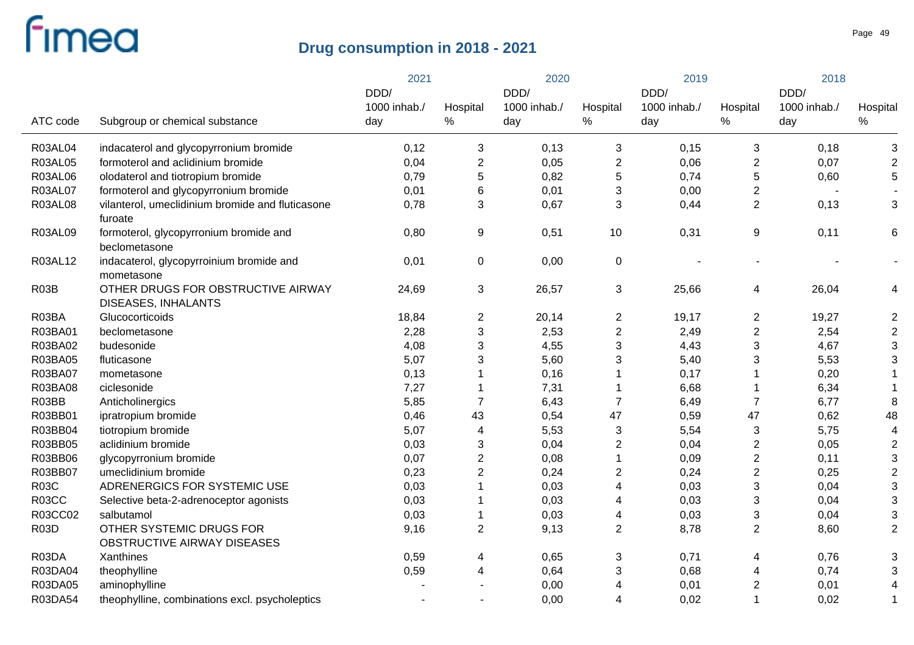# Drug consumption in 2018 - 2021

| ATC code | Subgroup or chemical substance | 2021 DDD/ 1000 inhab./ day | 2021 Hospital % | 2020 DDD/ 1000 inhab./ day | 2020 Hospital % | 2019 DDD/ 1000 inhab./ day | 2019 Hospital % | 2018 DDD/ 1000 inhab./ day | 2018 Hospital % |
|---|---|---|---|---|---|---|---|---|---|
| R03AL04 | indacaterol and glycopyrronium bromide | 0,12 | 3 | 0,13 | 3 | 0,15 | 3 | 0,18 | 3 |
| R03AL05 | formoterol and aclidinium bromide | 0,04 | 2 | 0,05 | 2 | 0,06 | 2 | 0,07 | 2 |
| R03AL06 | olodaterol and tiotropium bromide | 0,79 | 5 | 0,82 | 5 | 0,74 | 5 | 0,60 | 5 |
| R03AL07 | formoterol and glycopyrronium bromide | 0,01 | 6 | 0,01 | 3 | 0,00 | 2 | - | - |
| R03AL08 | vilanterol, umeclidinium bromide and fluticasone furoate | 0,78 | 3 | 0,67 | 3 | 0,44 | 2 | 0,13 | 3 |
| R03AL09 | formoterol, glycopyrronium bromide and beclometasone | 0,80 | 9 | 0,51 | 10 | 0,31 | 9 | 0,11 | 6 |
| R03AL12 | indacaterol, glycopyrroinium bromide and mometasone | 0,01 | 0 | 0,00 | 0 | - | - | - | - |
| R03B | OTHER DRUGS FOR OBSTRUCTIVE AIRWAY DISEASES, INHALANTS | 24,69 | 3 | 26,57 | 3 | 25,66 | 4 | 26,04 | 4 |
| R03BA | Glucocorticoids | 18,84 | 2 | 20,14 | 2 | 19,17 | 2 | 19,27 | 2 |
| R03BA01 | beclometasone | 2,28 | 3 | 2,53 | 2 | 2,49 | 2 | 2,54 | 2 |
| R03BA02 | budesonide | 4,08 | 3 | 4,55 | 3 | 4,43 | 3 | 4,67 | 3 |
| R03BA05 | fluticasone | 5,07 | 3 | 5,60 | 3 | 5,40 | 3 | 5,53 | 3 |
| R03BA07 | mometasone | 0,13 | 1 | 0,16 | 1 | 0,17 | 1 | 0,20 | 1 |
| R03BA08 | ciclesonide | 7,27 | 1 | 7,31 | 1 | 6,68 | 1 | 6,34 | 1 |
| R03BB | Anticholinergics | 5,85 | 7 | 6,43 | 7 | 6,49 | 7 | 6,77 | 8 |
| R03BB01 | ipratropium bromide | 0,46 | 43 | 0,54 | 47 | 0,59 | 47 | 0,62 | 48 |
| R03BB04 | tiotropium bromide | 5,07 | 4 | 5,53 | 3 | 5,54 | 3 | 5,75 | 4 |
| R03BB05 | aclidinium bromide | 0,03 | 3 | 0,04 | 2 | 0,04 | 2 | 0,05 | 2 |
| R03BB06 | glycopyrronium bromide | 0,07 | 2 | 0,08 | 1 | 0,09 | 2 | 0,11 | 3 |
| R03BB07 | umeclidinium bromide | 0,23 | 2 | 0,24 | 2 | 0,24 | 2 | 0,25 | 2 |
| R03C | ADRENERGICS FOR SYSTEMIC USE | 0,03 | 1 | 0,03 | 4 | 0,03 | 3 | 0,04 | 3 |
| R03CC | Selective beta-2-adrenoceptor agonists | 0,03 | 1 | 0,03 | 4 | 0,03 | 3 | 0,04 | 3 |
| R03CC02 | salbutamol | 0,03 | 1 | 0,03 | 4 | 0,03 | 3 | 0,04 | 3 |
| R03D | OTHER SYSTEMIC DRUGS FOR OBSTRUCTIVE AIRWAY DISEASES | 9,16 | 2 | 9,13 | 2 | 8,78 | 2 | 8,60 | 2 |
| R03DA | Xanthines | 0,59 | 4 | 0,65 | 3 | 0,71 | 4 | 0,76 | 3 |
| R03DA04 | theophylline | 0,59 | 4 | 0,64 | 3 | 0,68 | 4 | 0,74 | 3 |
| R03DA05 | aminophylline | - | - | 0,00 | 4 | 0,01 | 2 | 0,01 | 4 |
| R03DA54 | theophylline, combinations excl. psycholeptics | - | - | 0,00 | 4 | 0,02 | 1 | 0,02 | 1 |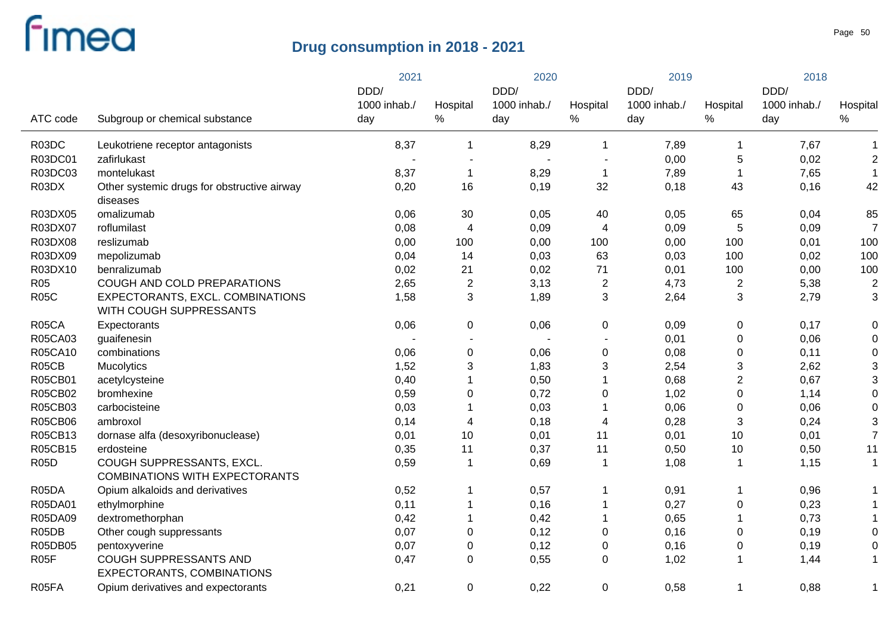# Drug consumption in 2018 - 2021

| ATC code | Subgroup or chemical substance | 2021 DDD/ 1000 inhab./ day | 2021 Hospital % | 2020 DDD/ 1000 inhab./ day | 2020 Hospital % | 2019 DDD/ 1000 inhab./ day | 2019 Hospital % | 2018 DDD/ 1000 inhab./ day | 2018 Hospital % |
|---|---|---|---|---|---|---|---|---|---|
| R03DC | Leukotriene receptor antagonists | 8,37 | 1 | 8,29 | 1 | 7,89 | 1 | 7,67 | 1 |
| R03DC01 | zafirlukast | - | - | - | - | 0,00 | 5 | 0,02 | 2 |
| R03DC03 | montelukast | 8,37 | 1 | 8,29 | 1 | 7,89 | 1 | 7,65 | 1 |
| R03DX | Other systemic drugs for obstructive airway diseases | 0,20 | 16 | 0,19 | 32 | 0,18 | 43 | 0,16 | 42 |
| R03DX05 | omalizumab | 0,06 | 30 | 0,05 | 40 | 0,05 | 65 | 0,04 | 85 |
| R03DX07 | roflumilast | 0,08 | 4 | 0,09 | 4 | 0,09 | 5 | 0,09 | 7 |
| R03DX08 | reslizumab | 0,00 | 100 | 0,00 | 100 | 0,00 | 100 | 0,01 | 100 |
| R03DX09 | mepolizumab | 0,04 | 14 | 0,03 | 63 | 0,03 | 100 | 0,02 | 100 |
| R03DX10 | benralizumab | 0,02 | 21 | 0,02 | 71 | 0,01 | 100 | 0,00 | 100 |
| R05 | COUGH AND COLD PREPARATIONS | 2,65 | 2 | 3,13 | 2 | 4,73 | 2 | 5,38 | 2 |
| R05C | EXPECTORANTS, EXCL. COMBINATIONS WITH COUGH SUPPRESSANTS | 1,58 | 3 | 1,89 | 3 | 2,64 | 3 | 2,79 | 3 |
| R05CA | Expectorants | 0,06 | 0 | 0,06 | 0 | 0,09 | 0 | 0,17 | 0 |
| R05CA03 | guaifenesin | - | - | - | - | 0,01 | 0 | 0,06 | 0 |
| R05CA10 | combinations | 0,06 | 0 | 0,06 | 0 | 0,08 | 0 | 0,11 | 0 |
| R05CB | Mucolytics | 1,52 | 3 | 1,83 | 3 | 2,54 | 3 | 2,62 | 3 |
| R05CB01 | acetylcysteine | 0,40 | 1 | 0,50 | 1 | 0,68 | 2 | 0,67 | 3 |
| R05CB02 | bromhexine | 0,59 | 0 | 0,72 | 0 | 1,02 | 0 | 1,14 | 0 |
| R05CB03 | carbocisteine | 0,03 | 1 | 0,03 | 1 | 0,06 | 0 | 0,06 | 0 |
| R05CB06 | ambroxol | 0,14 | 4 | 0,18 | 4 | 0,28 | 3 | 0,24 | 3 |
| R05CB13 | dornase alfa (desoxyribonuclease) | 0,01 | 10 | 0,01 | 11 | 0,01 | 10 | 0,01 | 7 |
| R05CB15 | erdosteine | 0,35 | 11 | 0,37 | 11 | 0,50 | 10 | 0,50 | 11 |
| R05D | COUGH SUPPRESSANTS, EXCL. COMBINATIONS WITH EXPECTORANTS | 0,59 | 1 | 0,69 | 1 | 1,08 | 1 | 1,15 | 1 |
| R05DA | Opium alkaloids and derivatives | 0,52 | 1 | 0,57 | 1 | 0,91 | 1 | 0,96 | 1 |
| R05DA01 | ethylmorphine | 0,11 | 1 | 0,16 | 1 | 0,27 | 0 | 0,23 | 1 |
| R05DA09 | dextromethorphan | 0,42 | 1 | 0,42 | 1 | 0,65 | 1 | 0,73 | 1 |
| R05DB | Other cough suppressants | 0,07 | 0 | 0,12 | 0 | 0,16 | 0 | 0,19 | 0 |
| R05DB05 | pentoxyverine | 0,07 | 0 | 0,12 | 0 | 0,16 | 0 | 0,19 | 0 |
| R05F | COUGH SUPPRESSANTS AND EXPECTORANTS, COMBINATIONS | 0,47 | 0 | 0,55 | 0 | 1,02 | 1 | 1,44 | 1 |
| R05FA | Opium derivatives and expectorants | 0,21 | 0 | 0,22 | 0 | 0,58 | 1 | 0,88 | 1 |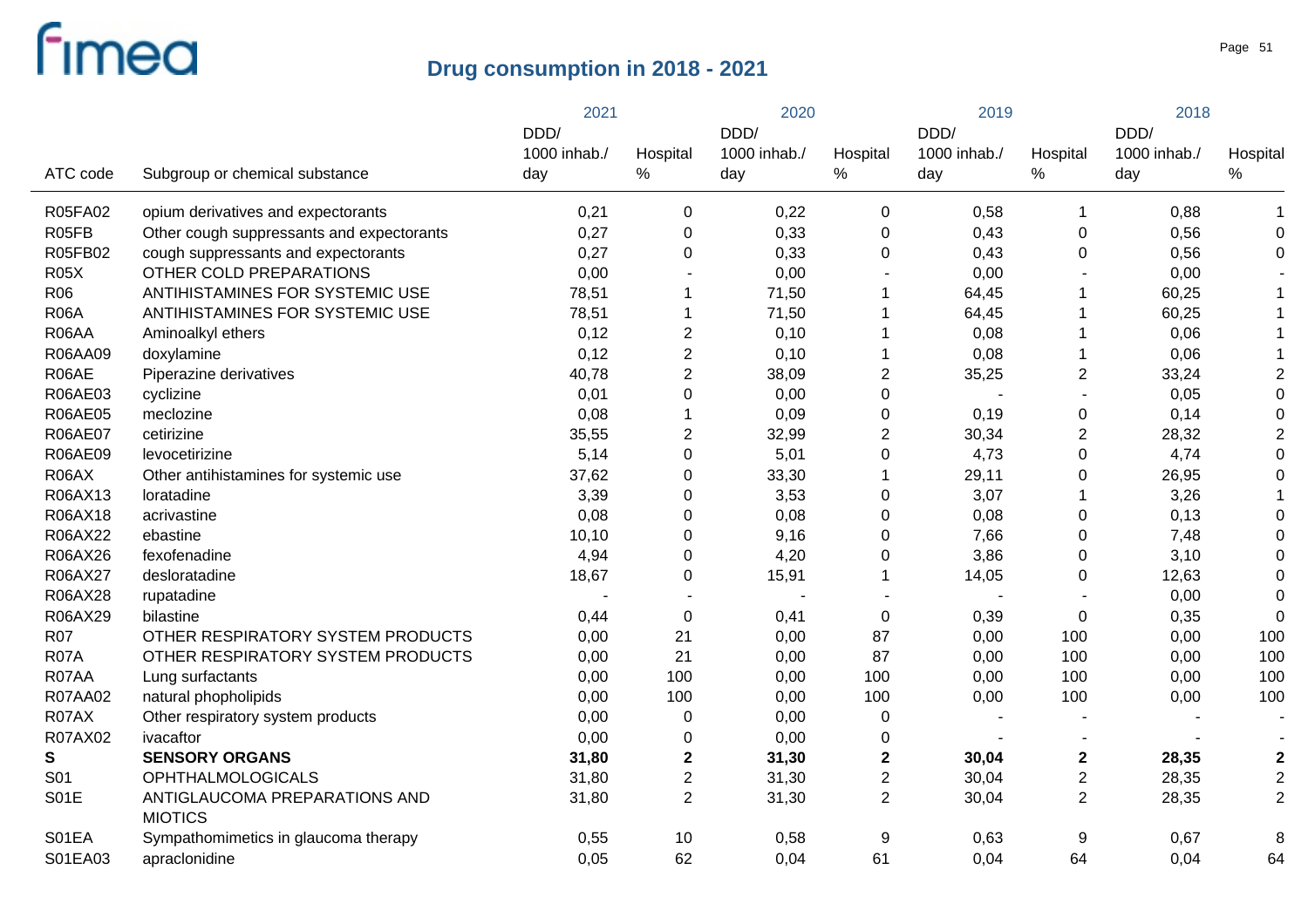# Drug consumption in 2018 - 2021

| ATC code | Subgroup or chemical substance | 2021 DDD/ 1000 inhab./ day | 2021 Hospital % | 2020 DDD/ 1000 inhab./ day | 2020 Hospital % | 2019 DDD/ 1000 inhab./ day | 2019 Hospital % | 2018 DDD/ 1000 inhab./ day | 2018 Hospital % |
|---|---|---|---|---|---|---|---|---|---|
| R05FA02 | opium derivatives and expectorants | 0,21 | 0 | 0,22 | 0 | 0,58 | 1 | 0,88 | 1 |
| R05FB | Other cough suppressants and expectorants | 0,27 | 0 | 0,33 | 0 | 0,43 | 0 | 0,56 | 0 |
| R05FB02 | cough suppressants and expectorants | 0,27 | 0 | 0,33 | 0 | 0,43 | 0 | 0,56 | 0 |
| R05X | OTHER COLD PREPARATIONS | 0,00 | - | 0,00 | - | 0,00 | - | 0,00 | - |
| R06 | ANTIHISTAMINES FOR SYSTEMIC USE | 78,51 | 1 | 71,50 | 1 | 64,45 | 1 | 60,25 | 1 |
| R06A | ANTIHISTAMINES FOR SYSTEMIC USE | 78,51 | 1 | 71,50 | 1 | 64,45 | 1 | 60,25 | 1 |
| R06AA | Aminoalkyl ethers | 0,12 | 2 | 0,10 | 1 | 0,08 | 1 | 0,06 | 1 |
| R06AA09 | doxylamine | 0,12 | 2 | 0,10 | 1 | 0,08 | 1 | 0,06 | 1 |
| R06AE | Piperazine derivatives | 40,78 | 2 | 38,09 | 2 | 35,25 | 2 | 33,24 | 2 |
| R06AE03 | cyclizine | 0,01 | 0 | 0,00 | 0 | - | - | 0,05 | 0 |
| R06AE05 | meclozine | 0,08 | 1 | 0,09 | 0 | 0,19 | 0 | 0,14 | 0 |
| R06AE07 | cetirizine | 35,55 | 2 | 32,99 | 2 | 30,34 | 2 | 28,32 | 2 |
| R06AE09 | levocetirizine | 5,14 | 0 | 5,01 | 0 | 4,73 | 0 | 4,74 | 0 |
| R06AX | Other antihistamines for systemic use | 37,62 | 0 | 33,30 | 1 | 29,11 | 0 | 26,95 | 0 |
| R06AX13 | loratadine | 3,39 | 0 | 3,53 | 0 | 3,07 | 1 | 3,26 | 1 |
| R06AX18 | acrivastine | 0,08 | 0 | 0,08 | 0 | 0,08 | 0 | 0,13 | 0 |
| R06AX22 | ebastine | 10,10 | 0 | 9,16 | 0 | 7,66 | 0 | 7,48 | 0 |
| R06AX26 | fexofenadine | 4,94 | 0 | 4,20 | 0 | 3,86 | 0 | 3,10 | 0 |
| R06AX27 | desloratadine | 18,67 | 0 | 15,91 | 1 | 14,05 | 0 | 12,63 | 0 |
| R06AX28 | rupatadine | - | - | - | - | - | - | 0,00 | 0 |
| R06AX29 | bilastine | 0,44 | 0 | 0,41 | 0 | 0,39 | 0 | 0,35 | 0 |
| R07 | OTHER RESPIRATORY SYSTEM PRODUCTS | 0,00 | 21 | 0,00 | 87 | 0,00 | 100 | 0,00 | 100 |
| R07A | OTHER RESPIRATORY SYSTEM PRODUCTS | 0,00 | 21 | 0,00 | 87 | 0,00 | 100 | 0,00 | 100 |
| R07AA | Lung surfactants | 0,00 | 100 | 0,00 | 100 | 0,00 | 100 | 0,00 | 100 |
| R07AA02 | natural phospholipids | 0,00 | 100 | 0,00 | 100 | 0,00 | 100 | 0,00 | 100 |
| R07AX | Other respiratory system products | 0,00 | 0 | 0,00 | 0 | - | - | - | - |
| R07AX02 | ivacaftor | 0,00 | 0 | 0,00 | 0 | - | - | - | - |
| **S** | **SENSORY ORGANS** | **31,80** | **2** | **31,30** | **2** | **30,04** | **2** | **28,35** | **2** |
| S01 | OPHTHALMOLOGICALS | 31,80 | 2 | 31,30 | 2 | 30,04 | 2 | 28,35 | 2 |
| S01E | ANTIGLAUCOMA PREPARATIONS AND MIOTICS | 31,80 | 2 | 31,30 | 2 | 30,04 | 2 | 28,35 | 2 |
| S01EA | Sympathomimetics in glaucoma therapy | 0,55 | 10 | 0,58 | 9 | 0,63 | 9 | 0,67 | 8 |
| S01EA03 | apraclonidine | 0,05 | 62 | 0,04 | 61 | 0,04 | 64 | 0,04 | 64 |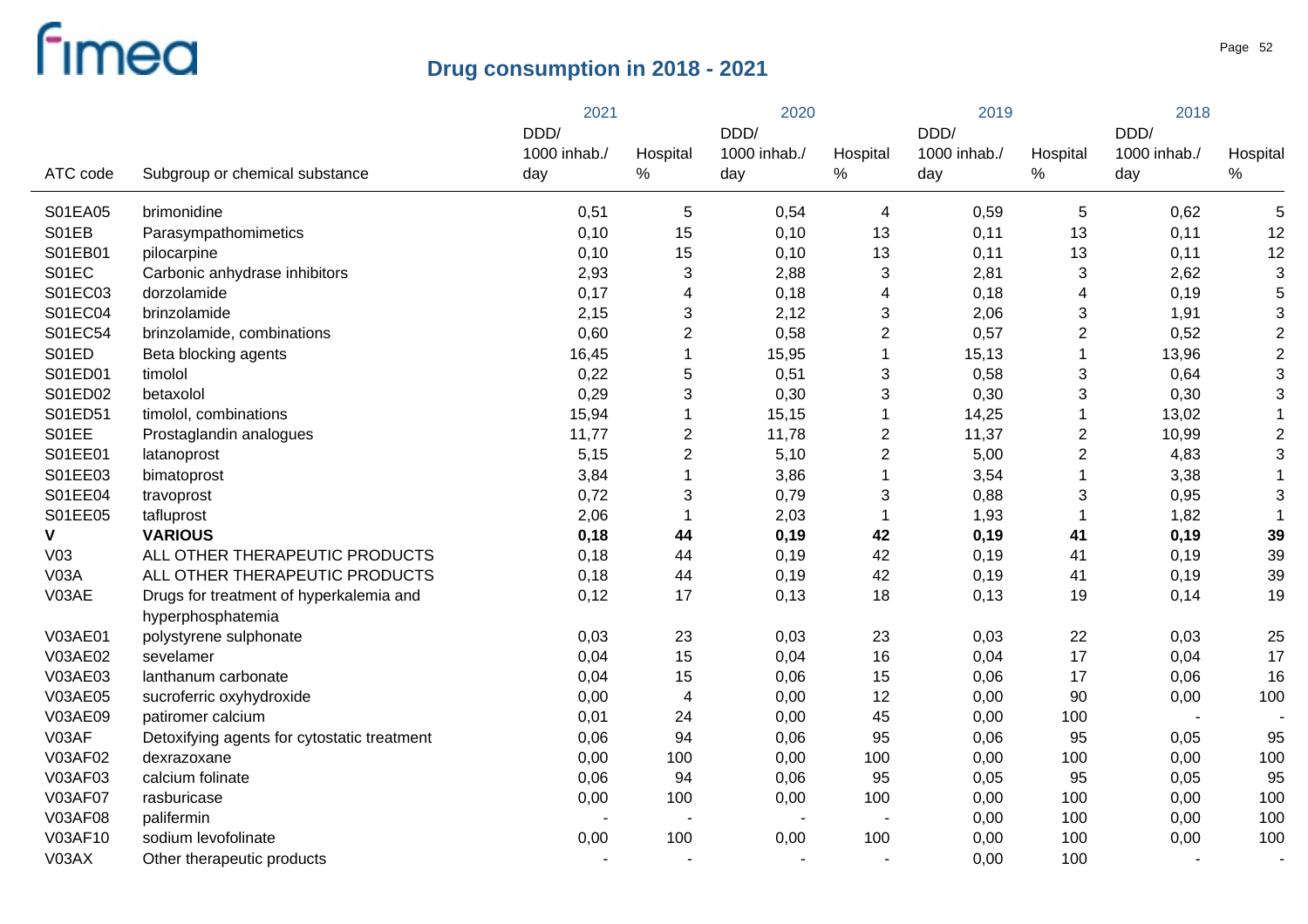# Drug consumption in 2018 - 2021

| ATC code | Subgroup or chemical substance | 2021 DDD/ 1000 inhab./ day | 2021 Hospital % | 2020 DDD/ 1000 inhab./ day | 2020 Hospital % | 2019 DDD/ 1000 inhab./ day | 2019 Hospital % | 2018 DDD/ 1000 inhab./ day | 2018 Hospital % |
|---|---|---|---|---|---|---|---|---|---|
| S01EA05 | brimonidine | 0,51 | 5 | 0,54 | 4 | 0,59 | 5 | 0,62 | 5 |
| S01EB | Parasympathomimetics | 0,10 | 15 | 0,10 | 13 | 0,11 | 13 | 0,11 | 12 |
| S01EB01 | pilocarpine | 0,10 | 15 | 0,10 | 13 | 0,11 | 13 | 0,11 | 12 |
| S01EC | Carbonic anhydrase inhibitors | 2,93 | 3 | 2,88 | 3 | 2,81 | 3 | 2,62 | 3 |
| S01EC03 | dorzolamide | 0,17 | 4 | 0,18 | 4 | 0,18 | 4 | 0,19 | 5 |
| S01EC04 | brinzolamide | 2,15 | 3 | 2,12 | 3 | 2,06 | 3 | 1,91 | 3 |
| S01EC54 | brinzolamide, combinations | 0,60 | 2 | 0,58 | 2 | 0,57 | 2 | 0,52 | 2 |
| S01ED | Beta blocking agents | 16,45 | 1 | 15,95 | 1 | 15,13 | 1 | 13,96 | 2 |
| S01ED01 | timolol | 0,22 | 5 | 0,51 | 3 | 0,58 | 3 | 0,64 | 3 |
| S01ED02 | betaxolol | 0,29 | 3 | 0,30 | 3 | 0,30 | 3 | 0,30 | 3 |
| S01ED51 | timolol, combinations | 15,94 | 1 | 15,15 | 1 | 14,25 | 1 | 13,02 | 1 |
| S01EE | Prostaglandin analogues | 11,77 | 2 | 11,78 | 2 | 11,37 | 2 | 10,99 | 2 |
| S01EE01 | latanoprost | 5,15 | 2 | 5,10 | 2 | 5,00 | 2 | 4,83 | 3 |
| S01EE03 | bimatoprost | 3,84 | 1 | 3,86 | 1 | 3,54 | 1 | 3,38 | 1 |
| S01EE04 | travoprost | 0,72 | 3 | 0,79 | 3 | 0,88 | 3 | 0,95 | 3 |
| S01EE05 | tafluprost | 2,06 | 1 | 2,03 | 1 | 1,93 | 1 | 1,82 | 1 |
| **V** | **VARIOUS** | **0,18** | **44** | **0,19** | **42** | **0,19** | **41** | **0,19** | **39** |
| V03 | ALL OTHER THERAPEUTIC PRODUCTS | 0,18 | 44 | 0,19 | 42 | 0,19 | 41 | 0,19 | 39 |
| V03A | ALL OTHER THERAPEUTIC PRODUCTS | 0,18 | 44 | 0,19 | 42 | 0,19 | 41 | 0,19 | 39 |
| V03AE | Drugs for treatment of hyperkalemia and hyperphosphatemia | 0,12 | 17 | 0,13 | 18 | 0,13 | 19 | 0,14 | 19 |
| V03AE01 | polystyrene sulphonate | 0,03 | 23 | 0,03 | 23 | 0,03 | 22 | 0,03 | 25 |
| V03AE02 | sevelamer | 0,04 | 15 | 0,04 | 16 | 0,04 | 17 | 0,04 | 17 |
| V03AE03 | lanthanum carbonate | 0,04 | 15 | 0,06 | 15 | 0,06 | 17 | 0,06 | 16 |
| V03AE05 | sucroferric oxyhydroxide | 0,00 | 4 | 0,00 | 12 | 0,00 | 90 | 0,00 | 100 |
| V03AE09 | patiromer calcium | 0,01 | 24 | 0,00 | 45 | 0,00 | 100 | - | - |
| V03AF | Detoxifying agents for cytostatic treatment | 0,06 | 94 | 0,06 | 95 | 0,06 | 95 | 0,05 | 95 |
| V03AF02 | dexrazoxane | 0,00 | 100 | 0,00 | 100 | 0,00 | 100 | 0,00 | 100 |
| V03AF03 | calcium folinate | 0,06 | 94 | 0,06 | 95 | 0,05 | 95 | 0,05 | 95 |
| V03AF07 | rasburicase | 0,00 | 100 | 0,00 | 100 | 0,00 | 100 | 0,00 | 100 |
| V03AF08 | palifermin | - | - | - | - | 0,00 | 100 | 0,00 | 100 |
| V03AF10 | sodium levofolinate | 0,00 | 100 | 0,00 | 100 | 0,00 | 100 | 0,00 | 100 |
| V03AX | Other therapeutic products | - | - | - | - | 0,00 | 100 | - | - |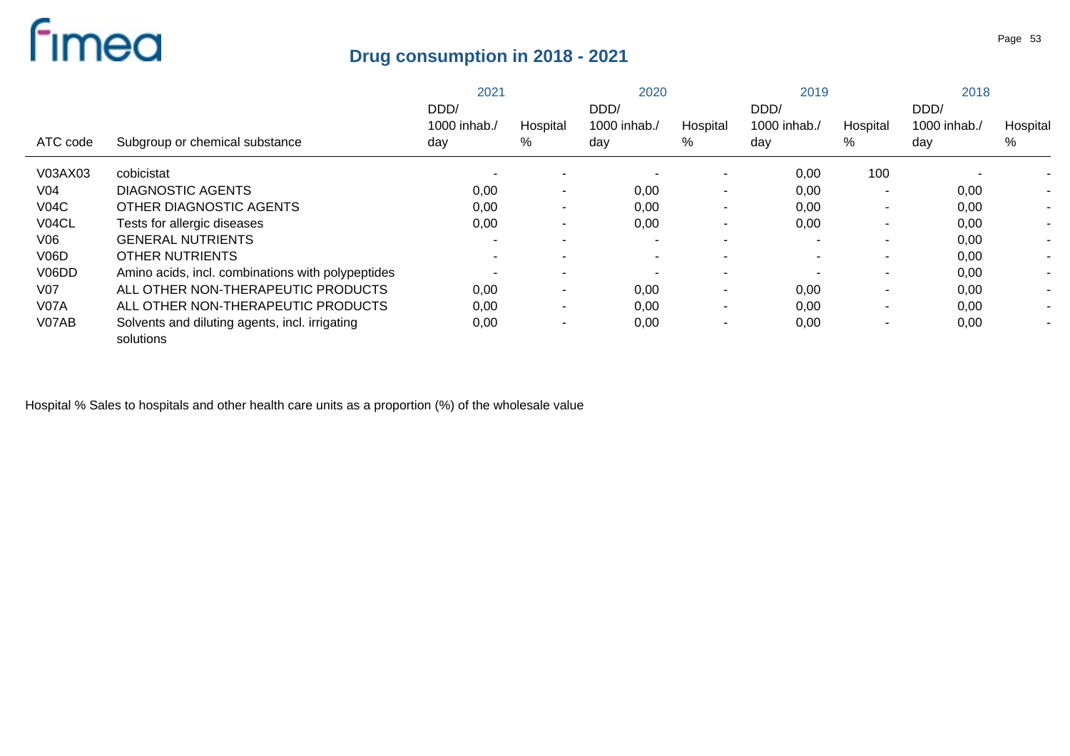## Drug consumption in 2018 - 2021

| ATC code | Subgroup or chemical substance | 2021 DDD/ 1000 inhab./ day | 2021 Hospital % | 2020 DDD/ 1000 inhab./ day | 2020 Hospital % | 2019 DDD/ 1000 inhab./ day | 2019 Hospital % | 2018 DDD/ 1000 inhab./ day | 2018 Hospital % |
|---|---|---|---|---|---|---|---|---|---|
| V03AX03 | cobicistat | - | - | - | - | 0,00 | 100 | - | - |
| V04 | DIAGNOSTIC AGENTS | 0,00 | - | 0,00 | - | 0,00 | - | 0,00 | - |
| V04C | OTHER DIAGNOSTIC AGENTS | 0,00 | - | 0,00 | - | 0,00 | - | 0,00 | - |
| V04CL | Tests for allergic diseases | 0,00 | - | 0,00 | - | 0,00 | - | 0,00 | - |
| V06 | GENERAL NUTRIENTS | - | - | - | - | - | - | 0,00 | - |
| V06D | OTHER NUTRIENTS | - | - | - | - | - | - | 0,00 | - |
| V06DD | Amino acids, incl. combinations with polypeptides | - | - | - | - | - | - | 0,00 | - |
| V07 | ALL OTHER NON-THERAPEUTIC PRODUCTS | 0,00 | - | 0,00 | - | 0,00 | - | 0,00 | - |
| V07A | ALL OTHER NON-THERAPEUTIC PRODUCTS | 0,00 | - | 0,00 | - | 0,00 | - | 0,00 | - |
| V07AB | Solvents and diluting agents, incl. irrigating solutions | 0,00 | - | 0,00 | - | 0,00 | - | 0,00 | - |

Hospital % Sales to hospitals and other health care units as a proportion (%) of the wholesale value